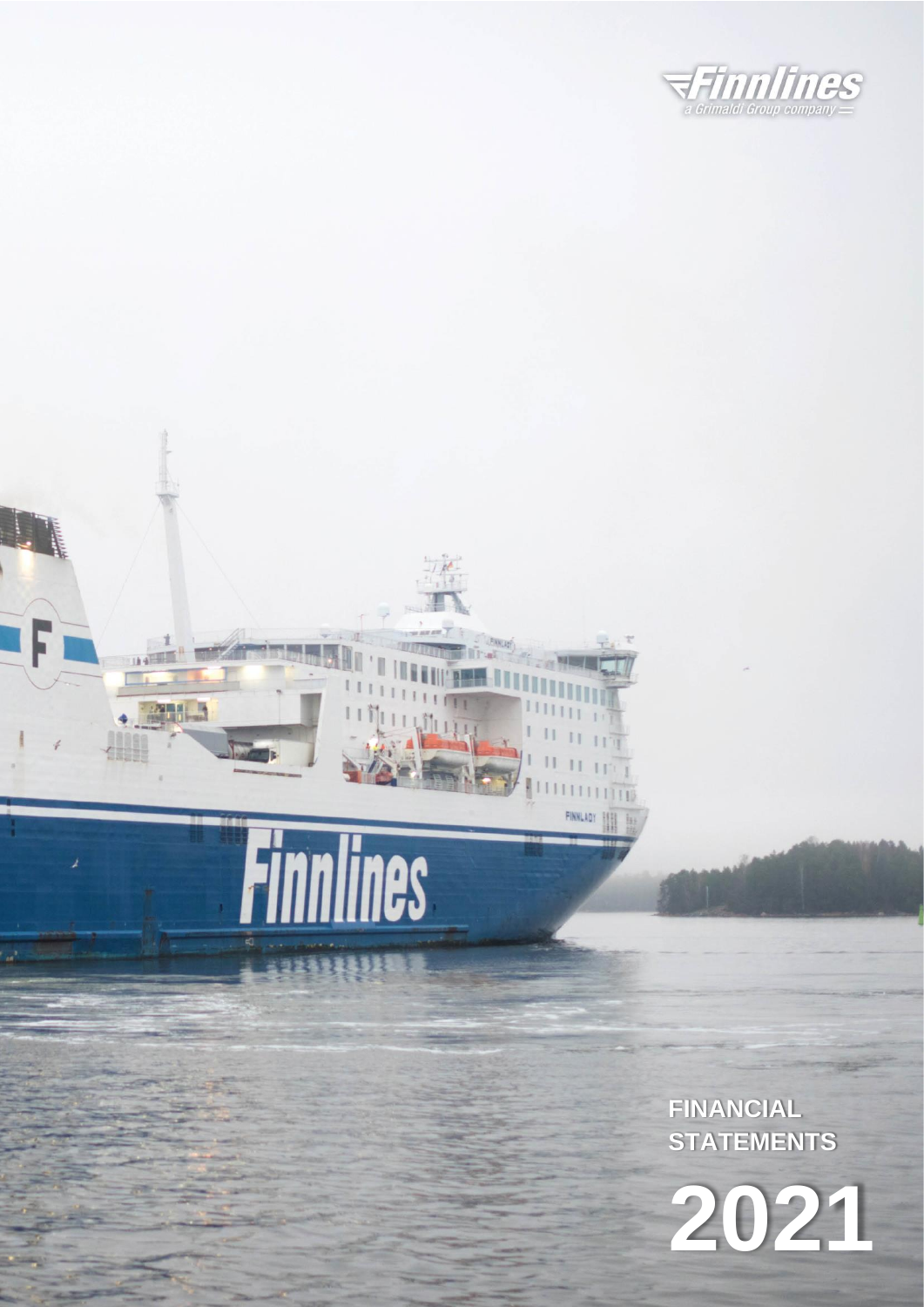Finnlines

a Grimaldi Group company

# FINANCIAL STATEMENTS

# 2021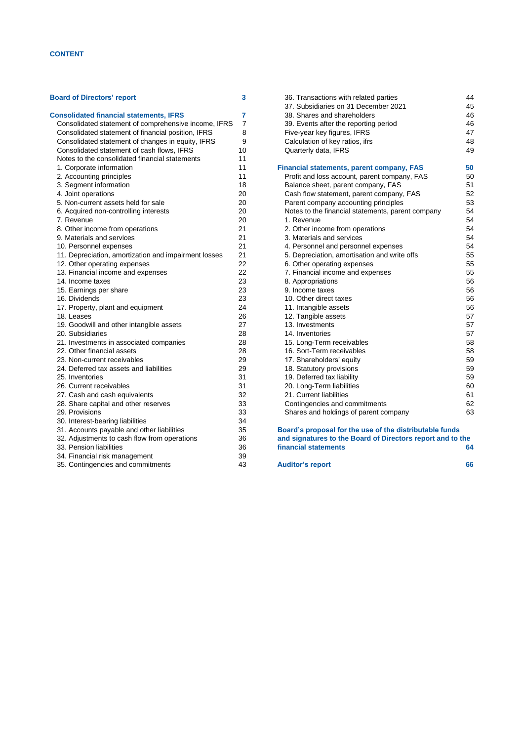# CONTENT

| | |
|---|---|
| **Board of Directors' report** | **3** |
| | |
| **Consolidated financial statements, IFRS** | **7** |
| Consolidated statement of comprehensive income, IFRS | 7 |
| Consolidated statement of financial position, IFRS | 8 |
| Consolidated statement of changes in equity, IFRS | 9 |
| Consolidated statement of cash flows, IFRS | 10 |
| Notes to the consolidated financial statements | 11 |
| 1. Corporate information | 11 |
| 2. Accounting principles | 11 |
| 3. Segment information | 18 |
| 4. Joint operations | 20 |
| 5. Non-current assets held for sale | 20 |
| 6. Acquired non-controlling interests | 20 |
| 7. Revenue | 20 |
| 8. Other income from operations | 21 |
| 9. Materials and services | 21 |
| 10. Personnel expenses | 21 |
| 11. Depreciation, amortization and impairment losses | 21 |
| 12. Other operating expenses | 22 |
| 13. Financial income and expenses | 22 |
| 14. Income taxes | 23 |
| 15. Earnings per share | 23 |
| 16. Dividends | 23 |
| 17. Property, plant and equipment | 24 |
| 18. Leases | 26 |
| 19. Goodwill and other intangible assets | 27 |
| 20. Subsidiaries | 28 |
| 21. Investments in associated companies | 28 |
| 22. Other financial assets | 28 |
| 23. Non-current receivables | 29 |
| 24. Deferred tax assets and liabilities | 29 |
| 25. Inventories | 31 |
| 26. Current receivables | 31 |
| 27. Cash and cash equivalents | 32 |
| 28. Share capital and other reserves | 33 |
| 29. Provisions | 33 |
| 30. Interest-bearing liabilities | 34 |
| 31. Accounts payable and other liabilities | 35 |
| 32. Adjustments to cash flow from operations | 36 |
| 33. Pension liabilities | 36 |
| 34. Financial risk management | 39 |
| 35. Contingencies and commitments | 43 |
| 36. Transactions with related parties | 44 |
| 37. Subsidiaries on 31 December 2021 | 45 |
| 38. Shares and shareholders | 46 |
| 39. Events after the reporting period | 46 |
| Five-year key figures, IFRS | 47 |
| Calculation of key ratios, ifrs | 48 |
| Quarterly data, IFRS | 49 |
| | |
| **Financial statements, parent company, FAS** | **50** |
| Profit and loss account, parent company, FAS | 50 |
| Balance sheet, parent company, FAS | 51 |
| Cash flow statement, parent company, FAS | 52 |
| Parent company accounting principles | 53 |
| Notes to the financial statements, parent company | 54 |
| 1. Revenue | 54 |
| 2. Other income from operations | 54 |
| 3. Materials and services | 54 |
| 4. Personnel and personnel expenses | 54 |
| 5. Depreciation, amortisation and write offs | 55 |
| 6. Other operating expenses | 55 |
| 7. Financial income and expenses | 55 |
| 8. Appropriations | 56 |
| 9. Income taxes | 56 |
| 10. Other direct taxes | 56 |
| 11. Intangible assets | 56 |
| 12. Tangible assets | 57 |
| 13. Investments | 57 |
| 14. Inventories | 57 |
| 15. Long-Term receivables | 58 |
| 16. Sort-Term receivables | 58 |
| 17. Shareholders' equity | 59 |
| 18. Statutory provisions | 59 |
| 19. Deferred tax liability | 59 |
| 20. Long-Term liabilities | 60 |
| 21. Current liabilities | 61 |
| Contingencies and commitments | 62 |
| Shares and holdings of parent company | 63 |
| | |
| **Board's proposal for the use of the distributable funds and signatures to the Board of Directors report and to the financial statements** | **64** |
| | |
| **Auditor's report** | **66** |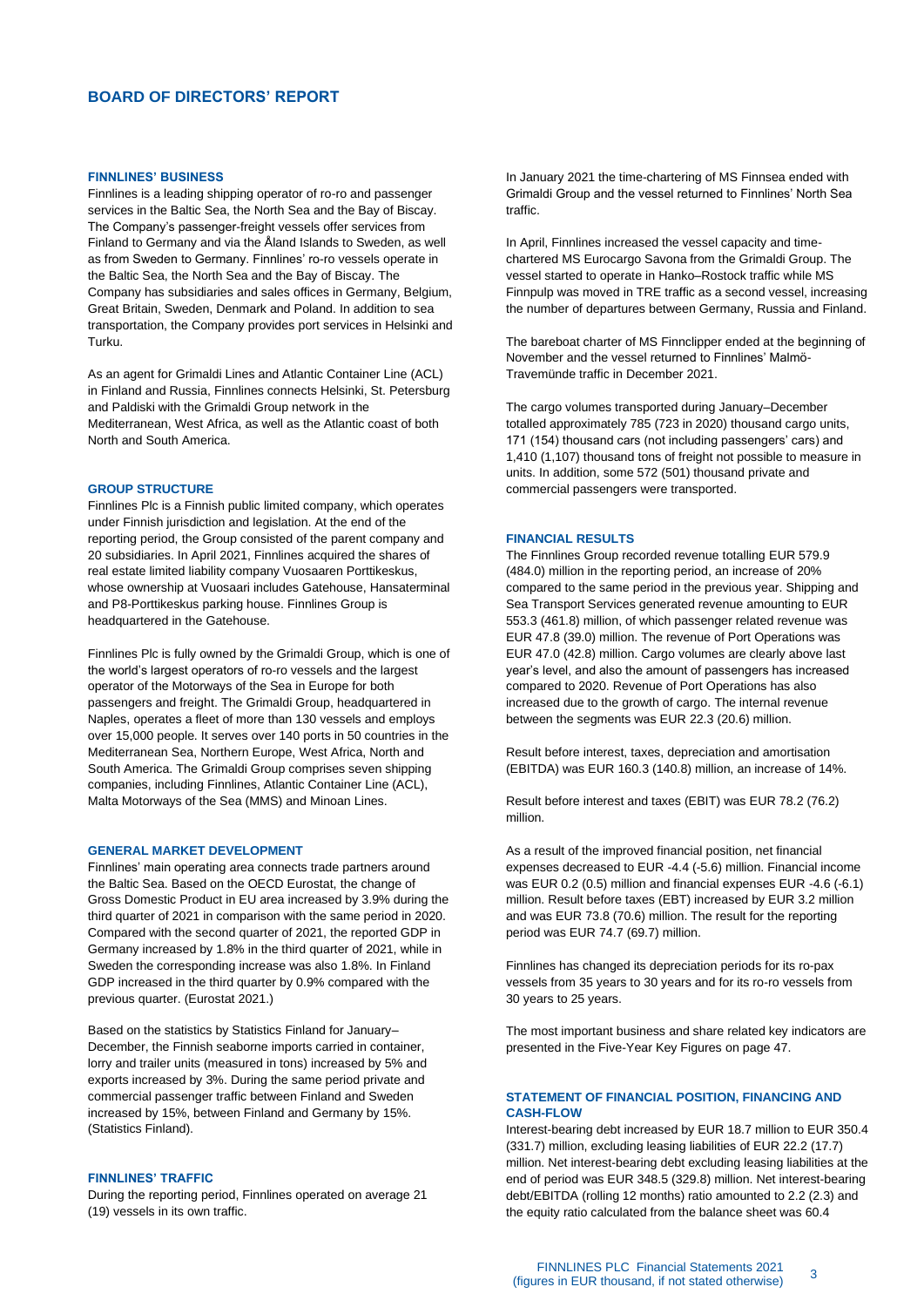# BOARD OF DIRECTORS' REPORT

## FINNLINES' BUSINESS

Finnlines is a leading shipping operator of ro-ro and passenger services in the Baltic Sea, the North Sea and the Bay of Biscay. The Company's passenger-freight vessels offer services from Finland to Germany and via the Åland Islands to Sweden, as well as from Sweden to Germany. Finnlines' ro-ro vessels operate in the Baltic Sea, the North Sea and the Bay of Biscay. The Company has subsidiaries and sales offices in Germany, Belgium, Great Britain, Sweden, Denmark and Poland. In addition to sea transportation, the Company provides port services in Helsinki and Turku.

As an agent for Grimaldi Lines and Atlantic Container Line (ACL) in Finland and Russia, Finnlines connects Helsinki, St. Petersburg and Paldiski with the Grimaldi Group network in the Mediterranean, West Africa, as well as the Atlantic coast of both North and South America.

## GROUP STRUCTURE

Finnlines Plc is a Finnish public limited company, which operates under Finnish jurisdiction and legislation. At the end of the reporting period, the Group consisted of the parent company and 20 subsidiaries. In April 2021, Finnlines acquired the shares of real estate limited liability company Vuosaaren Porttikeskus, whose ownership at Vuosaari includes Gatehouse, Hansaterminal and P8-Porttikeskus parking house. Finnlines Group is headquartered in the Gatehouse.

Finnlines Plc is fully owned by the Grimaldi Group, which is one of the world's largest operators of ro-ro vessels and the largest operator of the Motorways of the Sea in Europe for both passengers and freight. The Grimaldi Group, headquartered in Naples, operates a fleet of more than 130 vessels and employs over 15,000 people. It serves over 140 ports in 50 countries in the Mediterranean Sea, Northern Europe, West Africa, North and South America. The Grimaldi Group comprises seven shipping companies, including Finnlines, Atlantic Container Line (ACL), Malta Motorways of the Sea (MMS) and Minoan Lines.

## GENERAL MARKET DEVELOPMENT

Finnlines' main operating area connects trade partners around the Baltic Sea. Based on the OECD Eurostat, the change of Gross Domestic Product in EU area increased by 3.9% during the third quarter of 2021 in comparison with the same period in 2020. Compared with the second quarter of 2021, the reported GDP in Germany increased by 1.8% in the third quarter of 2021, while in Sweden the corresponding increase was also 1.8%. In Finland GDP increased in the third quarter by 0.9% compared with the previous quarter. (Eurostat 2021.)

Based on the statistics by Statistics Finland for January–December, the Finnish seaborne imports carried in container, lorry and trailer units (measured in tons) increased by 5% and exports increased by 3%. During the same period private and commercial passenger traffic between Finland and Sweden increased by 15%, between Finland and Germany by 15%. (Statistics Finland).

## FINNLINES' TRAFFIC

During the reporting period, Finnlines operated on average 21 (19) vessels in its own traffic.

In January 2021 the time-chartering of MS Finnsea ended with Grimaldi Group and the vessel returned to Finnlines' North Sea traffic.

In April, Finnlines increased the vessel capacity and time-chartered MS Eurocargo Savona from the Grimaldi Group. The vessel started to operate in Hanko–Rostock traffic while MS Finnpulp was moved in TRE traffic as a second vessel, increasing the number of departures between Germany, Russia and Finland.

The bareboat charter of MS Finnclipper ended at the beginning of November and the vessel returned to Finnlines' Malmö-Travemünde traffic in December 2021.

The cargo volumes transported during January–December totalled approximately 785 (723 in 2020) thousand cargo units, 171 (154) thousand cars (not including passengers' cars) and 1,410 (1,107) thousand tons of freight not possible to measure in units. In addition, some 572 (501) thousand private and commercial passengers were transported.

## FINANCIAL RESULTS

The Finnlines Group recorded revenue totalling EUR 579.9 (484.0) million in the reporting period, an increase of 20% compared to the same period in the previous year. Shipping and Sea Transport Services generated revenue amounting to EUR 553.3 (461.8) million, of which passenger related revenue was EUR 47.8 (39.0) million. The revenue of Port Operations was EUR 47.0 (42.8) million. Cargo volumes are clearly above last year's level, and also the amount of passengers has increased compared to 2020. Revenue of Port Operations has also increased due to the growth of cargo. The internal revenue between the segments was EUR 22.3 (20.6) million.

Result before interest, taxes, depreciation and amortisation (EBITDA) was EUR 160.3 (140.8) million, an increase of 14%.

Result before interest and taxes (EBIT) was EUR 78.2 (76.2) million.

As a result of the improved financial position, net financial expenses decreased to EUR -4.4 (-5.6) million. Financial income was EUR 0.2 (0.5) million and financial expenses EUR -4.6 (-6.1) million. Result before taxes (EBT) increased by EUR 3.2 million and was EUR 73.8 (70.6) million. The result for the reporting period was EUR 74.7 (69.7) million.

Finnlines has changed its depreciation periods for its ro-pax vessels from 35 years to 30 years and for its ro-ro vessels from 30 years to 25 years.

The most important business and share related key indicators are presented in the Five-Year Key Figures on page 47.

## STATEMENT OF FINANCIAL POSITION, FINANCING AND CASH-FLOW

Interest-bearing debt increased by EUR 18.7 million to EUR 350.4 (331.7) million, excluding leasing liabilities of EUR 22.2 (17.7) million. Net interest-bearing debt excluding leasing liabilities at the end of period was EUR 348.5 (329.8) million. Net interest-bearing debt/EBITDA (rolling 12 months) ratio amounted to 2.2 (2.3) and the equity ratio calculated from the balance sheet was 60.4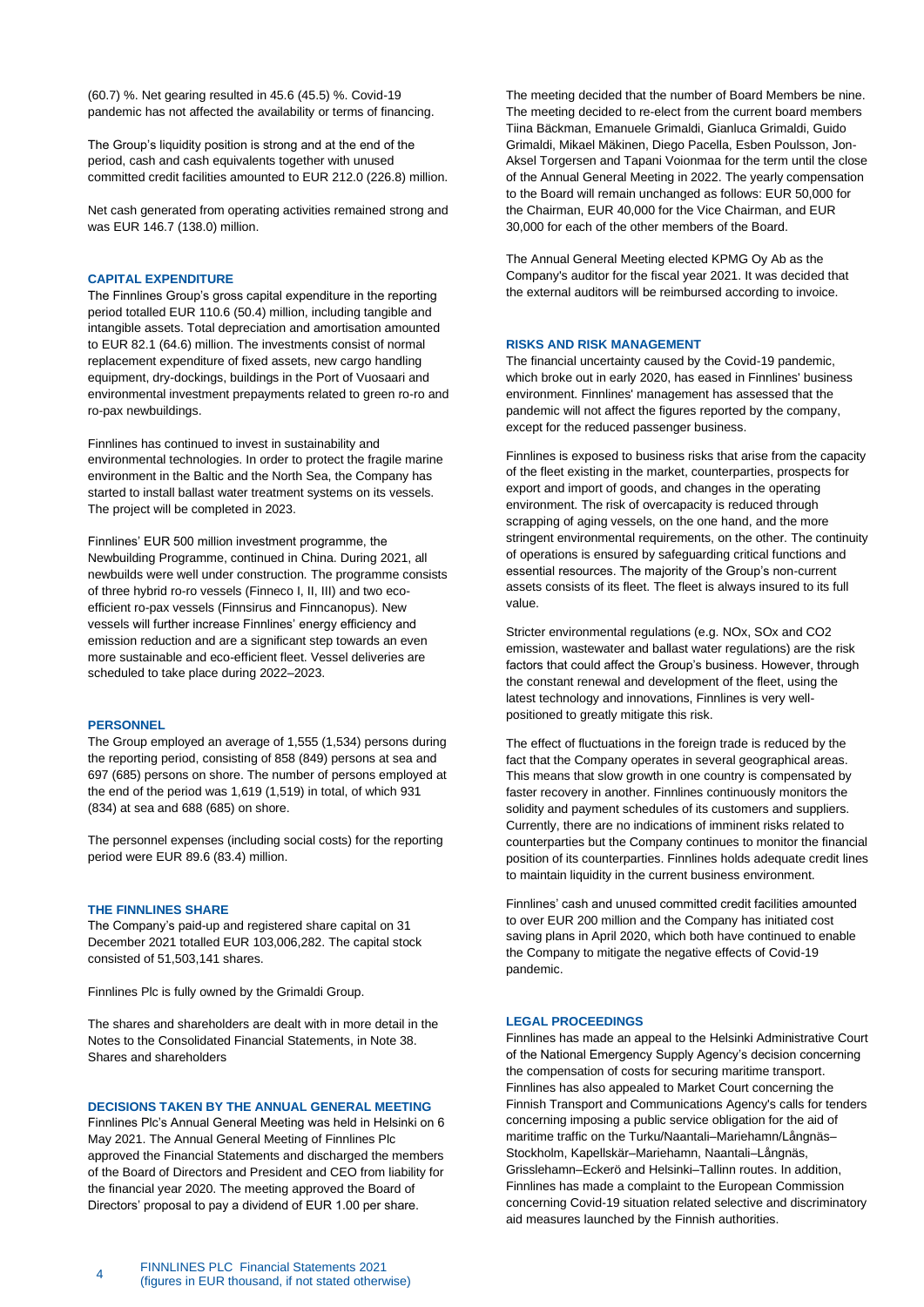(60.7) %. Net gearing resulted in 45.6 (45.5) %. Covid-19 pandemic has not affected the availability or terms of financing.

The Group's liquidity position is strong and at the end of the period, cash and cash equivalents together with unused committed credit facilities amounted to EUR 212.0 (226.8) million.

Net cash generated from operating activities remained strong and was EUR 146.7 (138.0) million.

## CAPITAL EXPENDITURE

The Finnlines Group's gross capital expenditure in the reporting period totalled EUR 110.6 (50.4) million, including tangible and intangible assets. Total depreciation and amortisation amounted to EUR 82.1 (64.6) million. The investments consist of normal replacement expenditure of fixed assets, new cargo handling equipment, dry-dockings, buildings in the Port of Vuosaari and environmental investment prepayments related to green ro-ro and ro-pax newbuildings.

Finnlines has continued to invest in sustainability and environmental technologies. In order to protect the fragile marine environment in the Baltic and the North Sea, the Company has started to install ballast water treatment systems on its vessels. The project will be completed in 2023.

Finnlines' EUR 500 million investment programme, the Newbuilding Programme, continued in China. During 2021, all newbuilds were well under construction. The programme consists of three hybrid ro-ro vessels (Finneco I, II, III) and two eco-efficient ro-pax vessels (Finnsirus and Finncanopus). New vessels will further increase Finnlines' energy efficiency and emission reduction and are a significant step towards an even more sustainable and eco-efficient fleet. Vessel deliveries are scheduled to take place during 2022–2023.

## PERSONNEL

The Group employed an average of 1,555 (1,534) persons during the reporting period, consisting of 858 (849) persons at sea and 697 (685) persons on shore. The number of persons employed at the end of the period was 1,619 (1,519) in total, of which 931 (834) at sea and 688 (685) on shore.

The personnel expenses (including social costs) for the reporting period were EUR 89.6 (83.4) million.

## THE FINNLINES SHARE

The Company's paid-up and registered share capital on 31 December 2021 totalled EUR 103,006,282. The capital stock consisted of 51,503,141 shares.

Finnlines Plc is fully owned by the Grimaldi Group.

The shares and shareholders are dealt with in more detail in the Notes to the Consolidated Financial Statements, in Note 38. Shares and shareholders

## DECISIONS TAKEN BY THE ANNUAL GENERAL MEETING

Finnlines Plc's Annual General Meeting was held in Helsinki on 6 May 2021. The Annual General Meeting of Finnlines Plc approved the Financial Statements and discharged the members of the Board of Directors and President and CEO from liability for the financial year 2020. The meeting approved the Board of Directors' proposal to pay a dividend of EUR 1.00 per share.

The meeting decided that the number of Board Members be nine. The meeting decided to re-elect from the current board members Tiina Bäckman, Emanuele Grimaldi, Gianluca Grimaldi, Guido Grimaldi, Mikael Mäkinen, Diego Pacella, Esben Poulsson, Jon-Aksel Torgersen and Tapani Voionmaa for the term until the close of the Annual General Meeting in 2022. The yearly compensation to the Board will remain unchanged as follows: EUR 50,000 for the Chairman, EUR 40,000 for the Vice Chairman, and EUR 30,000 for each of the other members of the Board.

The Annual General Meeting elected KPMG Oy Ab as the Company's auditor for the fiscal year 2021. It was decided that the external auditors will be reimbursed according to invoice.

## RISKS AND RISK MANAGEMENT

The financial uncertainty caused by the Covid-19 pandemic, which broke out in early 2020, has eased in Finnlines' business environment. Finnlines' management has assessed that the pandemic will not affect the figures reported by the company, except for the reduced passenger business.

Finnlines is exposed to business risks that arise from the capacity of the fleet existing in the market, counterparties, prospects for export and import of goods, and changes in the operating environment. The risk of overcapacity is reduced through scrapping of aging vessels, on the one hand, and the more stringent environmental requirements, on the other. The continuity of operations is ensured by safeguarding critical functions and essential resources. The majority of the Group's non-current assets consists of its fleet. The fleet is always insured to its full value.

Stricter environmental regulations (e.g. NOx, SOx and CO2 emission, wastewater and ballast water regulations) are the risk factors that could affect the Group's business. However, through the constant renewal and development of the fleet, using the latest technology and innovations, Finnlines is very well-positioned to greatly mitigate this risk.

The effect of fluctuations in the foreign trade is reduced by the fact that the Company operates in several geographical areas. This means that slow growth in one country is compensated by faster recovery in another. Finnlines continuously monitors the solidity and payment schedules of its customers and suppliers. Currently, there are no indications of imminent risks related to counterparties but the Company continues to monitor the financial position of its counterparties. Finnlines holds adequate credit lines to maintain liquidity in the current business environment.

Finnlines' cash and unused committed credit facilities amounted to over EUR 200 million and the Company has initiated cost saving plans in April 2020, which both have continued to enable the Company to mitigate the negative effects of Covid-19 pandemic.

## LEGAL PROCEEDINGS

Finnlines has made an appeal to the Helsinki Administrative Court of the National Emergency Supply Agency's decision concerning the compensation of costs for securing maritime transport. Finnlines has also appealed to Market Court concerning the Finnish Transport and Communications Agency's calls for tenders concerning imposing a public service obligation for the aid of maritime traffic on the Turku/Naantali–Mariehamn/Långnäs–Stockholm, Kapellskär–Mariehamn, Naantali–Långnäs, Grisslehamn–Eckerö and Helsinki–Tallinn routes. In addition, Finnlines has made a complaint to the European Commission concerning Covid-19 situation related selective and discriminatory aid measures launched by the Finnish authorities.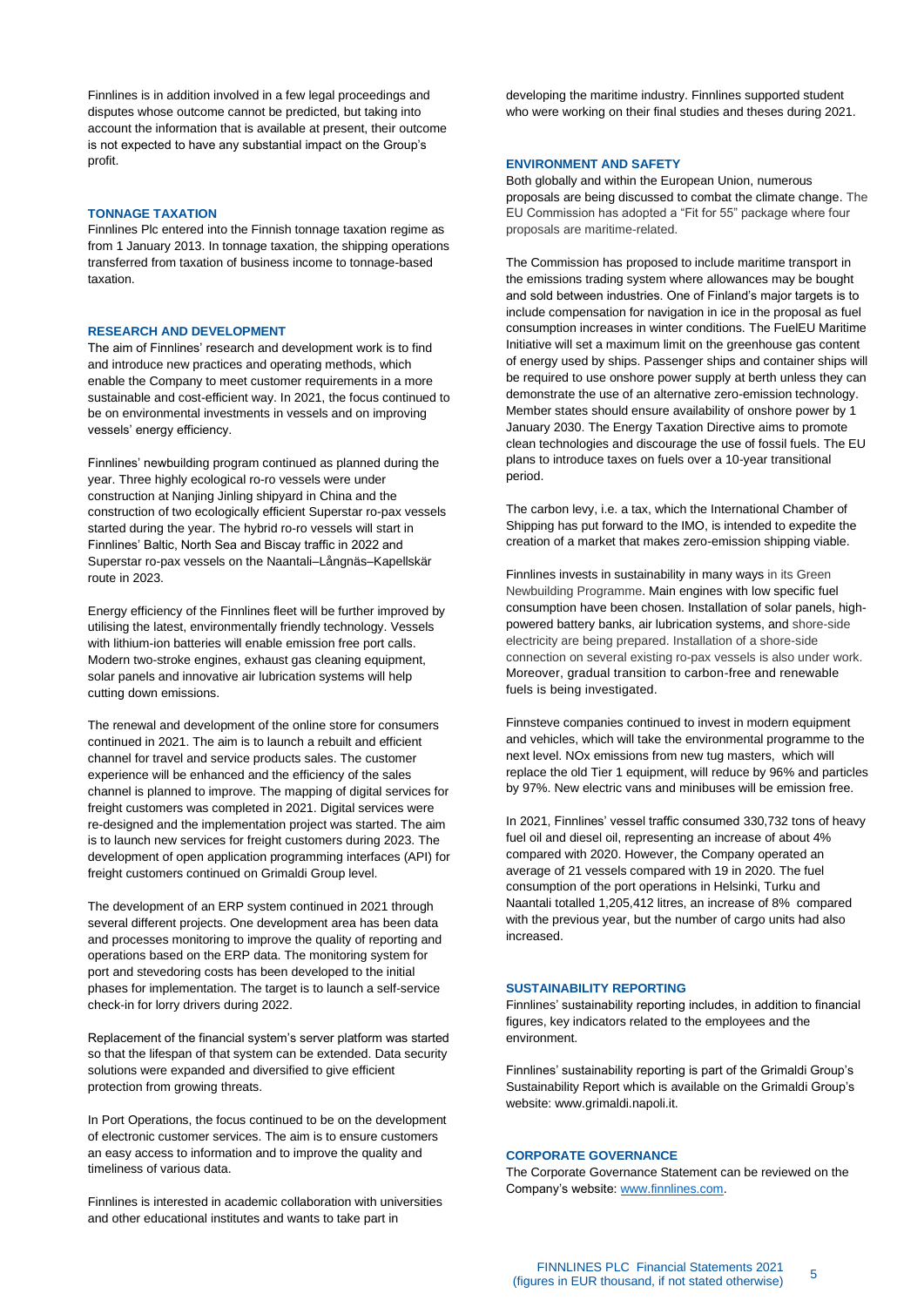Finnlines is in addition involved in a few legal proceedings and disputes whose outcome cannot be predicted, but taking into account the information that is available at present, their outcome is not expected to have any substantial impact on the Group's profit.

## TONNAGE TAXATION

Finnlines Plc entered into the Finnish tonnage taxation regime as from 1 January 2013. In tonnage taxation, the shipping operations transferred from taxation of business income to tonnage-based taxation.

## RESEARCH AND DEVELOPMENT

The aim of Finnlines' research and development work is to find and introduce new practices and operating methods, which enable the Company to meet customer requirements in a more sustainable and cost-efficient way. In 2021, the focus continued to be on environmental investments in vessels and on improving vessels' energy efficiency.

Finnlines' newbuilding program continued as planned during the year. Three highly ecological ro-ro vessels were under construction at Nanjing Jinling shipyard in China and the construction of two ecologically efficient Superstar ro-pax vessels started during the year. The hybrid ro-ro vessels will start in Finnlines' Baltic, North Sea and Biscay traffic in 2022 and Superstar ro-pax vessels on the Naantali–Långnäs–Kapellskär route in 2023.

Energy efficiency of the Finnlines fleet will be further improved by utilising the latest, environmentally friendly technology. Vessels with lithium-ion batteries will enable emission free port calls. Modern two-stroke engines, exhaust gas cleaning equipment, solar panels and innovative air lubrication systems will help cutting down emissions.

The renewal and development of the online store for consumers continued in 2021. The aim is to launch a rebuilt and efficient channel for travel and service products sales. The customer experience will be enhanced and the efficiency of the sales channel is planned to improve. The mapping of digital services for freight customers was completed in 2021. Digital services were re-designed and the implementation project was started. The aim is to launch new services for freight customers during 2023. The development of open application programming interfaces (API) for freight customers continued on Grimaldi Group level.

The development of an ERP system continued in 2021 through several different projects. One development area has been data and processes monitoring to improve the quality of reporting and operations based on the ERP data. The monitoring system for port and stevedoring costs has been developed to the initial phases for implementation. The target is to launch a self-service check-in for lorry drivers during 2022.

Replacement of the financial system's server platform was started so that the lifespan of that system can be extended. Data security solutions were expanded and diversified to give efficient protection from growing threats.

In Port Operations, the focus continued to be on the development of electronic customer services. The aim is to ensure customers an easy access to information and to improve the quality and timeliness of various data.

Finnlines is interested in academic collaboration with universities and other educational institutes and wants to take part in developing the maritime industry. Finnlines supported student who were working on their final studies and theses during 2021.

## ENVIRONMENT AND SAFETY

Both globally and within the European Union, numerous proposals are being discussed to combat the climate change. The EU Commission has adopted a "Fit for 55" package where four proposals are maritime-related.

The Commission has proposed to include maritime transport in the emissions trading system where allowances may be bought and sold between industries. One of Finland's major targets is to include compensation for navigation in ice in the proposal as fuel consumption increases in winter conditions. The FuelEU Maritime Initiative will set a maximum limit on the greenhouse gas content of energy used by ships. Passenger ships and container ships will be required to use onshore power supply at berth unless they can demonstrate the use of an alternative zero-emission technology. Member states should ensure availability of onshore power by 1 January 2030. The Energy Taxation Directive aims to promote clean technologies and discourage the use of fossil fuels. The EU plans to introduce taxes on fuels over a 10-year transitional period.

The carbon levy, i.e. a tax, which the International Chamber of Shipping has put forward to the IMO, is intended to expedite the creation of a market that makes zero-emission shipping viable.

Finnlines invests in sustainability in many ways in its Green Newbuilding Programme. Main engines with low specific fuel consumption have been chosen. Installation of solar panels, high-powered battery banks, air lubrication systems, and shore-side electricity are being prepared. Installation of a shore-side connection on several existing ro-pax vessels is also under work. Moreover, gradual transition to carbon-free and renewable fuels is being investigated.

Finnsteve companies continued to invest in modern equipment and vehicles, which will take the environmental programme to the next level. NOx emissions from new tug masters, which will replace the old Tier 1 equipment, will reduce by 96% and particles by 97%. New electric vans and minibuses will be emission free.

In 2021, Finnlines' vessel traffic consumed 330,732 tons of heavy fuel oil and diesel oil, representing an increase of about 4% compared with 2020. However, the Company operated an average of 21 vessels compared with 19 in 2020. The fuel consumption of the port operations in Helsinki, Turku and Naantali totalled 1,205,412 litres, an increase of 8% compared with the previous year, but the number of cargo units had also increased.

## SUSTAINABILITY REPORTING

Finnlines' sustainability reporting includes, in addition to financial figures, key indicators related to the employees and the environment.

Finnlines' sustainability reporting is part of the Grimaldi Group's Sustainability Report which is available on the Grimaldi Group's website: www.grimaldi.napoli.it.

## CORPORATE GOVERNANCE

The Corporate Governance Statement can be reviewed on the Company's website: [www.finnlines.com](http://www.finnlines.com).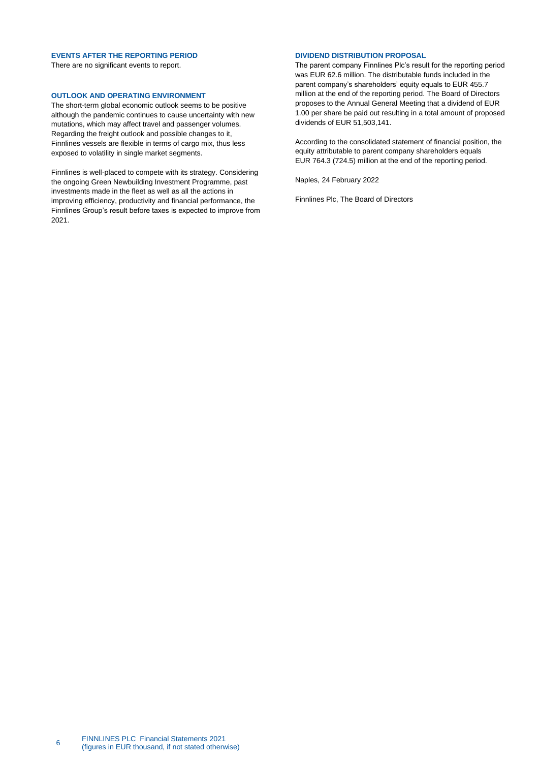## EVENTS AFTER THE REPORTING PERIOD

There are no significant events to report.

## OUTLOOK AND OPERATING ENVIRONMENT

The short-term global economic outlook seems to be positive although the pandemic continues to cause uncertainty with new mutations, which may affect travel and passenger volumes. Regarding the freight outlook and possible changes to it, Finnlines vessels are flexible in terms of cargo mix, thus less exposed to volatility in single market segments.

Finnlines is well-placed to compete with its strategy. Considering the ongoing Green Newbuilding Investment Programme, past investments made in the fleet as well as all the actions in improving efficiency, productivity and financial performance, the Finnlines Group's result before taxes is expected to improve from 2021.

## DIVIDEND DISTRIBUTION PROPOSAL

The parent company Finnlines Plc's result for the reporting period was EUR 62.6 million. The distributable funds included in the parent company's shareholders' equity equals to EUR 455.7 million at the end of the reporting period. The Board of Directors proposes to the Annual General Meeting that a dividend of EUR 1.00 per share be paid out resulting in a total amount of proposed dividends of EUR 51,503,141.

According to the consolidated statement of financial position, the equity attributable to parent company shareholders equals EUR 764.3 (724.5) million at the end of the reporting period.

Naples, 24 February 2022

Finnlines Plc, The Board of Directors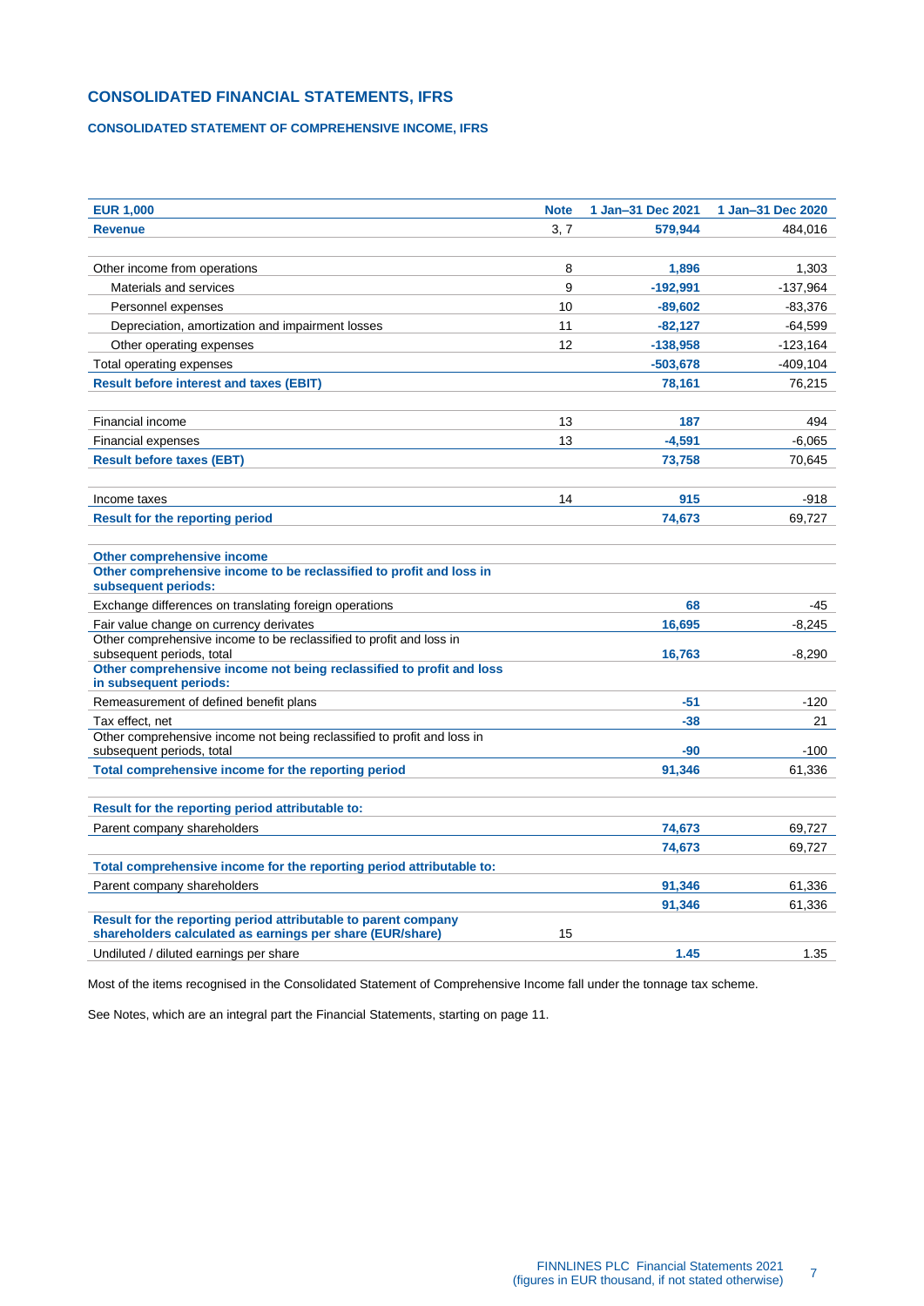# CONSOLIDATED FINANCIAL STATEMENTS, IFRS

## CONSOLIDATED STATEMENT OF COMPREHENSIVE INCOME, IFRS

| EUR 1,000 | Note | 1 Jan–31 Dec 2021 | 1 Jan–31 Dec 2020 |
|---|---|---|---|
| **Revenue** | 3, 7 | **579,944** | 484,016 |
| | | | |
| Other income from operations | 8 | **1,896** | 1,303 |
| Materials and services | 9 | **-192,991** | -137,964 |
| Personnel expenses | 10 | **-89,602** | -83,376 |
| Depreciation, amortization and impairment losses | 11 | **-82,127** | -64,599 |
| Other operating expenses | 12 | **-138,958** | -123,164 |
| Total operating expenses | | **-503,678** | -409,104 |
| **Result before interest and taxes (EBIT)** | | **78,161** | 76,215 |
| | | | |
| Financial income | 13 | **187** | 494 |
| Financial expenses | 13 | **-4,591** | -6,065 |
| **Result before taxes (EBT)** | | **73,758** | 70,645 |
| | | | |
| Income taxes | 14 | **915** | -918 |
| **Result for the reporting period** | | **74,673** | 69,727 |
| | | | |
| **Other comprehensive income** | | | |
| **Other comprehensive income to be reclassified to profit and loss in subsequent periods:** | | | |
| Exchange differences on translating foreign operations | | **68** | -45 |
| Fair value change on currency derivates | | **16,695** | -8,245 |
| Other comprehensive income to be reclassified to profit and loss in subsequent periods, total | | **16,763** | -8,290 |
| **Other comprehensive income not being reclassified to profit and loss in subsequent periods:** | | | |
| Remeasurement of defined benefit plans | | **-51** | -120 |
| Tax effect, net | | **-38** | 21 |
| Other comprehensive income not being reclassified to profit and loss in subsequent periods, total | | **-90** | -100 |
| **Total comprehensive income for the reporting period** | | **91,346** | 61,336 |
| | | | |
| **Result for the reporting period attributable to:** | | | |
| Parent company shareholders | | **74,673** | 69,727 |
| | | **74,673** | 69,727 |
| **Total comprehensive income for the reporting period attributable to:** | | | |
| Parent company shareholders | | **91,346** | 61,336 |
| | | **91,346** | 61,336 |
| **Result for the reporting period attributable to parent company shareholders calculated as earnings per share (EUR/share)** | 15 | | |
| Undiluted / diluted earnings per share | | **1.45** | 1.35 |

Most of the items recognised in the Consolidated Statement of Comprehensive Income fall under the tonnage tax scheme.

See Notes, which are an integral part the Financial Statements, starting on page 11.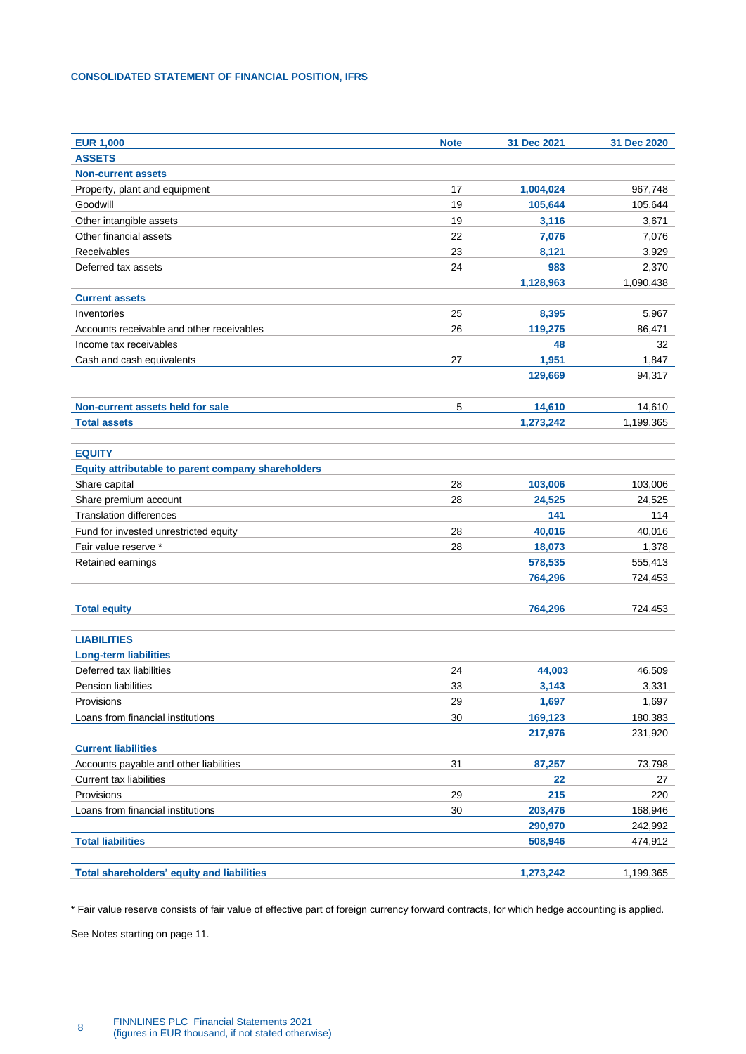## CONSOLIDATED STATEMENT OF FINANCIAL POSITION, IFRS

| EUR 1,000 | Note | 31 Dec 2021 | 31 Dec 2020 |
|---|---|---|---|
| **ASSETS** | | | |
| **Non-current assets** | | | |
| Property, plant and equipment | 17 | **1,004,024** | 967,748 |
| Goodwill | 19 | **105,644** | 105,644 |
| Other intangible assets | 19 | **3,116** | 3,671 |
| Other financial assets | 22 | **7,076** | 7,076 |
| Receivables | 23 | **8,121** | 3,929 |
| Deferred tax assets | 24 | **983** | 2,370 |
| | | **1,128,963** | 1,090,438 |
| **Current assets** | | | |
| Inventories | 25 | **8,395** | 5,967 |
| Accounts receivable and other receivables | 26 | **119,275** | 86,471 |
| Income tax receivables | | **48** | 32 |
| Cash and cash equivalents | 27 | **1,951** | 1,847 |
| | | **129,669** | 94,317 |
| | | | |
| **Non-current assets held for sale** | 5 | **14,610** | 14,610 |
| **Total assets** | | **1,273,242** | 1,199,365 |
| | | | |
| **EQUITY** | | | |
| **Equity attributable to parent company shareholders** | | | |
| Share capital | 28 | **103,006** | 103,006 |
| Share premium account | 28 | **24,525** | 24,525 |
| Translation differences | | **141** | 114 |
| Fund for invested unrestricted equity | 28 | **40,016** | 40,016 |
| Fair value reserve * | 28 | **18,073** | 1,378 |
| Retained earnings | | **578,535** | 555,413 |
| | | **764,296** | 724,453 |
| | | | |
| **Total equity** | | **764,296** | 724,453 |
| | | | |
| **LIABILITIES** | | | |
| **Long-term liabilities** | | | |
| Deferred tax liabilities | 24 | **44,003** | 46,509 |
| Pension liabilities | 33 | **3,143** | 3,331 |
| Provisions | 29 | **1,697** | 1,697 |
| Loans from financial institutions | 30 | **169,123** | 180,383 |
| | | **217,976** | 231,920 |
| **Current liabilities** | | | |
| Accounts payable and other liabilities | 31 | **87,257** | 73,798 |
| Current tax liabilities | | **22** | 27 |
| Provisions | 29 | **215** | 220 |
| Loans from financial institutions | 30 | **203,476** | 168,946 |
| | | **290,970** | 242,992 |
| **Total liabilities** | | **508,946** | 474,912 |
| | | | |
| **Total shareholders' equity and liabilities** | | **1,273,242** | 1,199,365 |

\* Fair value reserve consists of fair value of effective part of foreign currency forward contracts, for which hedge accounting is applied.

See Notes starting on page 11.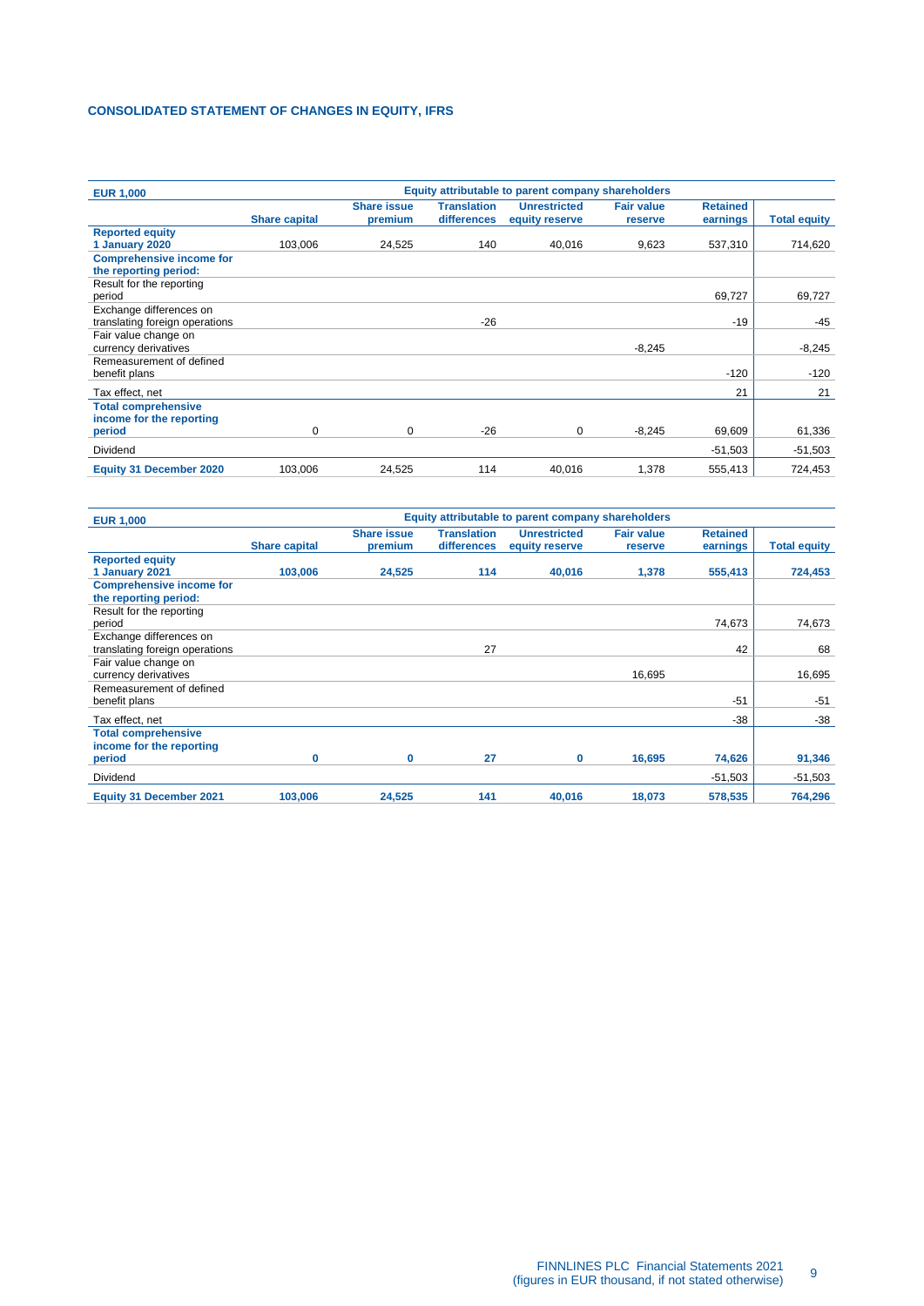## CONSOLIDATED STATEMENT OF CHANGES IN EQUITY, IFRS

| EUR 1,000 | Equity attributable to parent company shareholders | | | | | | |
|---|---|---|---|---|---|---|---|
| | Share capital | Share issue premium | Translation differences | Unrestricted equity reserve | Fair value reserve | Retained earnings | Total equity |
| **Reported equity 1 January 2020** | 103,006 | 24,525 | 140 | 40,016 | 9,623 | 537,310 | 714,620 |
| **Comprehensive income for the reporting period:** | | | | | | | |
| Result for the reporting period | | | | | | 69,727 | 69,727 |
| Exchange differences on translating foreign operations | | | -26 | | | -19 | -45 |
| Fair value change on currency derivatives | | | | | -8,245 | | -8,245 |
| Remeasurement of defined benefit plans | | | | | | -120 | -120 |
| Tax effect, net | | | | | | 21 | 21 |
| **Total comprehensive income for the reporting period** | 0 | 0 | -26 | 0 | -8,245 | 69,609 | 61,336 |
| Dividend | | | | | | -51,503 | -51,503 |
| **Equity 31 December 2020** | 103,006 | 24,525 | 114 | 40,016 | 1,378 | 555,413 | 724,453 |

| EUR 1,000 | Equity attributable to parent company shareholders | | | | | | |
|---|---|---|---|---|---|---|---|
| | Share capital | Share issue premium | Translation differences | Unrestricted equity reserve | Fair value reserve | Retained earnings | Total equity |
| **Reported equity 1 January 2021** | **103,006** | **24,525** | **114** | **40,016** | **1,378** | **555,413** | **724,453** |
| **Comprehensive income for the reporting period:** | | | | | | | |
| Result for the reporting period | | | | | | 74,673 | 74,673 |
| Exchange differences on translating foreign operations | | | 27 | | | 42 | 68 |
| Fair value change on currency derivatives | | | | | 16,695 | | 16,695 |
| Remeasurement of defined benefit plans | | | | | | -51 | -51 |
| Tax effect, net | | | | | | -38 | -38 |
| **Total comprehensive income for the reporting period** | **0** | **0** | **27** | **0** | **16,695** | **74,626** | **91,346** |
| Dividend | | | | | | -51,503 | -51,503 |
| **Equity 31 December 2021** | **103,006** | **24,525** | **141** | **40,016** | **18,073** | **578,535** | **764,296** |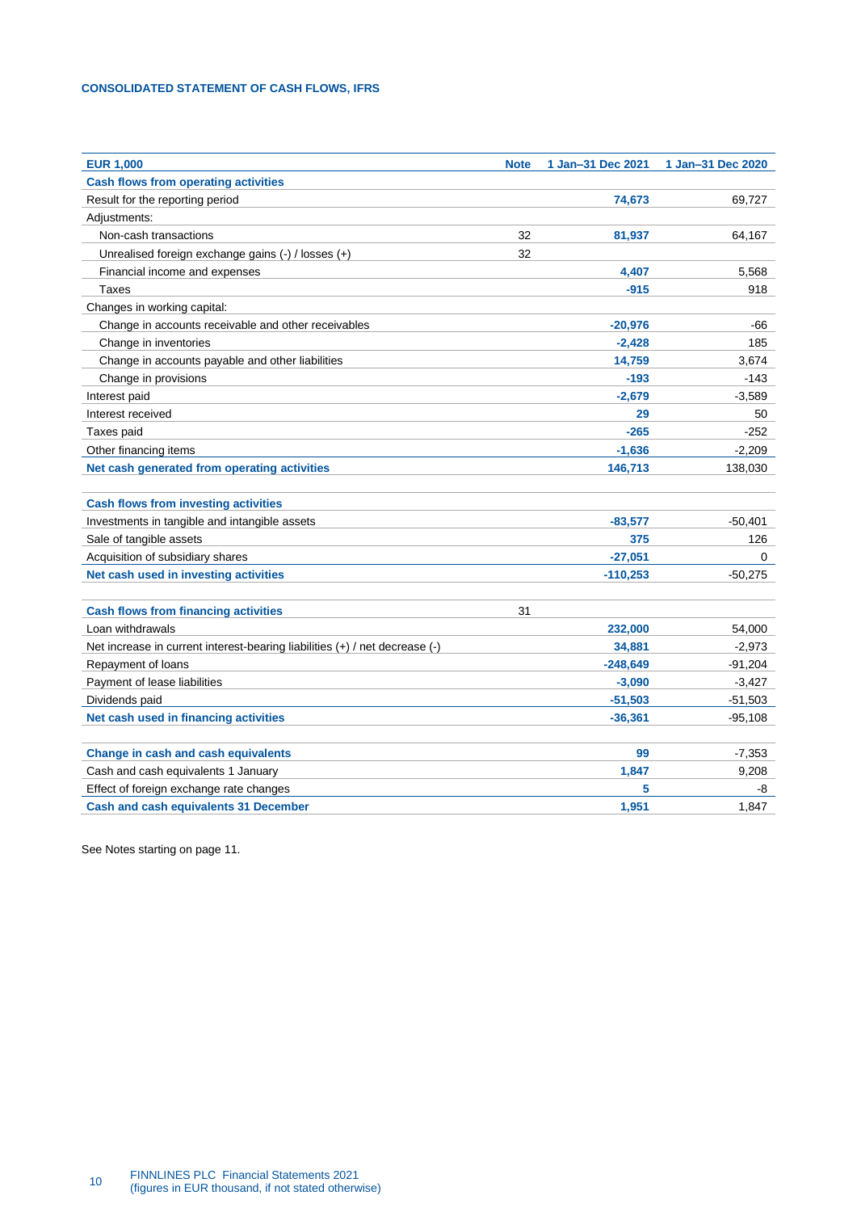## CONSOLIDATED STATEMENT OF CASH FLOWS, IFRS

| EUR 1,000 | Note | 1 Jan–31 Dec 2021 | 1 Jan–31 Dec 2020 |
|---|---|---|---|
| **Cash flows from operating activities** | | | |
| Result for the reporting period | | 74,673 | 69,727 |
| Adjustments: | | | |
| Non-cash transactions | 32 | 81,937 | 64,167 |
| Unrealised foreign exchange gains (-) / losses (+) | 32 | | |
| Financial income and expenses | | 4,407 | 5,568 |
| Taxes | | -915 | 918 |
| Changes in working capital: | | | |
| Change in accounts receivable and other receivables | | -20,976 | -66 |
| Change in inventories | | -2,428 | 185 |
| Change in accounts payable and other liabilities | | 14,759 | 3,674 |
| Change in provisions | | -193 | -143 |
| Interest paid | | -2,679 | -3,589 |
| Interest received | | 29 | 50 |
| Taxes paid | | -265 | -252 |
| Other financing items | | -1,636 | -2,209 |
| **Net cash generated from operating activities** | | 146,713 | 138,030 |
| | | | |
| **Cash flows from investing activities** | | | |
| Investments in tangible and intangible assets | | -83,577 | -50,401 |
| Sale of tangible assets | | 375 | 126 |
| Acquisition of subsidiary shares | | -27,051 | 0 |
| **Net cash used in investing activities** | | -110,253 | -50,275 |
| | | | |
| **Cash flows from financing activities** | 31 | | |
| Loan withdrawals | | 232,000 | 54,000 |
| Net increase in current interest-bearing liabilities (+) / net decrease (-) | | 34,881 | -2,973 |
| Repayment of loans | | -248,649 | -91,204 |
| Payment of lease liabilities | | -3,090 | -3,427 |
| Dividends paid | | -51,503 | -51,503 |
| **Net cash used in financing activities** | | -36,361 | -95,108 |
| | | | |
| **Change in cash and cash equivalents** | | 99 | -7,353 |
| Cash and cash equivalents 1 January | | 1,847 | 9,208 |
| Effect of foreign exchange rate changes | | 5 | -8 |
| **Cash and cash equivalents 31 December** | | 1,951 | 1,847 |

See Notes starting on page 11.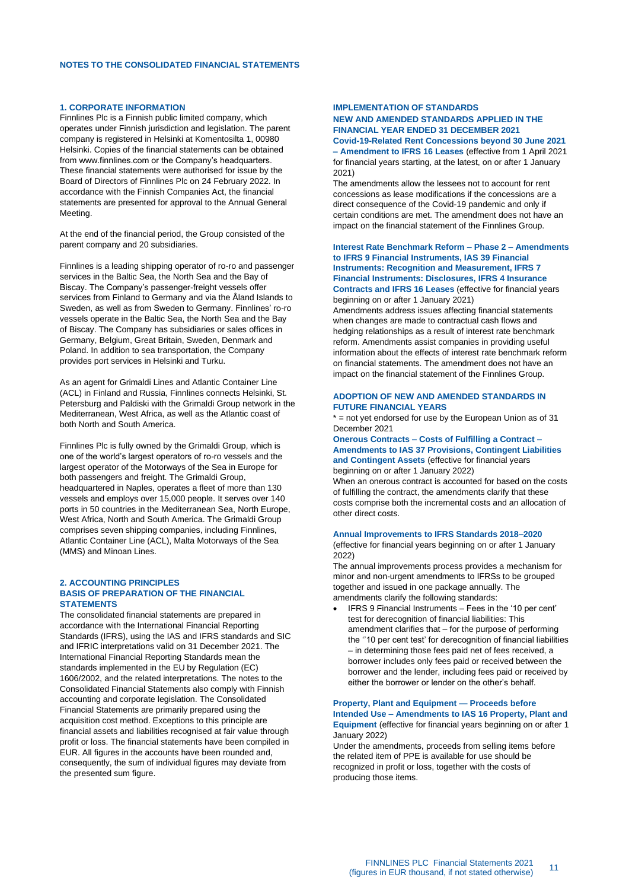## NOTES TO THE CONSOLIDATED FINANCIAL STATEMENTS

### 1. CORPORATE INFORMATION

Finnlines Plc is a Finnish public limited company, which operates under Finnish jurisdiction and legislation. The parent company is registered in Helsinki at Komentosilta 1, 00980 Helsinki. Copies of the financial statements can be obtained from www.finnlines.com or the Company's headquarters. These financial statements were authorised for issue by the Board of Directors of Finnlines Plc on 24 February 2022. In accordance with the Finnish Companies Act, the financial statements are presented for approval to the Annual General Meeting.

At the end of the financial period, the Group consisted of the parent company and 20 subsidiaries.

Finnlines is a leading shipping operator of ro-ro and passenger services in the Baltic Sea, the North Sea and the Bay of Biscay. The Company's passenger-freight vessels offer services from Finland to Germany and via the Åland Islands to Sweden, as well as from Sweden to Germany. Finnlines' ro-ro vessels operate in the Baltic Sea, the North Sea and the Bay of Biscay. The Company has subsidiaries or sales offices in Germany, Belgium, Great Britain, Sweden, Denmark and Poland. In addition to sea transportation, the Company provides port services in Helsinki and Turku.

As an agent for Grimaldi Lines and Atlantic Container Line (ACL) in Finland and Russia, Finnlines connects Helsinki, St. Petersburg and Paldiski with the Grimaldi Group network in the Mediterranean, West Africa, as well as the Atlantic coast of both North and South America.

Finnlines Plc is fully owned by the Grimaldi Group, which is one of the world's largest operators of ro-ro vessels and the largest operator of the Motorways of the Sea in Europe for both passengers and freight. The Grimaldi Group, headquartered in Naples, operates a fleet of more than 130 vessels and employs over 15,000 people. It serves over 140 ports in 50 countries in the Mediterranean Sea, North Europe, West Africa, North and South America. The Grimaldi Group comprises seven shipping companies, including Finnlines, Atlantic Container Line (ACL), Malta Motorways of the Sea (MMS) and Minoan Lines.

### 2. ACCOUNTING PRINCIPLES

#### BASIS OF PREPARATION OF THE FINANCIAL STATEMENTS

The consolidated financial statements are prepared in accordance with the International Financial Reporting Standards (IFRS), using the IAS and IFRS standards and SIC and IFRIC interpretations valid on 31 December 2021. The International Financial Reporting Standards mean the standards implemented in the EU by Regulation (EC) 1606/2002, and the related interpretations. The notes to the Consolidated Financial Statements also comply with Finnish accounting and corporate legislation. The Consolidated Financial Statements are primarily prepared using the acquisition cost method. Exceptions to this principle are financial assets and liabilities recognised at fair value through profit or loss. The financial statements have been compiled in EUR. All figures in the accounts have been rounded and, consequently, the sum of individual figures may deviate from the presented sum figure.

#### IMPLEMENTATION OF STANDARDS

#### NEW AND AMENDED STANDARDS APPLIED IN THE FINANCIAL YEAR ENDED 31 DECEMBER 2021

**Covid-19-Related Rent Concessions beyond 30 June 2021 – Amendment to IFRS 16 Leases** (effective from 1 April 2021 for financial years starting, at the latest, on or after 1 January 2021)

The amendments allow the lessees not to account for rent concessions as lease modifications if the concessions are a direct consequence of the Covid-19 pandemic and only if certain conditions are met. The amendment does not have an impact on the financial statement of the Finnlines Group.

**Interest Rate Benchmark Reform – Phase 2 – Amendments to IFRS 9 Financial Instruments, IAS 39 Financial Instruments: Recognition and Measurement, IFRS 7 Financial Instruments: Disclosures, IFRS 4 Insurance Contracts and IFRS 16 Leases** (effective for financial years beginning on or after 1 January 2021)

Amendments address issues affecting financial statements when changes are made to contractual cash flows and hedging relationships as a result of interest rate benchmark reform. Amendments assist companies in providing useful information about the effects of interest rate benchmark reform on financial statements. The amendment does not have an impact on the financial statement of the Finnlines Group.

#### ADOPTION OF NEW AND AMENDED STANDARDS IN FUTURE FINANCIAL YEARS

* = not yet endorsed for use by the European Union as of 31 December 2021

**Onerous Contracts – Costs of Fulfilling a Contract – Amendments to IAS 37 Provisions, Contingent Liabilities and Contingent Assets** (effective for financial years beginning on or after 1 January 2022)

When an onerous contract is accounted for based on the costs of fulfilling the contract, the amendments clarify that these costs comprise both the incremental costs and an allocation of other direct costs.

**Annual Improvements to IFRS Standards 2018–2020** (effective for financial years beginning on or after 1 January 2022)

The annual improvements process provides a mechanism for minor and non-urgent amendments to IFRSs to be grouped together and issued in one package annually. The amendments clarify the following standards:

- IFRS 9 Financial Instruments – Fees in the '10 per cent' test for derecognition of financial liabilities: This amendment clarifies that – for the purpose of performing the ''10 per cent test' for derecognition of financial liabilities – in determining those fees paid net of fees received, a borrower includes only fees paid or received between the borrower and the lender, including fees paid or received by either the borrower or lender on the other's behalf.

**Property, Plant and Equipment — Proceeds before Intended Use – Amendments to IAS 16 Property, Plant and Equipment** (effective for financial years beginning on or after 1 January 2022)

Under the amendments, proceeds from selling items before the related item of PPE is available for use should be recognized in profit or loss, together with the costs of producing those items.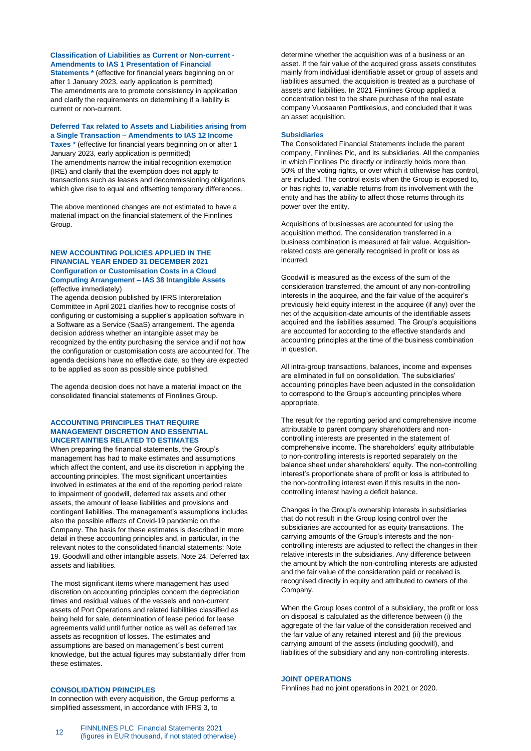**Classification of Liabilities as Current or Non-current - Amendments to IAS 1 Presentation of Financial Statements *** (effective for financial years beginning on or after 1 January 2023, early application is permitted)
The amendments are to promote consistency in application and clarify the requirements on determining if a liability is current or non-current.

**Deferred Tax related to Assets and Liabilities arising from a Single Transaction – Amendments to IAS 12 Income Taxes *** (effective for financial years beginning on or after 1 January 2023, early application is permitted)
The amendments narrow the initial recognition exemption (IRE) and clarify that the exemption does not apply to transactions such as leases and decommissioning obligations which give rise to equal and offsetting temporary differences.

The above mentioned changes are not estimated to have a material impact on the financial statement of the Finnlines Group.

## NEW ACCOUNTING POLICIES APPLIED IN THE FINANCIAL YEAR ENDED 31 DECEMBER 2021

**Configuration or Customisation Costs in a Cloud Computing Arrangement – IAS 38 Intangible Assets** (effective immediately)
The agenda decision published by IFRS Interpretation Committee in April 2021 clarifies how to recognise costs of configuring or customising a supplier's application software in a Software as a Service (SaaS) arrangement. The agenda decision address whether an intangible asset may be recognized by the entity purchasing the service and if not how the configuration or customisation costs are accounted for. The agenda decisions have no effective date, so they are expected to be applied as soon as possible since published.

The agenda decision does not have a material impact on the consolidated financial statements of Finnlines Group.

## ACCOUNTING PRINCIPLES THAT REQUIRE MANAGEMENT DISCRETION AND ESSENTIAL UNCERTAINTIES RELATED TO ESTIMATES

When preparing the financial statements, the Group's management has had to make estimates and assumptions which affect the content, and use its discretion in applying the accounting principles. The most significant uncertainties involved in estimates at the end of the reporting period relate to impairment of goodwill, deferred tax assets and other assets, the amount of lease liabilities and provisions and contingent liabilities. The management's assumptions includes also the possible effects of Covid-19 pandemic on the Company. The basis for these estimates is described in more detail in these accounting principles and, in particular, in the relevant notes to the consolidated financial statements: Note 19. Goodwill and other intangible assets, Note 24. Deferred tax assets and liabilities.

The most significant items where management has used discretion on accounting principles concern the depreciation times and residual values of the vessels and non-current assets of Port Operations and related liabilities classified as being held for sale, determination of lease period for lease agreements valid until further notice as well as deferred tax assets as recognition of losses. The estimates and assumptions are based on management´s best current knowledge, but the actual figures may substantially differ from these estimates.

## CONSOLIDATION PRINCIPLES

In connection with every acquisition, the Group performs a simplified assessment, in accordance with IFRS 3, to determine whether the acquisition was of a business or an asset. If the fair value of the acquired gross assets constitutes mainly from individual identifiable asset or group of assets and liabilities assumed, the acquisition is treated as a purchase of assets and liabilities. In 2021 Finnlines Group applied a concentration test to the share purchase of the real estate company Vuosaaren Porttikeskus, and concluded that it was an asset acquisition.

### Subsidiaries

The Consolidated Financial Statements include the parent company, Finnlines Plc, and its subsidiaries. All the companies in which Finnlines Plc directly or indirectly holds more than 50% of the voting rights, or over which it otherwise has control, are included. The control exists when the Group is exposed to, or has rights to, variable returns from its involvement with the entity and has the ability to affect those returns through its power over the entity.

Acquisitions of businesses are accounted for using the acquisition method. The consideration transferred in a business combination is measured at fair value. Acquisition-related costs are generally recognised in profit or loss as incurred.

Goodwill is measured as the excess of the sum of the consideration transferred, the amount of any non-controlling interests in the acquiree, and the fair value of the acquirer's previously held equity interest in the acquiree (if any) over the net of the acquisition-date amounts of the identifiable assets acquired and the liabilities assumed. The Group's acquisitions are accounted for according to the effective standards and accounting principles at the time of the business combination in question.

All intra-group transactions, balances, income and expenses are eliminated in full on consolidation. The subsidiaries' accounting principles have been adjusted in the consolidation to correspond to the Group's accounting principles where appropriate.

The result for the reporting period and comprehensive income attributable to parent company shareholders and non-controlling interests are presented in the statement of comprehensive income. The shareholders' equity attributable to non-controlling interests is reported separately on the balance sheet under shareholders' equity. The non-controlling interest's proportionate share of profit or loss is attributed to the non-controlling interest even if this results in the non-controlling interest having a deficit balance.

Changes in the Group's ownership interests in subsidiaries that do not result in the Group losing control over the subsidiaries are accounted for as equity transactions. The carrying amounts of the Group's interests and the non-controlling interests are adjusted to reflect the changes in their relative interests in the subsidiaries. Any difference between the amount by which the non-controlling interests are adjusted and the fair value of the consideration paid or received is recognised directly in equity and attributed to owners of the Company.

When the Group loses control of a subsidiary, the profit or loss on disposal is calculated as the difference between (i) the aggregate of the fair value of the consideration received and the fair value of any retained interest and (ii) the previous carrying amount of the assets (including goodwill), and liabilities of the subsidiary and any non-controlling interests.

## JOINT OPERATIONS

Finnlines had no joint operations in 2021 or 2020.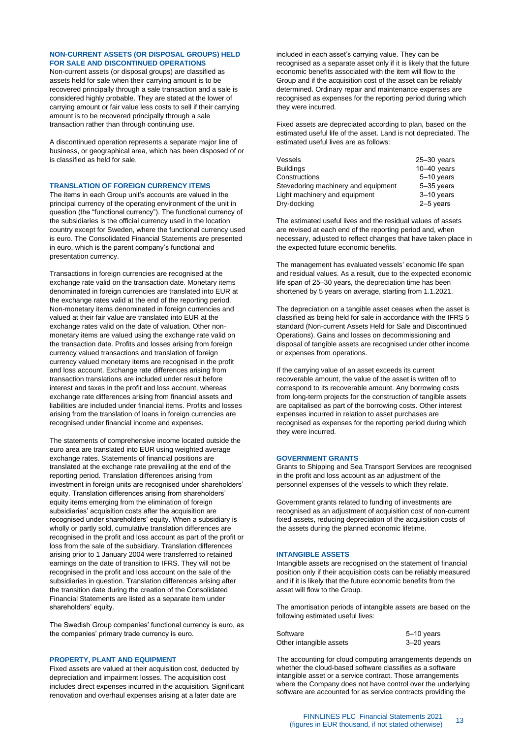## NON-CURRENT ASSETS (OR DISPOSAL GROUPS) HELD FOR SALE AND DISCONTINUED OPERATIONS

Non-current assets (or disposal groups) are classified as assets held for sale when their carrying amount is to be recovered principally through a sale transaction and a sale is considered highly probable. They are stated at the lower of carrying amount or fair value less costs to sell if their carrying amount is to be recovered principally through a sale transaction rather than through continuing use.

A discontinued operation represents a separate major line of business, or geographical area, which has been disposed of or is classified as held for sale.

## TRANSLATION OF FOREIGN CURRENCY ITEMS

The items in each Group unit's accounts are valued in the principal currency of the operating environment of the unit in question (the "functional currency"). The functional currency of the subsidiaries is the official currency used in the location country except for Sweden, where the functional currency used is euro. The Consolidated Financial Statements are presented in euro, which is the parent company's functional and presentation currency.

Transactions in foreign currencies are recognised at the exchange rate valid on the transaction date. Monetary items denominated in foreign currencies are translated into EUR at the exchange rates valid at the end of the reporting period. Non-monetary items denominated in foreign currencies and valued at their fair value are translated into EUR at the exchange rates valid on the date of valuation. Other non-monetary items are valued using the exchange rate valid on the transaction date. Profits and losses arising from foreign currency valued transactions and translation of foreign currency valued monetary items are recognised in the profit and loss account. Exchange rate differences arising from transaction translations are included under result before interest and taxes in the profit and loss account, whereas exchange rate differences arising from financial assets and liabilities are included under financial items. Profits and losses arising from the translation of loans in foreign currencies are recognised under financial income and expenses.

The statements of comprehensive income located outside the euro area are translated into EUR using weighted average exchange rates. Statements of financial positions are translated at the exchange rate prevailing at the end of the reporting period. Translation differences arising from investment in foreign units are recognised under shareholders' equity. Translation differences arising from shareholders' equity items emerging from the elimination of foreign subsidiaries' acquisition costs after the acquisition are recognised under shareholders' equity. When a subsidiary is wholly or partly sold, cumulative translation differences are recognised in the profit and loss account as part of the profit or loss from the sale of the subsidiary. Translation differences arising prior to 1 January 2004 were transferred to retained earnings on the date of transition to IFRS. They will not be recognised in the profit and loss account on the sale of the subsidiaries in question. Translation differences arising after the transition date during the creation of the Consolidated Financial Statements are listed as a separate item under shareholders' equity.

The Swedish Group companies' functional currency is euro, as the companies' primary trade currency is euro.

## PROPERTY, PLANT AND EQUIPMENT

Fixed assets are valued at their acquisition cost, deducted by depreciation and impairment losses. The acquisition cost includes direct expenses incurred in the acquisition. Significant renovation and overhaul expenses arising at a later date are included in each asset's carrying value. They can be recognised as a separate asset only if it is likely that the future economic benefits associated with the item will flow to the Group and if the acquisition cost of the asset can be reliably determined. Ordinary repair and maintenance expenses are recognised as expenses for the reporting period during which they were incurred.

Fixed assets are depreciated according to plan, based on the estimated useful life of the asset. Land is not depreciated. The estimated useful lives are as follows:

| | |
|---|---|
| Vessels | 25–30 years |
| Buildings | 10–40 years |
| Constructions | 5–10 years |
| Stevedoring machinery and equipment | 5–35 years |
| Light machinery and equipment | 3–10 years |
| Dry-docking | 2–5 years |

The estimated useful lives and the residual values of assets are revised at each end of the reporting period and, when necessary, adjusted to reflect changes that have taken place in the expected future economic benefits.

The management has evaluated vessels' economic life span and residual values. As a result, due to the expected economic life span of 25–30 years, the depreciation time has been shortened by 5 years on average, starting from 1.1.2021.

The depreciation on a tangible asset ceases when the asset is classified as being held for sale in accordance with the IFRS 5 standard (Non-current Assets Held for Sale and Discontinued Operations). Gains and losses on decommissioning and disposal of tangible assets are recognised under other income or expenses from operations.

If the carrying value of an asset exceeds its current recoverable amount, the value of the asset is written off to correspond to its recoverable amount. Any borrowing costs from long-term projects for the construction of tangible assets are capitalised as part of the borrowing costs. Other interest expenses incurred in relation to asset purchases are recognised as expenses for the reporting period during which they were incurred.

## GOVERNMENT GRANTS

Grants to Shipping and Sea Transport Services are recognised in the profit and loss account as an adjustment of the personnel expenses of the vessels to which they relate.

Government grants related to funding of investments are recognised as an adjustment of acquisition cost of non-current fixed assets, reducing depreciation of the acquisition costs of the assets during the planned economic lifetime.

## INTANGIBLE ASSETS

Intangible assets are recognised on the statement of financial position only if their acquisition costs can be reliably measured and if it is likely that the future economic benefits from the asset will flow to the Group.

The amortisation periods of intangible assets are based on the following estimated useful lives:

| | |
|---|---|
| Software | 5–10 years |
| Other intangible assets | 3–20 years |

The accounting for cloud computing arrangements depends on whether the cloud-based software classifies as a software intangible asset or a service contract. Those arrangements where the Company does not have control over the underlying software are accounted for as service contracts providing the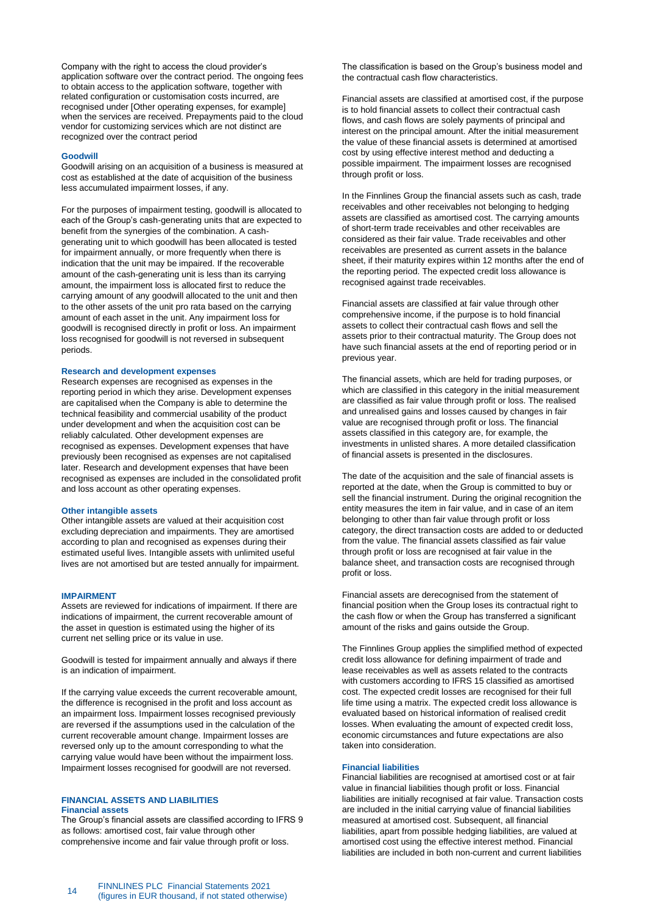Company with the right to access the cloud provider's application software over the contract period. The ongoing fees to obtain access to the application software, together with related configuration or customisation costs incurred, are recognised under [Other operating expenses, for example] when the services are received. Prepayments paid to the cloud vendor for customizing services which are not distinct are recognized over the contract period

### Goodwill

Goodwill arising on an acquisition of a business is measured at cost as established at the date of acquisition of the business less accumulated impairment losses, if any.

For the purposes of impairment testing, goodwill is allocated to each of the Group's cash-generating units that are expected to benefit from the synergies of the combination. A cash-generating unit to which goodwill has been allocated is tested for impairment annually, or more frequently when there is indication that the unit may be impaired. If the recoverable amount of the cash-generating unit is less than its carrying amount, the impairment loss is allocated first to reduce the carrying amount of any goodwill allocated to the unit and then to the other assets of the unit pro rata based on the carrying amount of each asset in the unit. Any impairment loss for goodwill is recognised directly in profit or loss. An impairment loss recognised for goodwill is not reversed in subsequent periods.

### Research and development expenses

Research expenses are recognised as expenses in the reporting period in which they arise. Development expenses are capitalised when the Company is able to determine the technical feasibility and commercial usability of the product under development and when the acquisition cost can be reliably calculated. Other development expenses are recognised as expenses. Development expenses that have previously been recognised as expenses are not capitalised later. Research and development expenses that have been recognised as expenses are included in the consolidated profit and loss account as other operating expenses.

### Other intangible assets

Other intangible assets are valued at their acquisition cost excluding depreciation and impairments. They are amortised according to plan and recognised as expenses during their estimated useful lives. Intangible assets with unlimited useful lives are not amortised but are tested annually for impairment.

## IMPAIRMENT

Assets are reviewed for indications of impairment. If there are indications of impairment, the current recoverable amount of the asset in question is estimated using the higher of its current net selling price or its value in use.

Goodwill is tested for impairment annually and always if there is an indication of impairment.

If the carrying value exceeds the current recoverable amount, the difference is recognised in the profit and loss account as an impairment loss. Impairment losses recognised previously are reversed if the assumptions used in the calculation of the current recoverable amount change. Impairment losses are reversed only up to the amount corresponding to what the carrying value would have been without the impairment loss. Impairment losses recognised for goodwill are not reversed.

## FINANCIAL ASSETS AND LIABILITIES

### Financial assets

The Group's financial assets are classified according to IFRS 9 as follows: amortised cost, fair value through other comprehensive income and fair value through profit or loss.

The classification is based on the Group's business model and the contractual cash flow characteristics.

Financial assets are classified at amortised cost, if the purpose is to hold financial assets to collect their contractual cash flows, and cash flows are solely payments of principal and interest on the principal amount. After the initial measurement the value of these financial assets is determined at amortised cost by using effective interest method and deducting a possible impairment. The impairment losses are recognised through profit or loss.

In the Finnlines Group the financial assets such as cash, trade receivables and other receivables not belonging to hedging assets are classified as amortised cost. The carrying amounts of short-term trade receivables and other receivables are considered as their fair value. Trade receivables and other receivables are presented as current assets in the balance sheet, if their maturity expires within 12 months after the end of the reporting period. The expected credit loss allowance is recognised against trade receivables.

Financial assets are classified at fair value through other comprehensive income, if the purpose is to hold financial assets to collect their contractual cash flows and sell the assets prior to their contractual maturity. The Group does not have such financial assets at the end of reporting period or in previous year.

The financial assets, which are held for trading purposes, or which are classified in this category in the initial measurement are classified as fair value through profit or loss. The realised and unrealised gains and losses caused by changes in fair value are recognised through profit or loss. The financial assets classified in this category are, for example, the investments in unlisted shares. A more detailed classification of financial assets is presented in the disclosures.

The date of the acquisition and the sale of financial assets is reported at the date, when the Group is committed to buy or sell the financial instrument. During the original recognition the entity measures the item in fair value, and in case of an item belonging to other than fair value through profit or loss category, the direct transaction costs are added to or deducted from the value. The financial assets classified as fair value through profit or loss are recognised at fair value in the balance sheet, and transaction costs are recognised through profit or loss.

Financial assets are derecognised from the statement of financial position when the Group loses its contractual right to the cash flow or when the Group has transferred a significant amount of the risks and gains outside the Group.

The Finnlines Group applies the simplified method of expected credit loss allowance for defining impairment of trade and lease receivables as well as assets related to the contracts with customers according to IFRS 15 classified as amortised cost. The expected credit losses are recognised for their full life time using a matrix. The expected credit loss allowance is evaluated based on historical information of realised credit losses. When evaluating the amount of expected credit loss, economic circumstances and future expectations are also taken into consideration.

### Financial liabilities

Financial liabilities are recognised at amortised cost or at fair value in financial liabilities though profit or loss. Financial liabilities are initially recognised at fair value. Transaction costs are included in the initial carrying value of financial liabilities measured at amortised cost. Subsequent, all financial liabilities, apart from possible hedging liabilities, are valued at amortised cost using the effective interest method. Financial liabilities are included in both non-current and current liabilities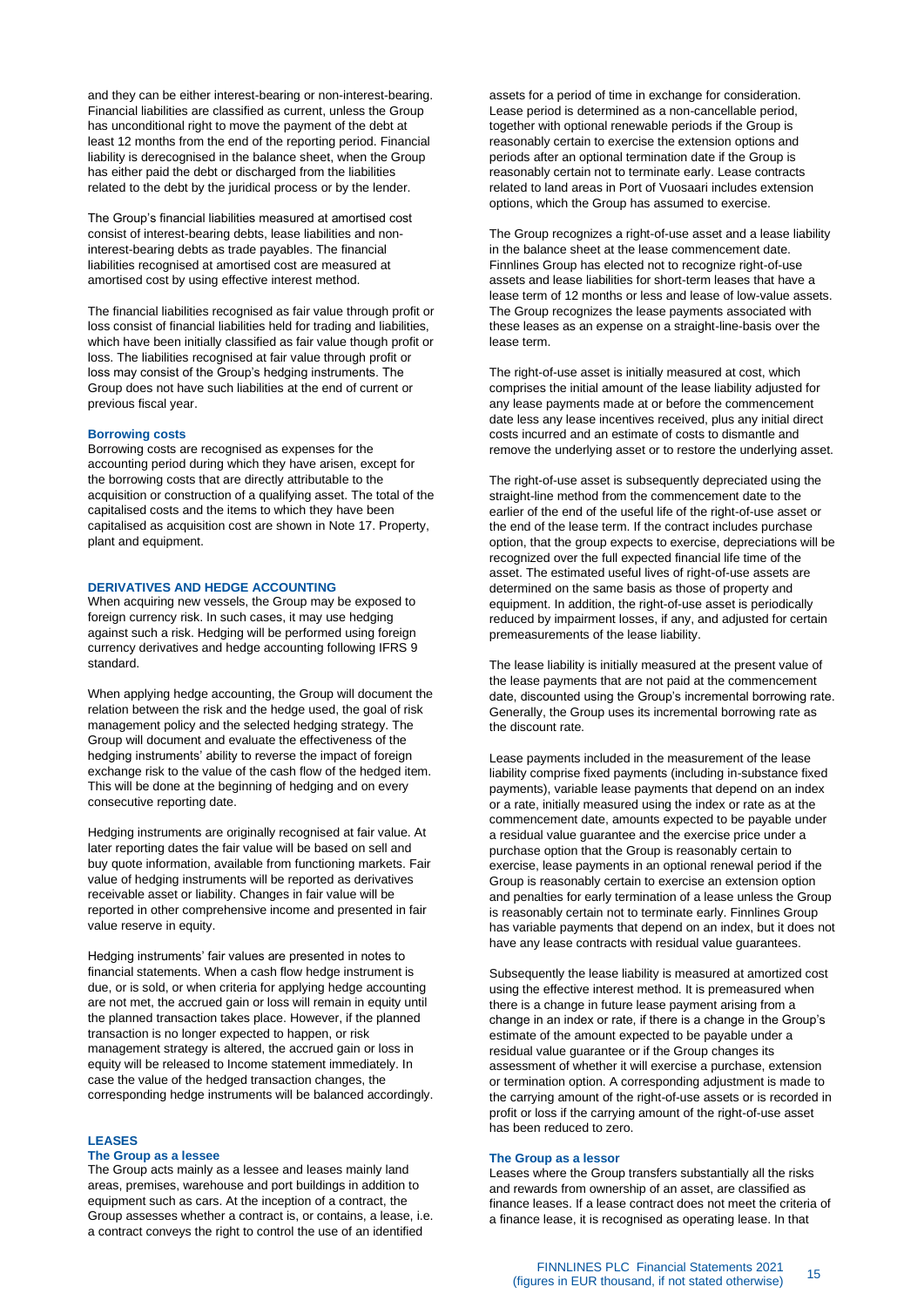and they can be either interest-bearing or non-interest-bearing. Financial liabilities are classified as current, unless the Group has unconditional right to move the payment of the debt at least 12 months from the end of the reporting period. Financial liability is derecognised in the balance sheet, when the Group has either paid the debt or discharged from the liabilities related to the debt by the juridical process or by the lender.

The Group's financial liabilities measured at amortised cost consist of interest-bearing debts, lease liabilities and non-interest-bearing debts as trade payables. The financial liabilities recognised at amortised cost are measured at amortised cost by using effective interest method.

The financial liabilities recognised as fair value through profit or loss consist of financial liabilities held for trading and liabilities, which have been initially classified as fair value though profit or loss. The liabilities recognised at fair value through profit or loss may consist of the Group's hedging instruments. The Group does not have such liabilities at the end of current or previous fiscal year.

### Borrowing costs

Borrowing costs are recognised as expenses for the accounting period during which they have arisen, except for the borrowing costs that are directly attributable to the acquisition or construction of a qualifying asset. The total of the capitalised costs and the items to which they have been capitalised as acquisition cost are shown in Note 17. Property, plant and equipment.

## DERIVATIVES AND HEDGE ACCOUNTING

When acquiring new vessels, the Group may be exposed to foreign currency risk. In such cases, it may use hedging against such a risk. Hedging will be performed using foreign currency derivatives and hedge accounting following IFRS 9 standard.

When applying hedge accounting, the Group will document the relation between the risk and the hedge used, the goal of risk management policy and the selected hedging strategy. The Group will document and evaluate the effectiveness of the hedging instruments' ability to reverse the impact of foreign exchange risk to the value of the cash flow of the hedged item. This will be done at the beginning of hedging and on every consecutive reporting date.

Hedging instruments are originally recognised at fair value. At later reporting dates the fair value will be based on sell and buy quote information, available from functioning markets. Fair value of hedging instruments will be reported as derivatives receivable asset or liability. Changes in fair value will be reported in other comprehensive income and presented in fair value reserve in equity.

Hedging instruments' fair values are presented in notes to financial statements. When a cash flow hedge instrument is due, or is sold, or when criteria for applying hedge accounting are not met, the accrued gain or loss will remain in equity until the planned transaction takes place. However, if the planned transaction is no longer expected to happen, or risk management strategy is altered, the accrued gain or loss in equity will be released to Income statement immediately. In case the value of the hedged transaction changes, the corresponding hedge instruments will be balanced accordingly.

## LEASES

### The Group as a lessee

The Group acts mainly as a lessee and leases mainly land areas, premises, warehouse and port buildings in addition to equipment such as cars. At the inception of a contract, the Group assesses whether a contract is, or contains, a lease, i.e. a contract conveys the right to control the use of an identified assets for a period of time in exchange for consideration. Lease period is determined as a non-cancellable period, together with optional renewable periods if the Group is reasonably certain to exercise the extension options and periods after an optional termination date if the Group is reasonably certain not to terminate early. Lease contracts related to land areas in Port of Vuosaari includes extension options, which the Group has assumed to exercise.

The Group recognizes a right-of-use asset and a lease liability in the balance sheet at the lease commencement date. Finnlines Group has elected not to recognize right-of-use assets and lease liabilities for short-term leases that have a lease term of 12 months or less and lease of low-value assets. The Group recognizes the lease payments associated with these leases as an expense on a straight-line-basis over the lease term.

The right-of-use asset is initially measured at cost, which comprises the initial amount of the lease liability adjusted for any lease payments made at or before the commencement date less any lease incentives received, plus any initial direct costs incurred and an estimate of costs to dismantle and remove the underlying asset or to restore the underlying asset.

The right-of-use asset is subsequently depreciated using the straight-line method from the commencement date to the earlier of the end of the useful life of the right-of-use asset or the end of the lease term. If the contract includes purchase option, that the group expects to exercise, depreciations will be recognized over the full expected financial life time of the asset. The estimated useful lives of right-of-use assets are determined on the same basis as those of property and equipment. In addition, the right-of-use asset is periodically reduced by impairment losses, if any, and adjusted for certain premeasurements of the lease liability.

The lease liability is initially measured at the present value of the lease payments that are not paid at the commencement date, discounted using the Group's incremental borrowing rate. Generally, the Group uses its incremental borrowing rate as the discount rate.

Lease payments included in the measurement of the lease liability comprise fixed payments (including in-substance fixed payments), variable lease payments that depend on an index or a rate, initially measured using the index or rate as at the commencement date, amounts expected to be payable under a residual value guarantee and the exercise price under a purchase option that the Group is reasonably certain to exercise, lease payments in an optional renewal period if the Group is reasonably certain to exercise an extension option and penalties for early termination of a lease unless the Group is reasonably certain not to terminate early. Finnlines Group has variable payments that depend on an index, but it does not have any lease contracts with residual value guarantees.

Subsequently the lease liability is measured at amortized cost using the effective interest method. It is premeasured when there is a change in future lease payment arising from a change in an index or rate, if there is a change in the Group's estimate of the amount expected to be payable under a residual value guarantee or if the Group changes its assessment of whether it will exercise a purchase, extension or termination option. A corresponding adjustment is made to the carrying amount of the right-of-use assets or is recorded in profit or loss if the carrying amount of the right-of-use asset has been reduced to zero.

### The Group as a lessor

Leases where the Group transfers substantially all the risks and rewards from ownership of an asset, are classified as finance leases. If a lease contract does not meet the criteria of a finance lease, it is recognised as operating lease. In that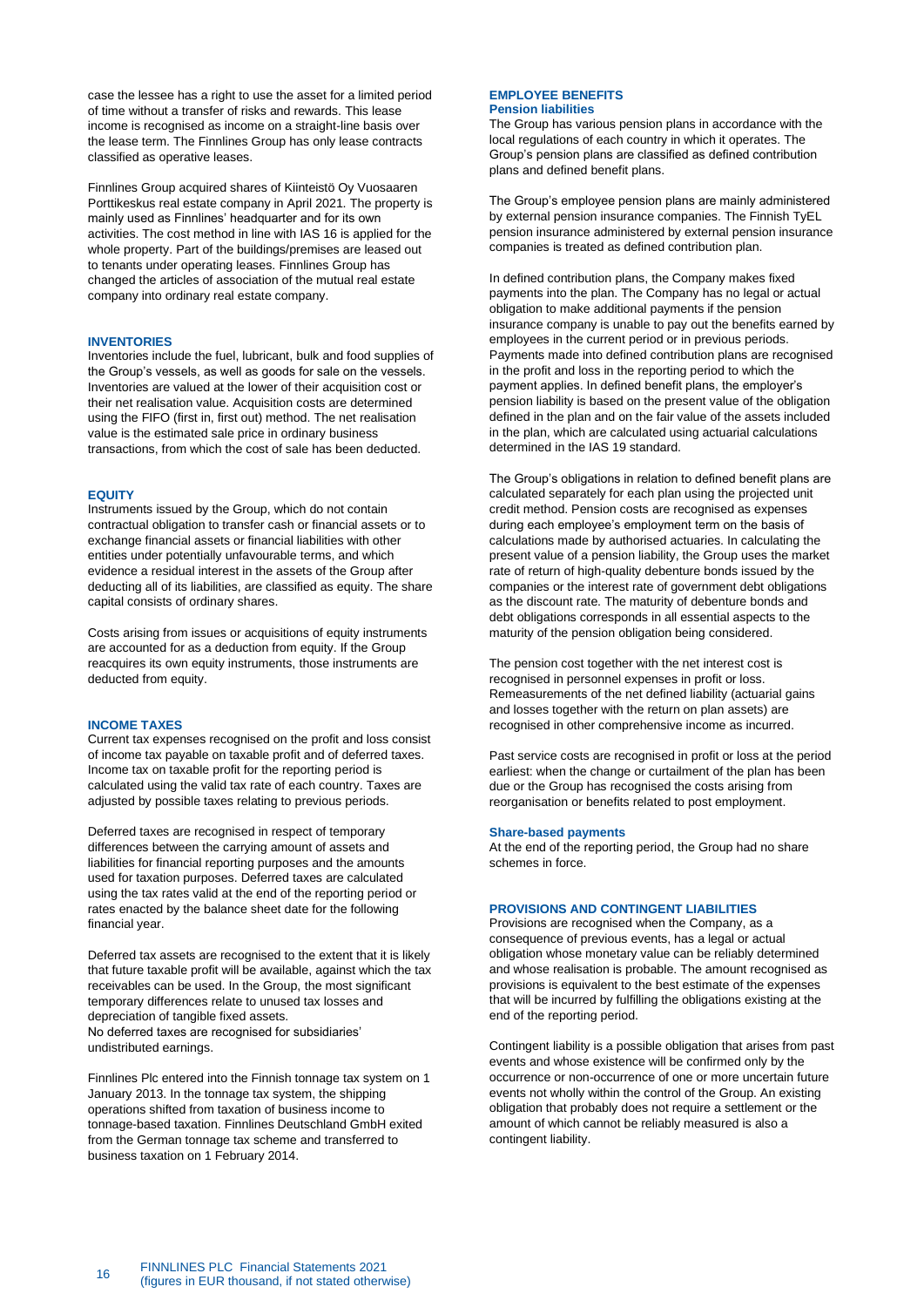case the lessee has a right to use the asset for a limited period of time without a transfer of risks and rewards. This lease income is recognised as income on a straight-line basis over the lease term. The Finnlines Group has only lease contracts classified as operative leases.

Finnlines Group acquired shares of Kiinteistö Oy Vuosaaren Porttikeskus real estate company in April 2021. The property is mainly used as Finnlines' headquarter and for its own activities. The cost method in line with IAS 16 is applied for the whole property. Part of the buildings/premises are leased out to tenants under operating leases. Finnlines Group has changed the articles of association of the mutual real estate company into ordinary real estate company.

## INVENTORIES

Inventories include the fuel, lubricant, bulk and food supplies of the Group's vessels, as well as goods for sale on the vessels. Inventories are valued at the lower of their acquisition cost or their net realisation value. Acquisition costs are determined using the FIFO (first in, first out) method. The net realisation value is the estimated sale price in ordinary business transactions, from which the cost of sale has been deducted.

## EQUITY

Instruments issued by the Group, which do not contain contractual obligation to transfer cash or financial assets or to exchange financial assets or financial liabilities with other entities under potentially unfavourable terms, and which evidence a residual interest in the assets of the Group after deducting all of its liabilities, are classified as equity. The share capital consists of ordinary shares.

Costs arising from issues or acquisitions of equity instruments are accounted for as a deduction from equity. If the Group reacquires its own equity instruments, those instruments are deducted from equity.

## INCOME TAXES

Current tax expenses recognised on the profit and loss consist of income tax payable on taxable profit and of deferred taxes. Income tax on taxable profit for the reporting period is calculated using the valid tax rate of each country. Taxes are adjusted by possible taxes relating to previous periods.

Deferred taxes are recognised in respect of temporary differences between the carrying amount of assets and liabilities for financial reporting purposes and the amounts used for taxation purposes. Deferred taxes are calculated using the tax rates valid at the end of the reporting period or rates enacted by the balance sheet date for the following financial year.

Deferred tax assets are recognised to the extent that it is likely that future taxable profit will be available, against which the tax receivables can be used. In the Group, the most significant temporary differences relate to unused tax losses and depreciation of tangible fixed assets.
No deferred taxes are recognised for subsidiaries' undistributed earnings.

Finnlines Plc entered into the Finnish tonnage tax system on 1 January 2013. In the tonnage tax system, the shipping operations shifted from taxation of business income to tonnage-based taxation. Finnlines Deutschland GmbH exited from the German tonnage tax scheme and transferred to business taxation on 1 February 2014.

## EMPLOYEE BENEFITS

### Pension liabilities

The Group has various pension plans in accordance with the local regulations of each country in which it operates. The Group's pension plans are classified as defined contribution plans and defined benefit plans.

The Group's employee pension plans are mainly administered by external pension insurance companies. The Finnish TyEL pension insurance administered by external pension insurance companies is treated as defined contribution plan.

In defined contribution plans, the Company makes fixed payments into the plan. The Company has no legal or actual obligation to make additional payments if the pension insurance company is unable to pay out the benefits earned by employees in the current period or in previous periods. Payments made into defined contribution plans are recognised in the profit and loss in the reporting period to which the payment applies. In defined benefit plans, the employer's pension liability is based on the present value of the obligation defined in the plan and on the fair value of the assets included in the plan, which are calculated using actuarial calculations determined in the IAS 19 standard.

The Group's obligations in relation to defined benefit plans are calculated separately for each plan using the projected unit credit method. Pension costs are recognised as expenses during each employee's employment term on the basis of calculations made by authorised actuaries. In calculating the present value of a pension liability, the Group uses the market rate of return of high-quality debenture bonds issued by the companies or the interest rate of government debt obligations as the discount rate. The maturity of debenture bonds and debt obligations corresponds in all essential aspects to the maturity of the pension obligation being considered.

The pension cost together with the net interest cost is recognised in personnel expenses in profit or loss. Remeasurements of the net defined liability (actuarial gains and losses together with the return on plan assets) are recognised in other comprehensive income as incurred.

Past service costs are recognised in profit or loss at the period earliest: when the change or curtailment of the plan has been due or the Group has recognised the costs arising from reorganisation or benefits related to post employment.

### Share-based payments

At the end of the reporting period, the Group had no share schemes in force.

## PROVISIONS AND CONTINGENT LIABILITIES

Provisions are recognised when the Company, as a consequence of previous events, has a legal or actual obligation whose monetary value can be reliably determined and whose realisation is probable. The amount recognised as provisions is equivalent to the best estimate of the expenses that will be incurred by fulfilling the obligations existing at the end of the reporting period.

Contingent liability is a possible obligation that arises from past events and whose existence will be confirmed only by the occurrence or non-occurrence of one or more uncertain future events not wholly within the control of the Group. An existing obligation that probably does not require a settlement or the amount of which cannot be reliably measured is also a contingent liability.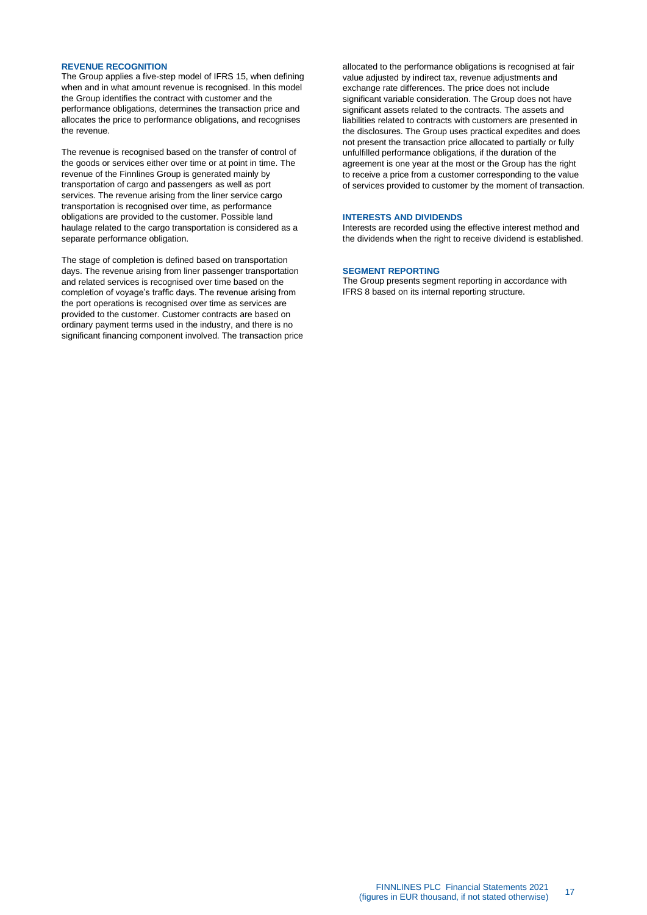### REVENUE RECOGNITION

The Group applies a five-step model of IFRS 15, when defining when and in what amount revenue is recognised. In this model the Group identifies the contract with customer and the performance obligations, determines the transaction price and allocates the price to performance obligations, and recognises the revenue.

The revenue is recognised based on the transfer of control of the goods or services either over time or at point in time. The revenue of the Finnlines Group is generated mainly by transportation of cargo and passengers as well as port services. The revenue arising from the liner service cargo transportation is recognised over time, as performance obligations are provided to the customer. Possible land haulage related to the cargo transportation is considered as a separate performance obligation.

The stage of completion is defined based on transportation days. The revenue arising from liner passenger transportation and related services is recognised over time based on the completion of voyage's traffic days. The revenue arising from the port operations is recognised over time as services are provided to the customer. Customer contracts are based on ordinary payment terms used in the industry, and there is no significant financing component involved. The transaction price allocated to the performance obligations is recognised at fair value adjusted by indirect tax, revenue adjustments and exchange rate differences. The price does not include significant variable consideration. The Group does not have significant assets related to the contracts. The assets and liabilities related to contracts with customers are presented in the disclosures. The Group uses practical expedites and does not present the transaction price allocated to partially or fully unfulfilled performance obligations, if the duration of the agreement is one year at the most or the Group has the right to receive a price from a customer corresponding to the value of services provided to customer by the moment of transaction.

### INTERESTS AND DIVIDENDS

Interests are recorded using the effective interest method and the dividends when the right to receive dividend is established.

### SEGMENT REPORTING

The Group presents segment reporting in accordance with IFRS 8 based on its internal reporting structure.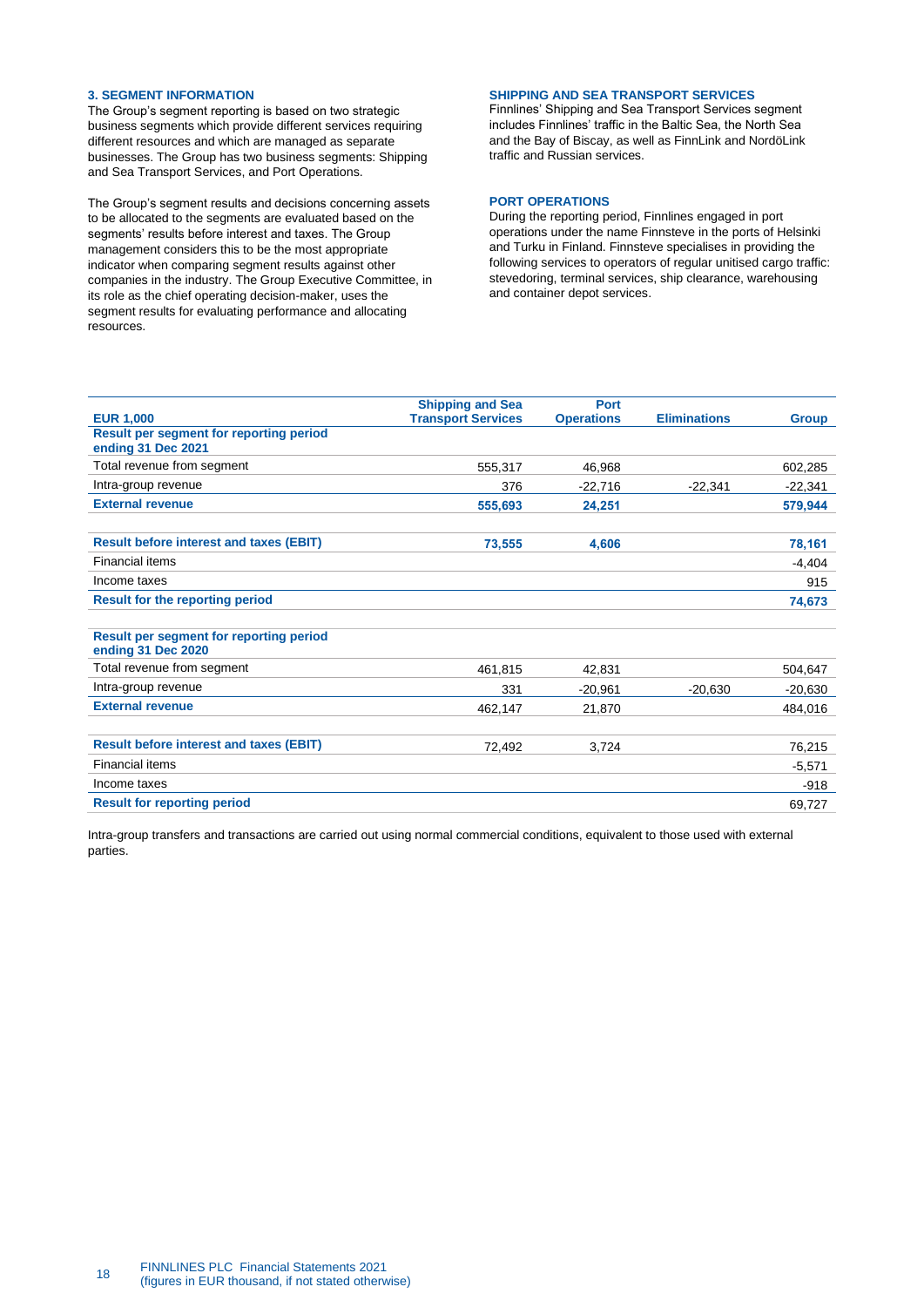### 3. SEGMENT INFORMATION

The Group's segment reporting is based on two strategic business segments which provide different services requiring different resources and which are managed as separate businesses. The Group has two business segments: Shipping and Sea Transport Services, and Port Operations.

The Group's segment results and decisions concerning assets to be allocated to the segments are evaluated based on the segments' results before interest and taxes. The Group management considers this to be the most appropriate indicator when comparing segment results against other companies in the industry. The Group Executive Committee, in its role as the chief operating decision-maker, uses the segment results for evaluating performance and allocating resources.

### SHIPPING AND SEA TRANSPORT SERVICES

Finnlines' Shipping and Sea Transport Services segment includes Finnlines' traffic in the Baltic Sea, the North Sea and the Bay of Biscay, as well as FinnLink and NordöLink traffic and Russian services.

### PORT OPERATIONS

During the reporting period, Finnlines engaged in port operations under the name Finnsteve in the ports of Helsinki and Turku in Finland. Finnsteve specialises in providing the following services to operators of regular unitised cargo traffic: stevedoring, terminal services, ship clearance, warehousing and container depot services.

| EUR 1,000 | Shipping and Sea Transport Services | Port Operations | Eliminations | Group |
|---|---|---|---|---|
| **Result per segment for reporting period ending 31 Dec 2021** | | | | |
| Total revenue from segment | 555,317 | 46,968 | | 602,285 |
| Intra-group revenue | 376 | -22,716 | -22,341 | -22,341 |
| **External revenue** | **555,693** | **24,251** | | **579,944** |
| | | | | |
| **Result before interest and taxes (EBIT)** | **73,555** | **4,606** | | **78,161** |
| Financial items | | | | -4,404 |
| Income taxes | | | | 915 |
| **Result for the reporting period** | | | | **74,673** |
| | | | | |
| **Result per segment for reporting period ending 31 Dec 2020** | | | | |
| Total revenue from segment | 461,815 | 42,831 | | 504,647 |
| Intra-group revenue | 331 | -20,961 | -20,630 | -20,630 |
| **External revenue** | 462,147 | 21,870 | | 484,016 |
| | | | | |
| **Result before interest and taxes (EBIT)** | 72,492 | 3,724 | | 76,215 |
| Financial items | | | | -5,571 |
| Income taxes | | | | -918 |
| **Result for reporting period** | | | | 69,727 |

Intra-group transfers and transactions are carried out using normal commercial conditions, equivalent to those used with external parties.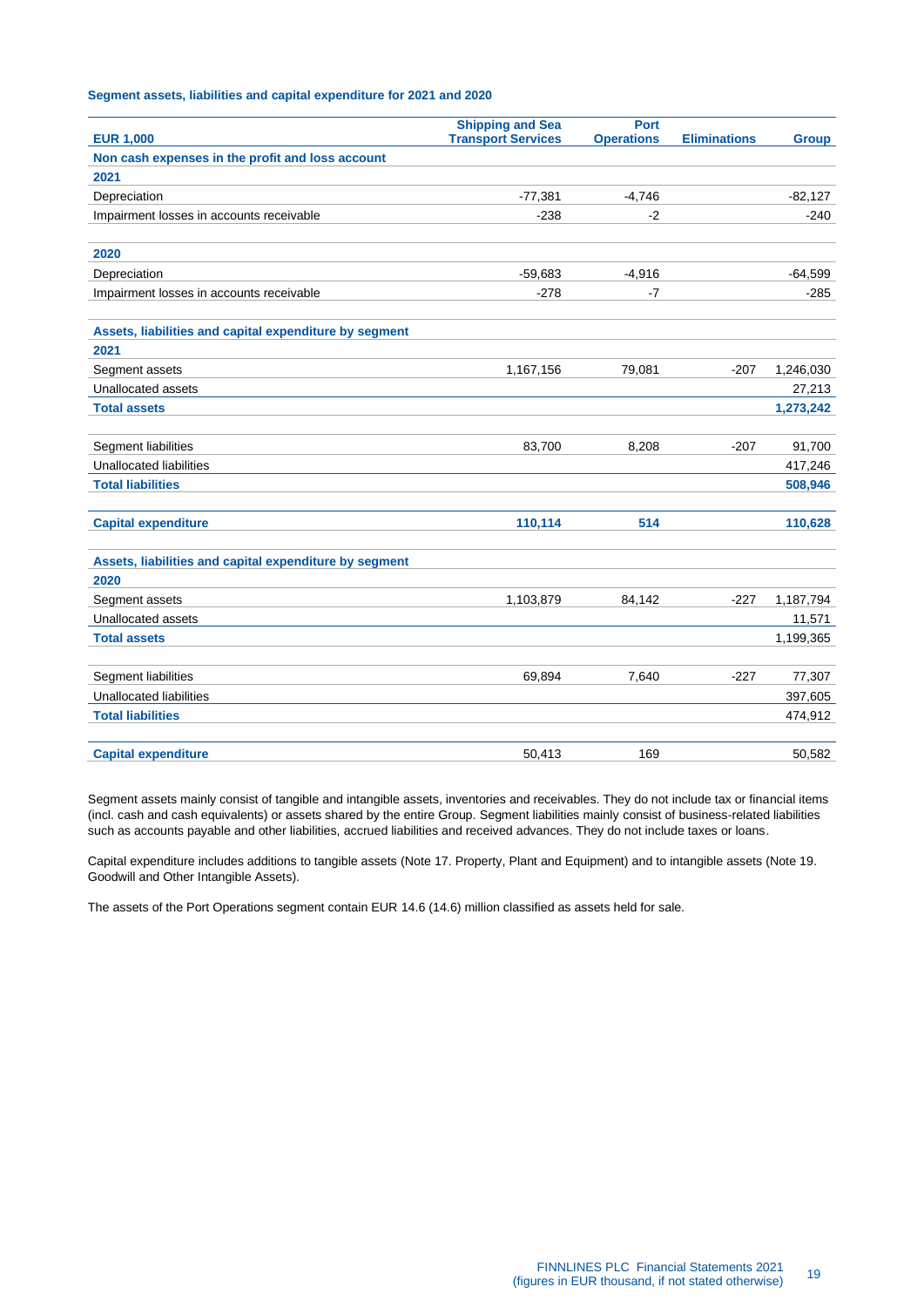### Segment assets, liabilities and capital expenditure for 2021 and 2020

| EUR 1,000 | Shipping and Sea Transport Services | Port Operations | Eliminations | Group |
|---|---|---|---|---|
| **Non cash expenses in the profit and loss account** | | | | |
| **2021** | | | | |
| Depreciation | -77,381 | -4,746 | | -82,127 |
| Impairment losses in accounts receivable | -238 | -2 | | -240 |
| | | | | |
| **2020** | | | | |
| Depreciation | -59,683 | -4,916 | | -64,599 |
| Impairment losses in accounts receivable | -278 | -7 | | -285 |
| | | | | |
| **Assets, liabilities and capital expenditure by segment** | | | | |
| **2021** | | | | |
| Segment assets | 1,167,156 | 79,081 | -207 | 1,246,030 |
| Unallocated assets | | | | 27,213 |
| **Total assets** | | | | **1,273,242** |
| | | | | |
| Segment liabilities | 83,700 | 8,208 | -207 | 91,700 |
| Unallocated liabilities | | | | 417,246 |
| **Total liabilities** | | | | **508,946** |
| | | | | |
| **Capital expenditure** | **110,114** | **514** | | **110,628** |
| | | | | |
| **Assets, liabilities and capital expenditure by segment** | | | | |
| **2020** | | | | |
| Segment assets | 1,103,879 | 84,142 | -227 | 1,187,794 |
| Unallocated assets | | | | 11,571 |
| **Total assets** | | | | 1,199,365 |
| | | | | |
| Segment liabilities | 69,894 | 7,640 | -227 | 77,307 |
| Unallocated liabilities | | | | 397,605 |
| **Total liabilities** | | | | 474,912 |
| | | | | |
| **Capital expenditure** | 50,413 | 169 | | 50,582 |

Segment assets mainly consist of tangible and intangible assets, inventories and receivables. They do not include tax or financial items (incl. cash and cash equivalents) or assets shared by the entire Group. Segment liabilities mainly consist of business-related liabilities such as accounts payable and other liabilities, accrued liabilities and received advances. They do not include taxes or loans.

Capital expenditure includes additions to tangible assets (Note 17. Property, Plant and Equipment) and to intangible assets (Note 19. Goodwill and Other Intangible Assets).

The assets of the Port Operations segment contain EUR 14.6 (14.6) million classified as assets held for sale.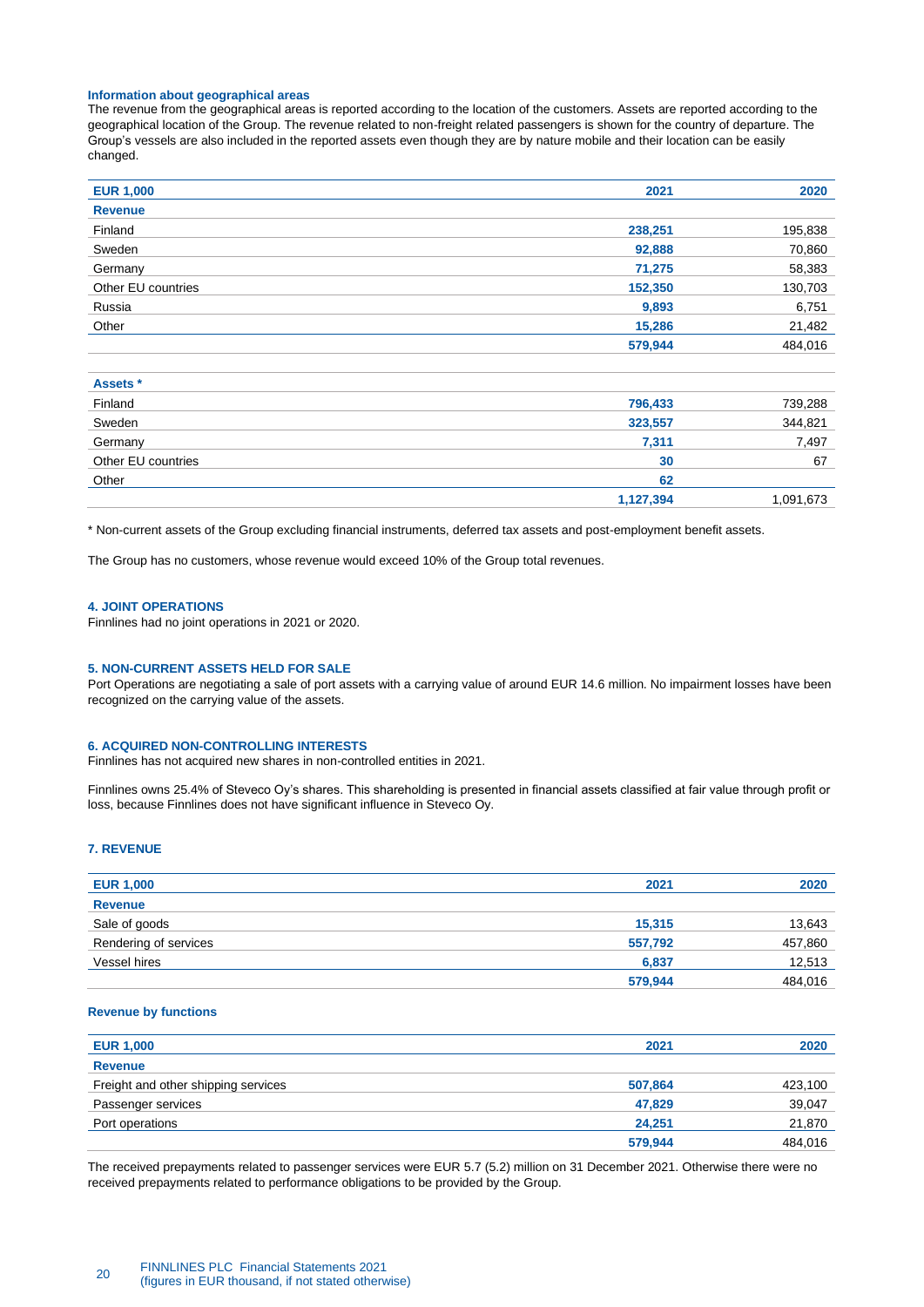### Information about geographical areas

The revenue from the geographical areas is reported according to the location of the customers. Assets are reported according to the geographical location of the Group. The revenue related to non-freight related passengers is shown for the country of departure. The Group's vessels are also included in the reported assets even though they are by nature mobile and their location can be easily changed.

| EUR 1,000 | 2021 | 2020 |
|---|---|---|
| **Revenue** | | |
| Finland | **238,251** | 195,838 |
| Sweden | **92,888** | 70,860 |
| Germany | **71,275** | 58,383 |
| Other EU countries | **152,350** | 130,703 |
| Russia | **9,893** | 6,751 |
| Other | **15,286** | 21,482 |
| | **579,944** | 484,016 |
| | | |
| **Assets *** | | |
| Finland | **796,433** | 739,288 |
| Sweden | **323,557** | 344,821 |
| Germany | **7,311** | 7,497 |
| Other EU countries | **30** | 67 |
| Other | **62** | |
| | **1,127,394** | 1,091,673 |

* Non-current assets of the Group excluding financial instruments, deferred tax assets and post-employment benefit assets.

The Group has no customers, whose revenue would exceed 10% of the Group total revenues.

## 4. JOINT OPERATIONS

Finnlines had no joint operations in 2021 or 2020.

## 5. NON-CURRENT ASSETS HELD FOR SALE

Port Operations are negotiating a sale of port assets with a carrying value of around EUR 14.6 million. No impairment losses have been recognized on the carrying value of the assets.

## 6. ACQUIRED NON-CONTROLLING INTERESTS

Finnlines has not acquired new shares in non-controlled entities in 2021.

Finnlines owns 25.4% of Steveco Oy's shares. This shareholding is presented in financial assets classified at fair value through profit or loss, because Finnlines does not have significant influence in Steveco Oy.

## 7. REVENUE

| EUR 1,000 | 2021 | 2020 |
|---|---|---|
| **Revenue** | | |
| Sale of goods | **15,315** | 13,643 |
| Rendering of services | **557,792** | 457,860 |
| Vessel hires | **6,837** | 12,513 |
| | **579,944** | 484,016 |

### Revenue by functions

| EUR 1,000 | 2021 | 2020 |
|---|---|---|
| **Revenue** | | |
| Freight and other shipping services | **507,864** | 423,100 |
| Passenger services | **47,829** | 39,047 |
| Port operations | **24,251** | 21,870 |
| | **579,944** | 484,016 |

The received prepayments related to passenger services were EUR 5.7 (5.2) million on 31 December 2021. Otherwise there were no received prepayments related to performance obligations to be provided by the Group.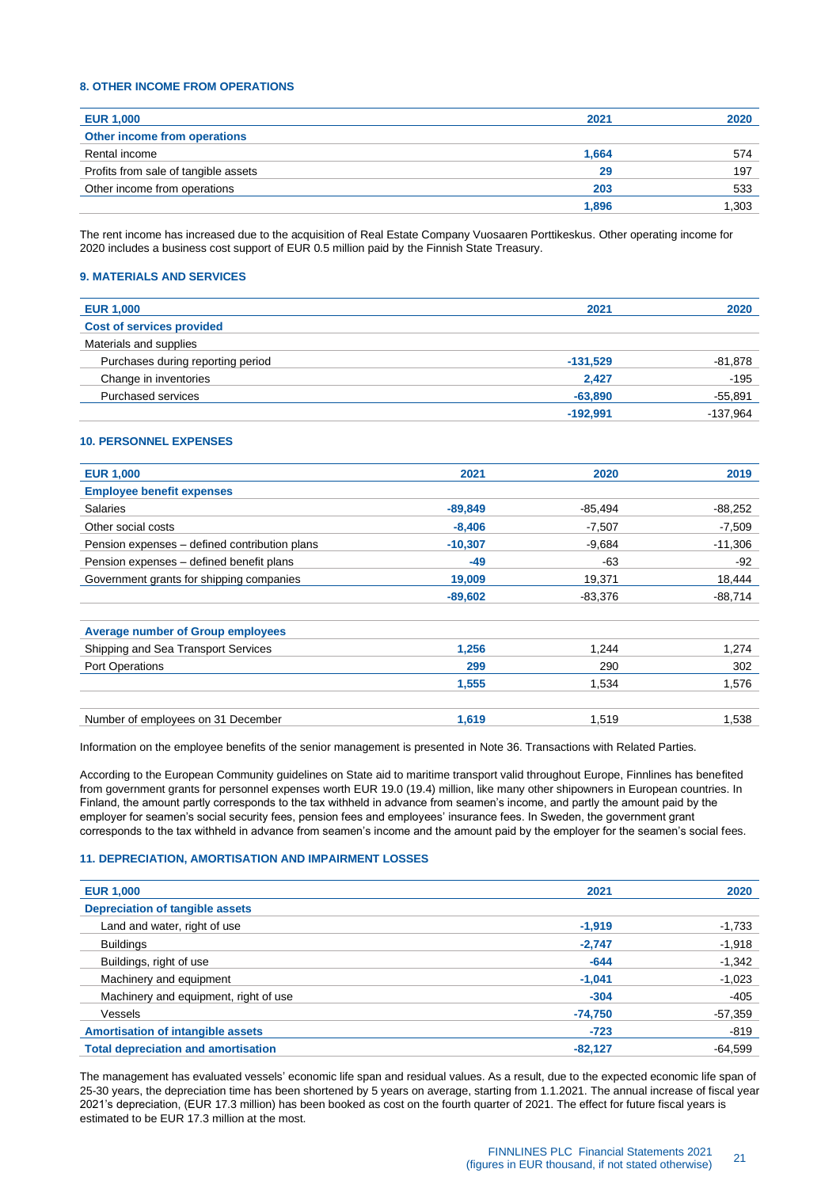### 8. OTHER INCOME FROM OPERATIONS

| EUR 1,000 | 2021 | 2020 |
|---|---|---|
| **Other income from operations** | | |
| Rental income | **1,664** | 574 |
| Profits from sale of tangible assets | **29** | 197 |
| Other income from operations | **203** | 533 |
| | **1,896** | 1,303 |

The rent income has increased due to the acquisition of Real Estate Company Vuosaaren Porttikeskus. Other operating income for 2020 includes a business cost support of EUR 0.5 million paid by the Finnish State Treasury.

### 9. MATERIALS AND SERVICES

| EUR 1,000 | 2021 | 2020 |
|---|---|---|
| **Cost of services provided** | | |
| Materials and supplies | | |
| Purchases during reporting period | **-131,529** | -81,878 |
| Change in inventories | **2,427** | -195 |
| Purchased services | **-63,890** | -55,891 |
| | **-192,991** | -137,964 |

### 10. PERSONNEL EXPENSES

| EUR 1,000 | 2021 | 2020 | 2019 |
|---|---|---|---|
| **Employee benefit expenses** | | | |
| Salaries | **-89,849** | -85,494 | -88,252 |
| Other social costs | **-8,406** | -7,507 | -7,509 |
| Pension expenses – defined contribution plans | **-10,307** | -9,684 | -11,306 |
| Pension expenses – defined benefit plans | **-49** | -63 | -92 |
| Government grants for shipping companies | **19,009** | 19,371 | 18,444 |
| | **-89,602** | -83,376 | -88,714 |
| | | | |
| **Average number of Group employees** | | | |
| Shipping and Sea Transport Services | **1,256** | 1,244 | 1,274 |
| Port Operations | **299** | 290 | 302 |
| | **1,555** | 1,534 | 1,576 |
| | | | |
| Number of employees on 31 December | **1,619** | 1,519 | 1,538 |

Information on the employee benefits of the senior management is presented in Note 36. Transactions with Related Parties.

According to the European Community guidelines on State aid to maritime transport valid throughout Europe, Finnlines has benefited from government grants for personnel expenses worth EUR 19.0 (19.4) million, like many other shipowners in European countries. In Finland, the amount partly corresponds to the tax withheld in advance from seamen's income, and partly the amount paid by the employer for seamen's social security fees, pension fees and employees' insurance fees. In Sweden, the government grant corresponds to the tax withheld in advance from seamen's income and the amount paid by the employer for the seamen's social fees.

### 11. DEPRECIATION, AMORTISATION AND IMPAIRMENT LOSSES

| EUR 1,000 | 2021 | 2020 |
|---|---|---|
| **Depreciation of tangible assets** | | |
| Land and water, right of use | **-1,919** | -1,733 |
| Buildings | **-2,747** | -1,918 |
| Buildings, right of use | **-644** | -1,342 |
| Machinery and equipment | **-1,041** | -1,023 |
| Machinery and equipment, right of use | **-304** | -405 |
| Vessels | **-74,750** | -57,359 |
| **Amortisation of intangible assets** | **-723** | -819 |
| **Total depreciation and amortisation** | **-82,127** | -64,599 |

The management has evaluated vessels' economic life span and residual values. As a result, due to the expected economic life span of 25-30 years, the depreciation time has been shortened by 5 years on average, starting from 1.1.2021. The annual increase of fiscal year 2021's depreciation, (EUR 17.3 million) has been booked as cost on the fourth quarter of 2021. The effect for future fiscal years is estimated to be EUR 17.3 million at the most.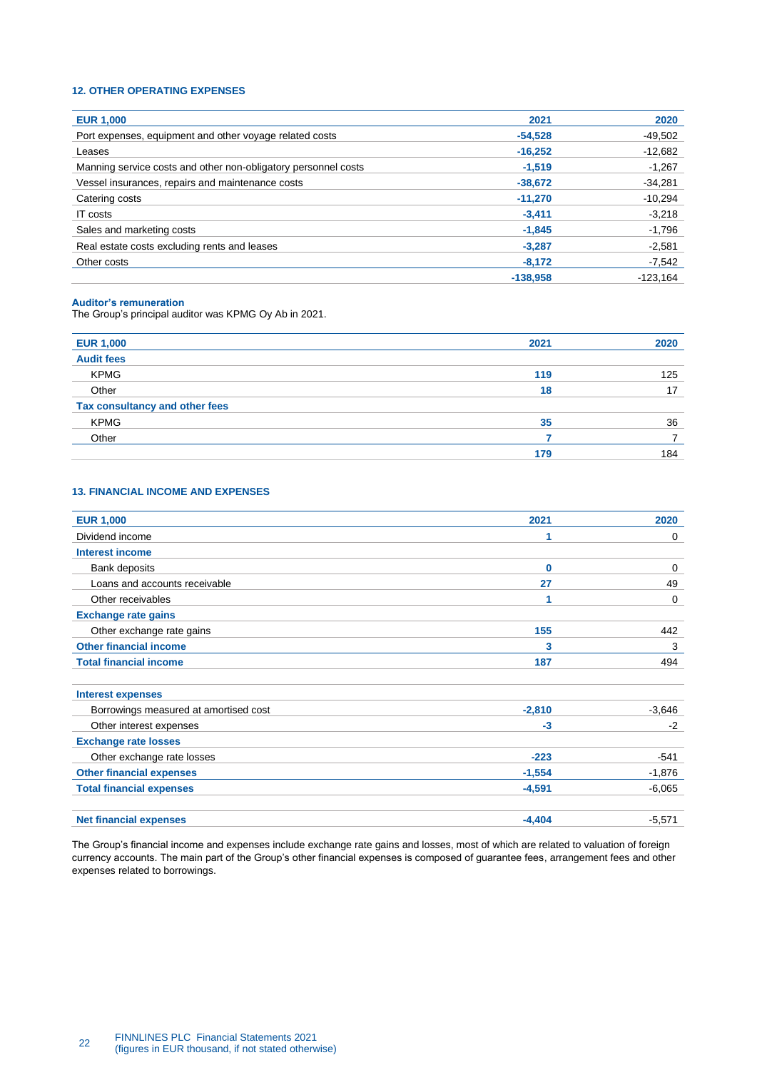## 12. OTHER OPERATING EXPENSES

| EUR 1,000 | 2021 | 2020 |
|---|---|---|
| Port expenses, equipment and other voyage related costs | -54,528 | -49,502 |
| Leases | -16,252 | -12,682 |
| Manning service costs and other non-obligatory personnel costs | -1,519 | -1,267 |
| Vessel insurances, repairs and maintenance costs | -38,672 | -34,281 |
| Catering costs | -11,270 | -10,294 |
| IT costs | -3,411 | -3,218 |
| Sales and marketing costs | -1,845 | -1,796 |
| Real estate costs excluding rents and leases | -3,287 | -2,581 |
| Other costs | -8,172 | -7,542 |
| | -138,958 | -123,164 |

**Auditor's remuneration**

The Group's principal auditor was KPMG Oy Ab in 2021.

| EUR 1,000 | 2021 | 2020 |
|---|---|---|
| **Audit fees** | | |
| KPMG | 119 | 125 |
| Other | 18 | 17 |
| **Tax consultancy and other fees** | | |
| KPMG | 35 | 36 |
| Other | 7 | 7 |
| | 179 | 184 |

## 13. FINANCIAL INCOME AND EXPENSES

| EUR 1,000 | 2021 | 2020 |
|---|---|---|
| Dividend income | 1 | 0 |
| **Interest income** | | |
| Bank deposits | 0 | 0 |
| Loans and accounts receivable | 27 | 49 |
| Other receivables | 1 | 0 |
| **Exchange rate gains** | | |
| Other exchange rate gains | 155 | 442 |
| **Other financial income** | 3 | 3 |
| **Total financial income** | 187 | 494 |
| | | |
| **Interest expenses** | | |
| Borrowings measured at amortised cost | -2,810 | -3,646 |
| Other interest expenses | -3 | -2 |
| **Exchange rate losses** | | |
| Other exchange rate losses | -223 | -541 |
| **Other financial expenses** | -1,554 | -1,876 |
| **Total financial expenses** | -4,591 | -6,065 |
| | | |
| **Net financial expenses** | -4,404 | -5,571 |

The Group's financial income and expenses include exchange rate gains and losses, most of which are related to valuation of foreign currency accounts. The main part of the Group's other financial expenses is composed of guarantee fees, arrangement fees and other expenses related to borrowings.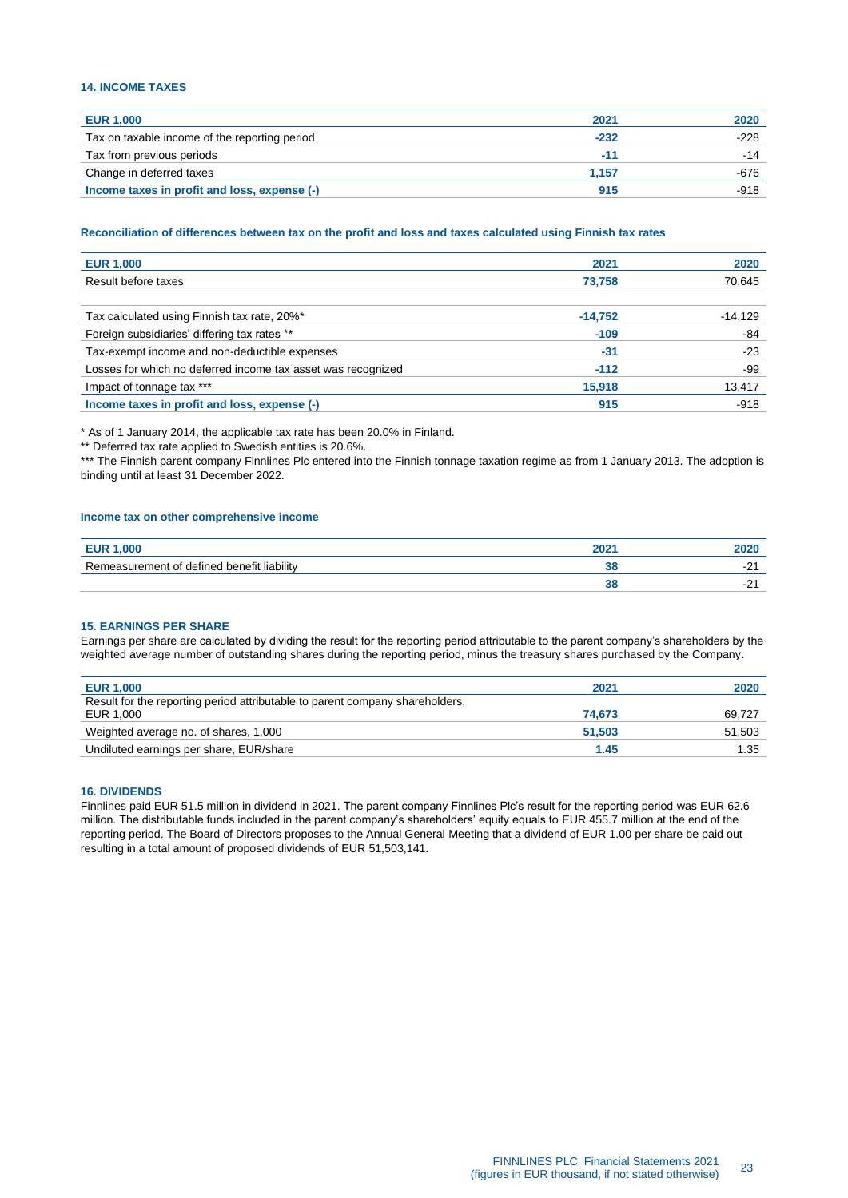### 14. INCOME TAXES

| EUR 1,000 | 2021 | 2020 |
|---|---|---|
| Tax on taxable income of the reporting period | -232 | -228 |
| Tax from previous periods | -11 | -14 |
| Change in deferred taxes | 1,157 | -676 |
| **Income taxes in profit and loss, expense (-)** | **915** | **-918** |

#### Reconciliation of differences between tax on the profit and loss and taxes calculated using Finnish tax rates

| EUR 1,000 | 2021 | 2020 |
|---|---|---|
| Result before taxes | 73,758 | 70,645 |
| | | |
| Tax calculated using Finnish tax rate, 20%* | -14,752 | -14,129 |
| Foreign subsidiaries' differing tax rates ** | -109 | -84 |
| Tax-exempt income and non-deductible expenses | -31 | -23 |
| Losses for which no deferred income tax asset was recognized | -112 | -99 |
| Impact of tonnage tax *** | 15,918 | 13,417 |
| **Income taxes in profit and loss, expense (-)** | **915** | **-918** |

* As of 1 January 2014, the applicable tax rate has been 20.0% in Finland.

** Deferred tax rate applied to Swedish entities is 20.6%.

*** The Finnish parent company Finnlines Plc entered into the Finnish tonnage taxation regime as from 1 January 2013. The adoption is binding until at least 31 December 2022.

#### Income tax on other comprehensive income

| EUR 1,000 | 2021 | 2020 |
|---|---|---|
| Remeasurement of defined benefit liability | 38 | -21 |
| | 38 | -21 |

### 15. EARNINGS PER SHARE

Earnings per share are calculated by dividing the result for the reporting period attributable to the parent company's shareholders by the weighted average number of outstanding shares during the reporting period, minus the treasury shares purchased by the Company.

| EUR 1,000 | 2021 | 2020 |
|---|---|---|
| Result for the reporting period attributable to parent company shareholders, EUR 1,000 | 74,673 | 69,727 |
| Weighted average no. of shares, 1,000 | 51,503 | 51,503 |
| Undiluted earnings per share, EUR/share | 1.45 | 1.35 |

### 16. DIVIDENDS

Finnlines paid EUR 51.5 million in dividend in 2021. The parent company Finnlines Plc's result for the reporting period was EUR 62.6 million. The distributable funds included in the parent company's shareholders' equity equals to EUR 455.7 million at the end of the reporting period. The Board of Directors proposes to the Annual General Meeting that a dividend of EUR 1.00 per share be paid out resulting in a total amount of proposed dividends of EUR 51,503,141.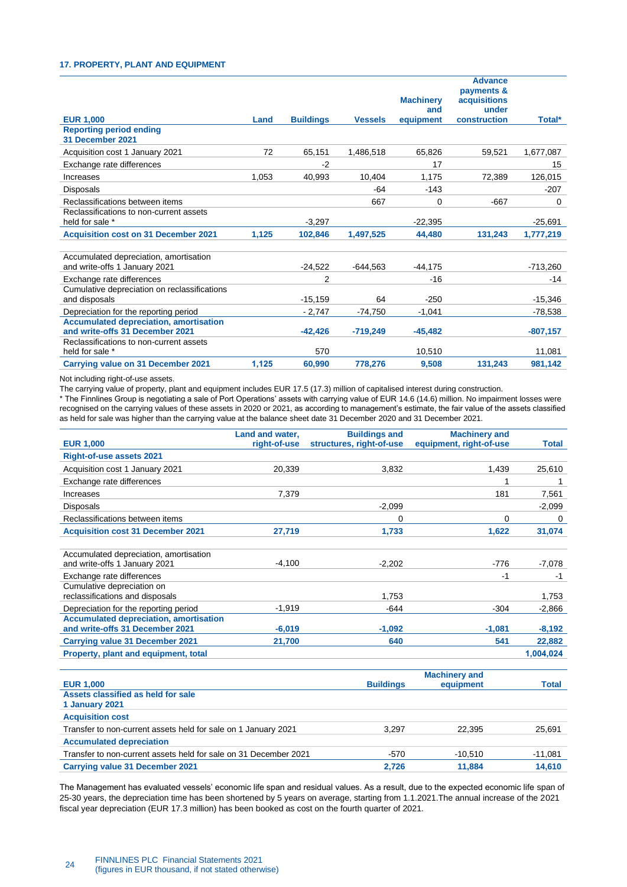### 17. PROPERTY, PLANT AND EQUIPMENT

| EUR 1,000 | Land | Buildings | Vessels | Machinery and equipment | Advance payments & acquisitions under construction | Total* |
|---|---|---|---|---|---|---|
| **Reporting period ending 31 December 2021** | | | | | | |
| Acquisition cost 1 January 2021 | 72 | 65,151 | 1,486,518 | 65,826 | 59,521 | 1,677,087 |
| Exchange rate differences | | -2 | | 17 | | 15 |
| Increases | 1,053 | 40,993 | 10,404 | 1,175 | 72,389 | 126,015 |
| Disposals | | | -64 | -143 | | -207 |
| Reclassifications between items | | | 667 | 0 | -667 | 0 |
| Reclassifications to non-current assets held for sale * | | -3,297 | | -22,395 | | -25,691 |
| **Acquisition cost on 31 December 2021** | **1,125** | **102,846** | **1,497,525** | **44,480** | **131,243** | **1,777,219** |
| | | | | | | |
| Accumulated depreciation, amortisation and write-offs 1 January 2021 | | -24,522 | -644,563 | -44,175 | | -713,260 |
| Exchange rate differences | | 2 | | -16 | | -14 |
| Cumulative depreciation on reclassifications and disposals | | -15,159 | 64 | -250 | | -15,346 |
| Depreciation for the reporting period | | - 2,747 | -74,750 | -1,041 | | -78,538 |
| **Accumulated depreciation, amortisation and write-offs 31 December 2021** | | **-42,426** | **-719,249** | **-45,482** | | **-807,157** |
| Reclassifications to non-current assets held for sale * | | 570 | | 10,510 | | 11,081 |
| **Carrying value on 31 December 2021** | **1,125** | **60,990** | **778,276** | **9,508** | **131,243** | **981,142** |

Not including right-of-use assets.
The carrying value of property, plant and equipment includes EUR 17.5 (17.3) million of capitalised interest during construction.
* The Finnlines Group is negotiating a sale of Port Operations' assets with carrying value of EUR 14.6 (14.6) million. No impairment losses were recognised on the carrying values of these assets in 2020 or 2021, as according to management's estimate, the fair value of the assets classified as held for sale was higher than the carrying value at the balance sheet date 31 December 2020 and 31 December 2021.

| EUR 1,000 | Land and water, right-of-use | Buildings and structures, right-of-use | Machinery and equipment, right-of-use | Total |
|---|---|---|---|---|
| **Right-of-use assets 2021** | | | | |
| Acquisition cost 1 January 2021 | 20,339 | 3,832 | 1,439 | 25,610 |
| Exchange rate differences | | | 1 | 1 |
| Increases | 7,379 | | 181 | 7,561 |
| Disposals | | -2,099 | | -2,099 |
| Reclassifications between items | | 0 | 0 | 0 |
| **Acquisition cost 31 December 2021** | **27,719** | **1,733** | **1,622** | **31,074** |
| | | | | |
| Accumulated depreciation, amortisation and write-offs 1 January 2021 | -4,100 | -2,202 | -776 | -7,078 |
| Exchange rate differences | | | -1 | -1 |
| Cumulative depreciation on reclassifications and disposals | | 1,753 | | 1,753 |
| Depreciation for the reporting period | -1,919 | -644 | -304 | -2,866 |
| **Accumulated depreciation, amortisation and write-offs 31 December 2021** | **-6,019** | **-1,092** | **-1,081** | **-8,192** |
| **Carrying value 31 December 2021** | **21,700** | **640** | **541** | **22,882** |
| **Property, plant and equipment, total** | | | | **1,004,024** |

| EUR 1,000 | Buildings | Machinery and equipment | Total |
|---|---|---|---|
| **Assets classified as held for sale 1 January 2021** | | | |
| **Acquisition cost** | | | |
| Transfer to non-current assets held for sale on 1 January 2021 | 3,297 | 22,395 | 25,691 |
| **Accumulated depreciation** | | | |
| Transfer to non-current assets held for sale on 31 December 2021 | -570 | -10,510 | -11,081 |
| **Carrying value 31 December 2021** | **2,726** | **11,884** | **14,610** |

The Management has evaluated vessels' economic life span and residual values. As a result, due to the expected economic life span of 25-30 years, the depreciation time has been shortened by 5 years on average, starting from 1.1.2021.The annual increase of the 2021 fiscal year depreciation (EUR 17.3 million) has been booked as cost on the fourth quarter of 2021.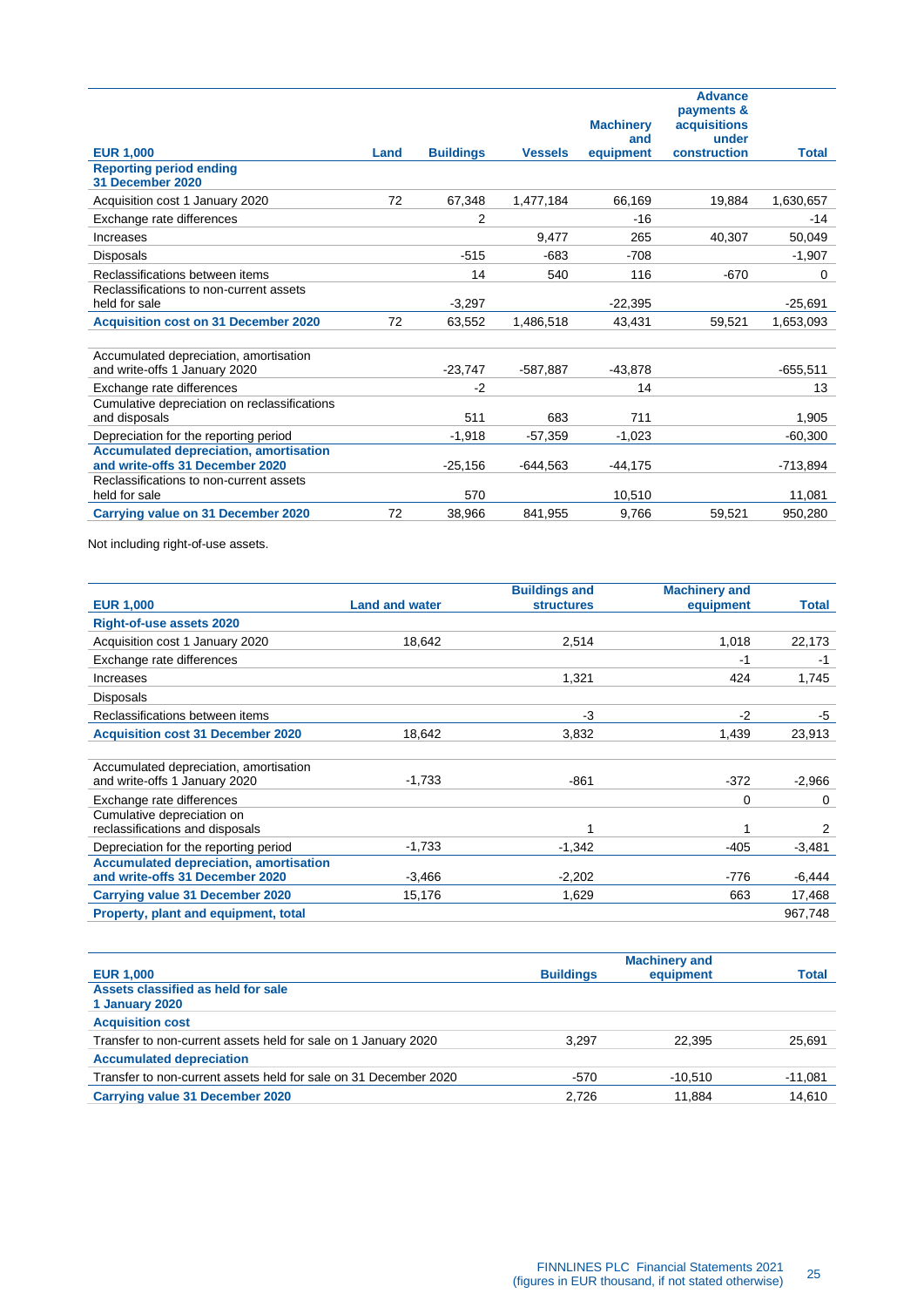| EUR 1,000 | Land | Buildings | Vessels | Machinery and equipment | Advance payments & acquisitions under construction | Total |
|---|---|---|---|---|---|---|
| **Reporting period ending 31 December 2020** | | | | | | |
| Acquisition cost 1 January 2020 | 72 | 67,348 | 1,477,184 | 66,169 | 19,884 | 1,630,657 |
| Exchange rate differences | | 2 | | -16 | | -14 |
| Increases | | | 9,477 | 265 | 40,307 | 50,049 |
| Disposals | | -515 | -683 | -708 | | -1,907 |
| Reclassifications between items | | 14 | 540 | 116 | -670 | 0 |
| Reclassifications to non-current assets held for sale | | -3,297 | | -22,395 | | -25,691 |
| **Acquisition cost on 31 December 2020** | 72 | 63,552 | 1,486,518 | 43,431 | 59,521 | 1,653,093 |
| | | | | | | |
| Accumulated depreciation, amortisation and write-offs 1 January 2020 | | -23,747 | -587,887 | -43,878 | | -655,511 |
| Exchange rate differences | | -2 | | 14 | | 13 |
| Cumulative depreciation on reclassifications and disposals | | 511 | 683 | 711 | | 1,905 |
| Depreciation for the reporting period | | -1,918 | -57,359 | -1,023 | | -60,300 |
| **Accumulated depreciation, amortisation and write-offs 31 December 2020** | | -25,156 | -644,563 | -44,175 | | -713,894 |
| Reclassifications to non-current assets held for sale | | 570 | | 10,510 | | 11,081 |
| **Carrying value on 31 December 2020** | 72 | 38,966 | 841,955 | 9,766 | 59,521 | 950,280 |

Not including right-of-use assets.

| EUR 1,000 | Land and water | Buildings and structures | Machinery and equipment | Total |
|---|---|---|---|---|
| **Right-of-use assets 2020** | | | | |
| Acquisition cost 1 January 2020 | 18,642 | 2,514 | 1,018 | 22,173 |
| Exchange rate differences | | | -1 | -1 |
| Increases | | 1,321 | 424 | 1,745 |
| Disposals | | | | |
| Reclassifications between items | | -3 | -2 | -5 |
| **Acquisition cost 31 December 2020** | 18,642 | 3,832 | 1,439 | 23,913 |
| | | | | |
| Accumulated depreciation, amortisation and write-offs 1 January 2020 | -1,733 | -861 | -372 | -2,966 |
| Exchange rate differences | | | 0 | 0 |
| Cumulative depreciation on reclassifications and disposals | | 1 | 1 | 2 |
| Depreciation for the reporting period | -1,733 | -1,342 | -405 | -3,481 |
| **Accumulated depreciation, amortisation and write-offs 31 December 2020** | -3,466 | -2,202 | -776 | -6,444 |
| **Carrying value 31 December 2020** | 15,176 | 1,629 | 663 | 17,468 |
| **Property, plant and equipment, total** | | | | 967,748 |

| EUR 1,000 | Buildings | Machinery and equipment | Total |
|---|---|---|---|
| **Assets classified as held for sale 1 January 2020** | | | |
| **Acquisition cost** | | | |
| Transfer to non-current assets held for sale on 1 January 2020 | 3,297 | 22,395 | 25,691 |
| **Accumulated depreciation** | | | |
| Transfer to non-current assets held for sale on 31 December 2020 | -570 | -10,510 | -11,081 |
| **Carrying value 31 December 2020** | 2,726 | 11,884 | 14,610 |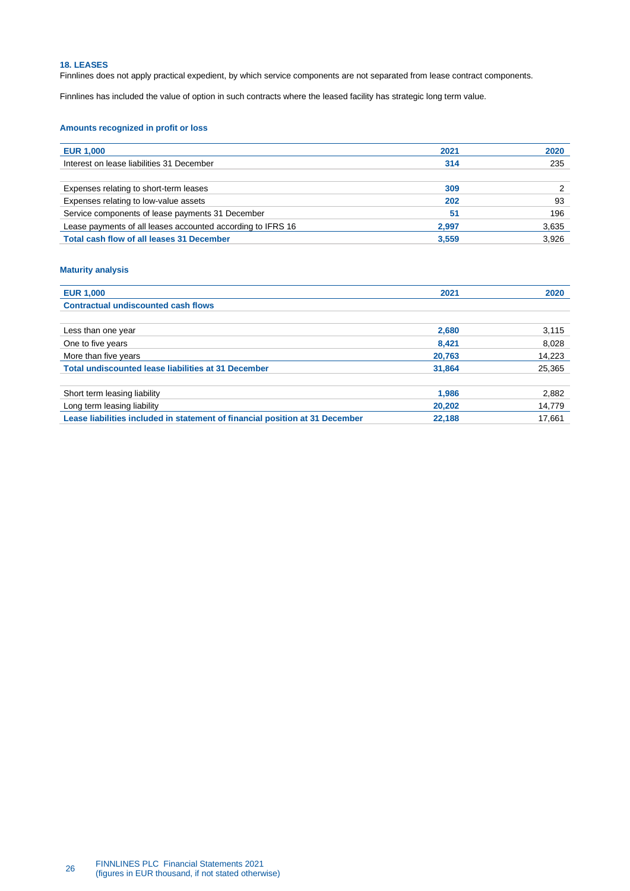## 18. LEASES

Finnlines does not apply practical expedient, by which service components are not separated from lease contract components.

Finnlines has included the value of option in such contracts where the leased facility has strategic long term value.

### Amounts recognized in profit or loss

| EUR 1,000 | 2021 | 2020 |
|---|---|---|
| Interest on lease liabilities 31 December | 314 | 235 |
| | | |
| Expenses relating to short-term leases | 309 | 2 |
| Expenses relating to low-value assets | 202 | 93 |
| Service components of lease payments 31 December | 51 | 196 |
| Lease payments of all leases accounted according to IFRS 16 | 2,997 | 3,635 |
| **Total cash flow of all leases 31 December** | **3,559** | **3,926** |

### Maturity analysis

| EUR 1,000 | 2021 | 2020 |
|---|---|---|
| **Contractual undiscounted cash flows** | | |
| | | |
| Less than one year | 2,680 | 3,115 |
| One to five years | 8,421 | 8,028 |
| More than five years | 20,763 | 14,223 |
| **Total undiscounted lease liabilities at 31 December** | **31,864** | **25,365** |
| | | |
| Short term leasing liability | 1,986 | 2,882 |
| Long term leasing liability | 20,202 | 14,779 |
| **Lease liabilities included in statement of financial position at 31 December** | **22,188** | **17,661** |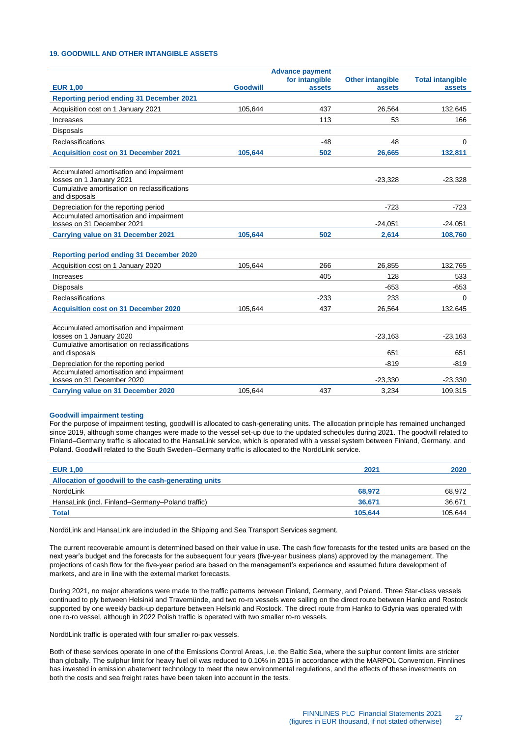### 19. GOODWILL AND OTHER INTANGIBLE ASSETS

| EUR 1,00 | Goodwill | Advance payment for intangible assets | Other intangible assets | Total intangible assets |
|---|---|---|---|---|
| **Reporting period ending 31 December 2021** | | | | |
| Acquisition cost on 1 January 2021 | 105,644 | 437 | 26,564 | 132,645 |
| Increases | | 113 | 53 | 166 |
| Disposals | | | | |
| Reclassifications | | -48 | 48 | 0 |
| **Acquisition cost on 31 December 2021** | **105,644** | **502** | **26,665** | **132,811** |
| | | | | |
| Accumulated amortisation and impairment losses on 1 January 2021 | | | -23,328 | -23,328 |
| Cumulative amortisation on reclassifications and disposals | | | | |
| Depreciation for the reporting period | | | -723 | -723 |
| Accumulated amortisation and impairment losses on 31 December 2021 | | | -24,051 | -24,051 |
| **Carrying value on 31 December 2021** | **105,644** | **502** | **2,614** | **108,760** |
| | | | | |
| **Reporting period ending 31 December 2020** | | | | |
| Acquisition cost on 1 January 2020 | 105,644 | 266 | 26,855 | 132,765 |
| Increases | | 405 | 128 | 533 |
| Disposals | | | -653 | -653 |
| Reclassifications | | -233 | 233 | 0 |
| **Acquisition cost on 31 December 2020** | 105,644 | 437 | 26,564 | 132,645 |
| | | | | |
| Accumulated amortisation and impairment losses on 1 January 2020 | | | -23,163 | -23,163 |
| Cumulative amortisation on reclassifications and disposals | | | 651 | 651 |
| Depreciation for the reporting period | | | -819 | -819 |
| Accumulated amortisation and impairment losses on 31 December 2020 | | | -23,330 | -23,330 |
| **Carrying value on 31 December 2020** | 105,644 | 437 | 3,234 | 109,315 |

#### Goodwill impairment testing

For the purpose of impairment testing, goodwill is allocated to cash-generating units. The allocation principle has remained unchanged since 2019, although some changes were made to the vessel set-up due to the updated schedules during 2021. The goodwill related to Finland–Germany traffic is allocated to the HansaLink service, which is operated with a vessel system between Finland, Germany, and Poland. Goodwill related to the South Sweden–Germany traffic is allocated to the NordöLink service.

| EUR 1,00 | 2021 | 2020 |
|---|---|---|
| **Allocation of goodwill to the cash-generating units** | | |
| NordöLink | **68,972** | 68,972 |
| HansaLink (incl. Finland–Germany–Poland traffic) | **36,671** | 36,671 |
| **Total** | **105,644** | 105,644 |

NordöLink and HansaLink are included in the Shipping and Sea Transport Services segment.

The current recoverable amount is determined based on their value in use. The cash flow forecasts for the tested units are based on the next year's budget and the forecasts for the subsequent four years (five-year business plans) approved by the management. The projections of cash flow for the five-year period are based on the management's experience and assumed future development of markets, and are in line with the external market forecasts.

During 2021, no major alterations were made to the traffic patterns between Finland, Germany, and Poland. Three Star-class vessels continued to ply between Helsinki and Travemünde, and two ro-ro vessels were sailing on the direct route between Hanko and Rostock supported by one weekly back-up departure between Helsinki and Rostock. The direct route from Hanko to Gdynia was operated with one ro-ro vessel, although in 2022 Polish traffic is operated with two smaller ro-ro vessels.

NordöLink traffic is operated with four smaller ro-pax vessels.

Both of these services operate in one of the Emissions Control Areas, i.e. the Baltic Sea, where the sulphur content limits are stricter than globally. The sulphur limit for heavy fuel oil was reduced to 0.10% in 2015 in accordance with the MARPOL Convention. Finnlines has invested in emission abatement technology to meet the new environmental regulations, and the effects of these investments on both the costs and sea freight rates have been taken into account in the tests.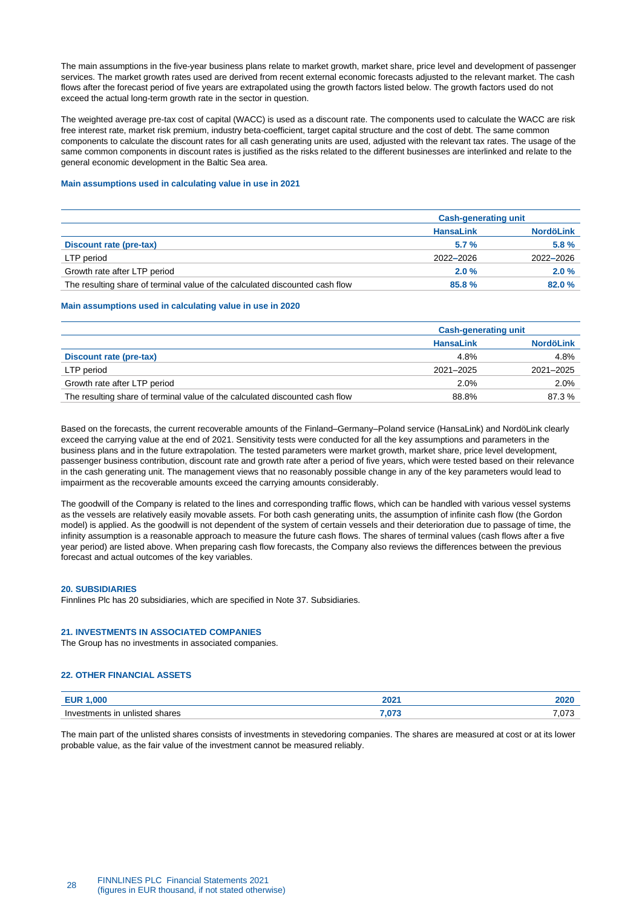The main assumptions in the five-year business plans relate to market growth, market share, price level and development of passenger services. The market growth rates used are derived from recent external economic forecasts adjusted to the relevant market. The cash flows after the forecast period of five years are extrapolated using the growth factors listed below. The growth factors used do not exceed the actual long-term growth rate in the sector in question.

The weighted average pre-tax cost of capital (WACC) is used as a discount rate. The components used to calculate the WACC are risk free interest rate, market risk premium, industry beta-coefficient, target capital structure and the cost of debt. The same common components to calculate the discount rates for all cash generating units are used, adjusted with the relevant tax rates. The usage of the same common components in discount rates is justified as the risks related to the different businesses are interlinked and relate to the general economic development in the Baltic Sea area.

**Main assumptions used in calculating value in use in 2021**

| | Cash-generating unit | |
|---|---|---|
| | **HansaLink** | **NordöLink** |
| **Discount rate (pre-tax)** | **5.7 %** | **5.8 %** |
| LTP period | 2022–2026 | 2022–2026 |
| Growth rate after LTP period | **2.0 %** | **2.0 %** |
| The resulting share of terminal value of the calculated discounted cash flow | **85.8 %** | **82.0 %** |

**Main assumptions used in calculating value in use in 2020**

| | Cash-generating unit | |
|---|---|---|
| | **HansaLink** | **NordöLink** |
| **Discount rate (pre-tax)** | 4.8% | 4.8% |
| LTP period | 2021–2025 | 2021–2025 |
| Growth rate after LTP period | 2.0% | 2.0% |
| The resulting share of terminal value of the calculated discounted cash flow | 88.8% | 87.3 % |

Based on the forecasts, the current recoverable amounts of the Finland–Germany–Poland service (HansaLink) and NordöLink clearly exceed the carrying value at the end of 2021. Sensitivity tests were conducted for all the key assumptions and parameters in the business plans and in the future extrapolation. The tested parameters were market growth, market share, price level development, passenger business contribution, discount rate and growth rate after a period of five years, which were tested based on their relevance in the cash generating unit. The management views that no reasonably possible change in any of the key parameters would lead to impairment as the recoverable amounts exceed the carrying amounts considerably.

The goodwill of the Company is related to the lines and corresponding traffic flows, which can be handled with various vessel systems as the vessels are relatively easily movable assets. For both cash generating units, the assumption of infinite cash flow (the Gordon model) is applied. As the goodwill is not dependent of the system of certain vessels and their deterioration due to passage of time, the infinity assumption is a reasonable approach to measure the future cash flows. The shares of terminal values (cash flows after a five year period) are listed above. When preparing cash flow forecasts, the Company also reviews the differences between the previous forecast and actual outcomes of the key variables.

## 20. SUBSIDIARIES

Finnlines Plc has 20 subsidiaries, which are specified in Note 37. Subsidiaries.

## 21. INVESTMENTS IN ASSOCIATED COMPANIES

The Group has no investments in associated companies.

## 22. OTHER FINANCIAL ASSETS

| EUR 1,000 | 2021 | 2020 |
|---|---|---|
| Investments in unlisted shares | **7,073** | 7,073 |

The main part of the unlisted shares consists of investments in stevedoring companies. The shares are measured at cost or at its lower probable value, as the fair value of the investment cannot be measured reliably.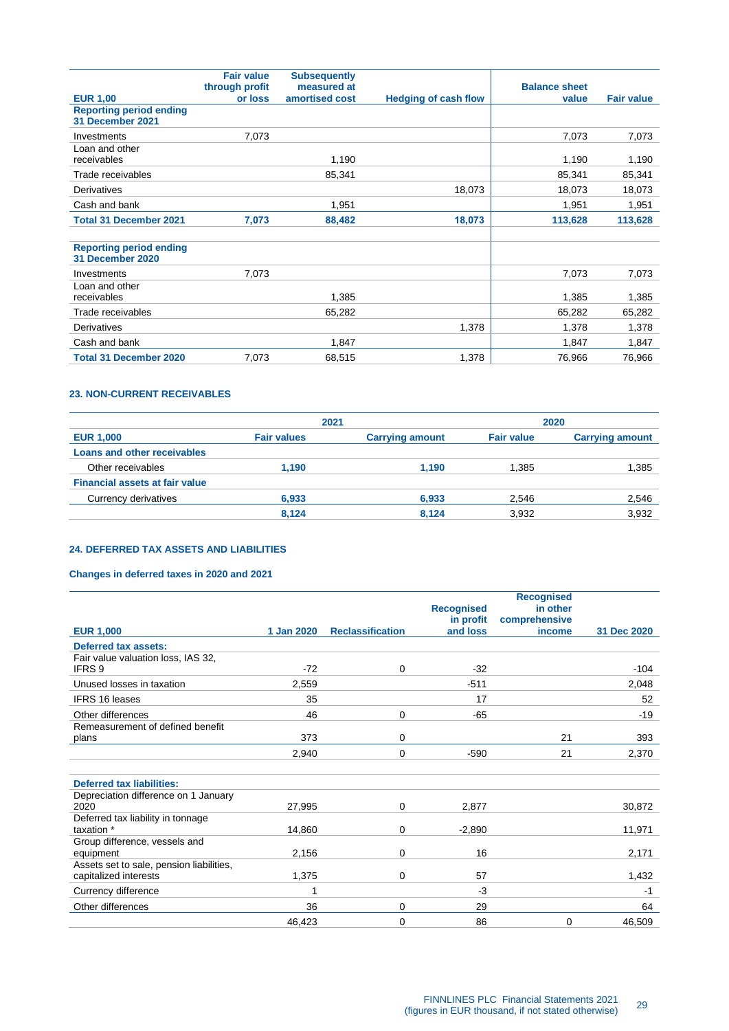| EUR 1,00 | Fair value through profit or loss | Subsequently measured at amortised cost | Hedging of cash flow | Balance sheet value | Fair value |
|---|---|---|---|---|---|
| **Reporting period ending 31 December 2021** | | | | | |
| Investments | 7,073 | | | 7,073 | 7,073 |
| Loan and other receivables | | 1,190 | | 1,190 | 1,190 |
| Trade receivables | | 85,341 | | 85,341 | 85,341 |
| Derivatives | | | 18,073 | 18,073 | 18,073 |
| Cash and bank | | 1,951 | | 1,951 | 1,951 |
| **Total 31 December 2021** | **7,073** | **88,482** | **18,073** | **113,628** | **113,628** |
| | | | | | |
| **Reporting period ending 31 December 2020** | | | | | |
| Investments | 7,073 | | | 7,073 | 7,073 |
| Loan and other receivables | | 1,385 | | 1,385 | 1,385 |
| Trade receivables | | 65,282 | | 65,282 | 65,282 |
| Derivatives | | | 1,378 | 1,378 | 1,378 |
| Cash and bank | | 1,847 | | 1,847 | 1,847 |
| **Total 31 December 2020** | 7,073 | 68,515 | 1,378 | 76,966 | 76,966 |

### 23. NON-CURRENT RECEIVABLES

| | 2021 | | 2020 | |
|---|---|---|---|---|
| **EUR 1,000** | **Fair values** | **Carrying amount** | **Fair value** | **Carrying amount** |
| **Loans and other receivables** | | | | |
| Other receivables | **1,190** | **1,190** | 1,385 | 1,385 |
| **Financial assets at fair value** | | | | |
| Currency derivatives | **6,933** | **6,933** | 2,546 | 2,546 |
| | **8,124** | **8,124** | 3,932 | 3,932 |

### 24. DEFERRED TAX ASSETS AND LIABILITIES

#### Changes in deferred taxes in 2020 and 2021

| EUR 1,000 | 1 Jan 2020 | Reclassification | Recognised in profit and loss | Recognised in other comprehensive income | 31 Dec 2020 |
|---|---|---|---|---|---|
| **Deferred tax assets:** | | | | | |
| Fair value valuation loss, IAS 32, IFRS 9 | -72 | 0 | -32 | | -104 |
| Unused losses in taxation | 2,559 | | -511 | | 2,048 |
| IFRS 16 leases | 35 | | 17 | | 52 |
| Other differences | 46 | 0 | -65 | | -19 |
| Remeasurement of defined benefit plans | 373 | 0 | | 21 | 393 |
| | 2,940 | 0 | -590 | 21 | 2,370 |
| | | | | | |
| **Deferred tax liabilities:** | | | | | |
| Depreciation difference on 1 January 2020 | 27,995 | 0 | 2,877 | | 30,872 |
| Deferred tax liability in tonnage taxation * | 14,860 | 0 | -2,890 | | 11,971 |
| Group difference, vessels and equipment | 2,156 | 0 | 16 | | 2,171 |
| Assets set to sale, pension liabilities, capitalized interests | 1,375 | 0 | 57 | | 1,432 |
| Currency difference | 1 | | -3 | | -1 |
| Other differences | 36 | 0 | 29 | | 64 |
| | 46,423 | 0 | 86 | 0 | 46,509 |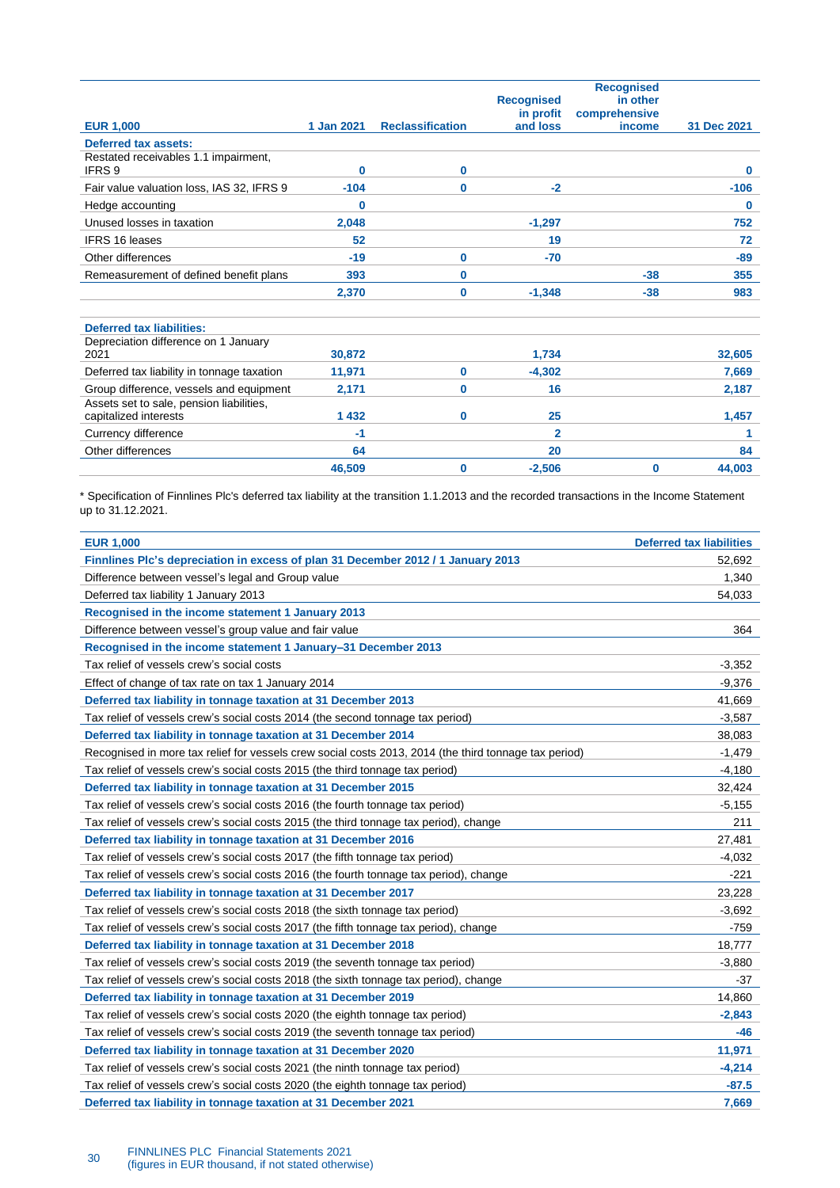| EUR 1,000 | 1 Jan 2021 | Reclassification | Recognised in profit and loss | Recognised in other comprehensive income | 31 Dec 2021 |
|---|---|---|---|---|---|
| **Deferred tax assets:** | | | | | |
| Restated receivables 1.1 impairment, IFRS 9 | 0 | 0 | | | 0 |
| Fair value valuation loss, IAS 32, IFRS 9 | -104 | 0 | -2 | | -106 |
| Hedge accounting | 0 | | | | 0 |
| Unused losses in taxation | 2,048 | | -1,297 | | 752 |
| IFRS 16 leases | 52 | | 19 | | 72 |
| Other differences | -19 | 0 | -70 | | -89 |
| Remeasurement of defined benefit plans | 393 | 0 | | -38 | 355 |
| | 2,370 | 0 | -1,348 | -38 | 983 |
| | | | | | |
| **Deferred tax liabilities:** | | | | | |
| Depreciation difference on 1 January 2021 | 30,872 | | 1,734 | | 32,605 |
| Deferred tax liability in tonnage taxation | 11,971 | 0 | -4,302 | | 7,669 |
| Group difference, vessels and equipment | 2,171 | 0 | 16 | | 2,187 |
| Assets set to sale, pension liabilities, capitalized interests | 1 432 | 0 | 25 | | 1,457 |
| Currency difference | -1 | | 2 | | 1 |
| Other differences | 64 | | 20 | | 84 |
| | 46,509 | 0 | -2,506 | 0 | 44,003 |

* Specification of Finnlines Plc's deferred tax liability at the transition 1.1.2013 and the recorded transactions in the Income Statement up to 31.12.2021.

| EUR 1,000 | Deferred tax liabilities |
|---|---|
| **Finnlines Plc's depreciation in excess of plan 31 December 2012 / 1 January 2013** | 52,692 |
| Difference between vessel's legal and Group value | 1,340 |
| Deferred tax liability 1 January 2013 | 54,033 |
| **Recognised in the income statement 1 January 2013** | |
| Difference between vessel's group value and fair value | 364 |
| **Recognised in the income statement 1 January–31 December 2013** | |
| Tax relief of vessels crew's social costs | -3,352 |
| Effect of change of tax rate on tax 1 January 2014 | -9,376 |
| **Deferred tax liability in tonnage taxation at 31 December 2013** | 41,669 |
| Tax relief of vessels crew's social costs 2014 (the second tonnage tax period) | -3,587 |
| **Deferred tax liability in tonnage taxation at 31 December 2014** | 38,083 |
| Recognised in more tax relief for vessels crew social costs 2013, 2014 (the third tonnage tax period) | -1,479 |
| Tax relief of vessels crew's social costs 2015 (the third tonnage tax period) | -4,180 |
| **Deferred tax liability in tonnage taxation at 31 December 2015** | 32,424 |
| Tax relief of vessels crew's social costs 2016 (the fourth tonnage tax period) | -5,155 |
| Tax relief of vessels crew's social costs 2015 (the third tonnage tax period), change | 211 |
| **Deferred tax liability in tonnage taxation at 31 December 2016** | 27,481 |
| Tax relief of vessels crew's social costs 2017 (the fifth tonnage tax period) | -4,032 |
| Tax relief of vessels crew's social costs 2016 (the fourth tonnage tax period), change | -221 |
| **Deferred tax liability in tonnage taxation at 31 December 2017** | 23,228 |
| Tax relief of vessels crew's social costs 2018 (the sixth tonnage tax period) | -3,692 |
| Tax relief of vessels crew's social costs 2017 (the fifth tonnage tax period), change | -759 |
| **Deferred tax liability in tonnage taxation at 31 December 2018** | 18,777 |
| Tax relief of vessels crew's social costs 2019 (the seventh tonnage tax period) | -3,880 |
| Tax relief of vessels crew's social costs 2018 (the sixth tonnage tax period), change | -37 |
| **Deferred tax liability in tonnage taxation at 31 December 2019** | 14,860 |
| Tax relief of vessels crew's social costs 2020 (the eighth tonnage tax period) | -2,843 |
| Tax relief of vessels crew's social costs 2019 (the seventh tonnage tax period) | -46 |
| **Deferred tax liability in tonnage taxation at 31 December 2020** | 11,971 |
| Tax relief of vessels crew's social costs 2021 (the ninth tonnage tax period) | -4,214 |
| Tax relief of vessels crew's social costs 2020 (the eighth tonnage tax period) | -87.5 |
| **Deferred tax liability in tonnage taxation at 31 December 2021** | 7,669 |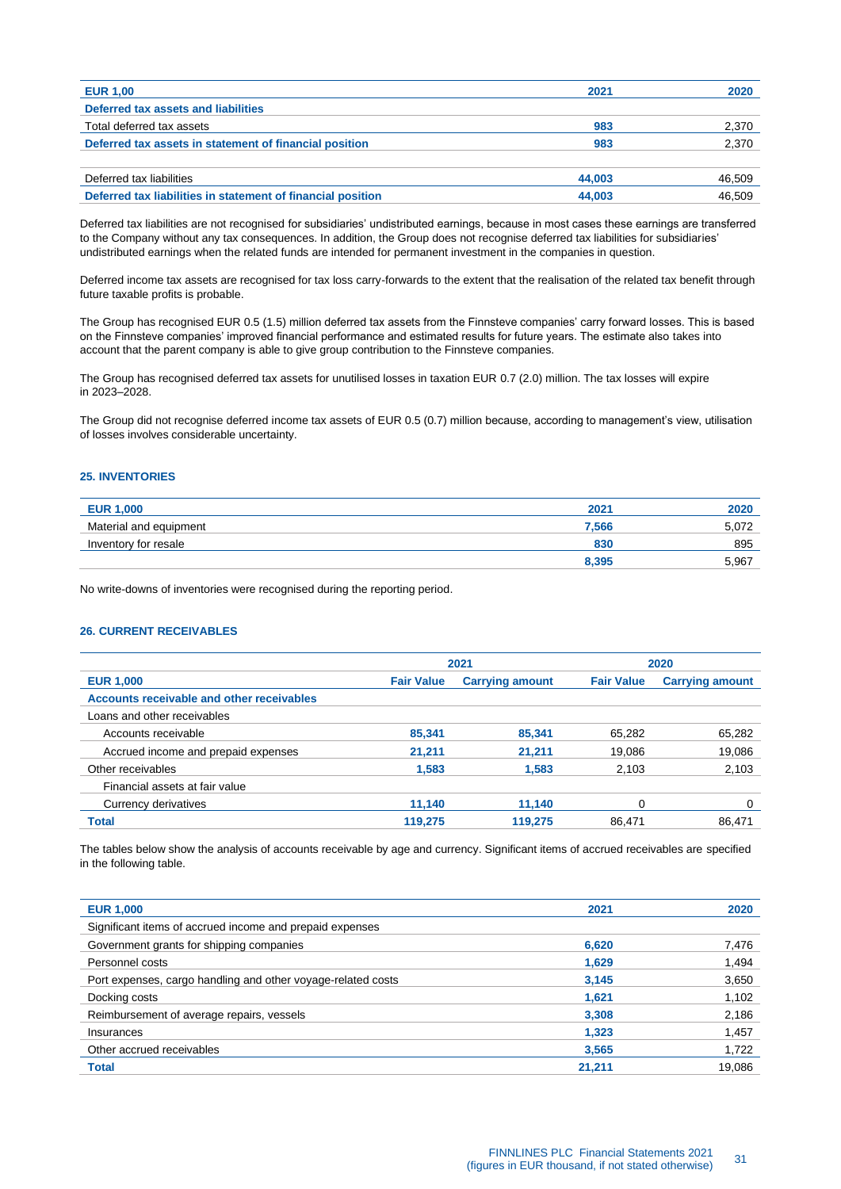| EUR 1,00 | 2021 | 2020 |
|---|---|---|
| **Deferred tax assets and liabilities** | | |
| Total deferred tax assets | **983** | 2,370 |
| **Deferred tax assets in statement of financial position** | **983** | 2,370 |
| | | |
| Deferred tax liabilities | **44,003** | 46,509 |
| **Deferred tax liabilities in statement of financial position** | **44,003** | 46,509 |

Deferred tax liabilities are not recognised for subsidiaries' undistributed earnings, because in most cases these earnings are transferred to the Company without any tax consequences. In addition, the Group does not recognise deferred tax liabilities for subsidiaries' undistributed earnings when the related funds are intended for permanent investment in the companies in question.

Deferred income tax assets are recognised for tax loss carry-forwards to the extent that the realisation of the related tax benefit through future taxable profits is probable.

The Group has recognised EUR 0.5 (1.5) million deferred tax assets from the Finnsteve companies' carry forward losses. This is based on the Finnsteve companies' improved financial performance and estimated results for future years. The estimate also takes into account that the parent company is able to give group contribution to the Finnsteve companies.

The Group has recognised deferred tax assets for unutilised losses in taxation EUR 0.7 (2.0) million. The tax losses will expire in 2023–2028.

The Group did not recognise deferred income tax assets of EUR 0.5 (0.7) million because, according to management's view, utilisation of losses involves considerable uncertainty.

## 25. INVENTORIES

| EUR 1,000 | 2021 | 2020 |
|---|---|---|
| Material and equipment | **7,566** | 5,072 |
| Inventory for resale | **830** | 895 |
| | **8,395** | 5,967 |

No write-downs of inventories were recognised during the reporting period.

## 26. CURRENT RECEIVABLES

| | 2021 | | 2020 | |
|---|---|---|---|---|
| **EUR 1,000** | **Fair Value** | **Carrying amount** | **Fair Value** | **Carrying amount** |
| **Accounts receivable and other receivables** | | | | |
| Loans and other receivables | | | | |
| Accounts receivable | **85,341** | **85,341** | 65,282 | 65,282 |
| Accrued income and prepaid expenses | **21,211** | **21,211** | 19,086 | 19,086 |
| Other receivables | **1,583** | **1,583** | 2,103 | 2,103 |
| Financial assets at fair value | | | | |
| Currency derivatives | **11,140** | **11,140** | 0 | 0 |
| **Total** | **119,275** | **119,275** | 86,471 | 86,471 |

The tables below show the analysis of accounts receivable by age and currency. Significant items of accrued receivables are specified in the following table.

| EUR 1,000 | 2021 | 2020 |
|---|---|---|
| Significant items of accrued income and prepaid expenses | | |
| Government grants for shipping companies | **6,620** | 7,476 |
| Personnel costs | **1,629** | 1,494 |
| Port expenses, cargo handling and other voyage-related costs | **3,145** | 3,650 |
| Docking costs | **1,621** | 1,102 |
| Reimbursement of average repairs, vessels | **3,308** | 2,186 |
| Insurances | **1,323** | 1,457 |
| Other accrued receivables | **3,565** | 1,722 |
| **Total** | **21,211** | 19,086 |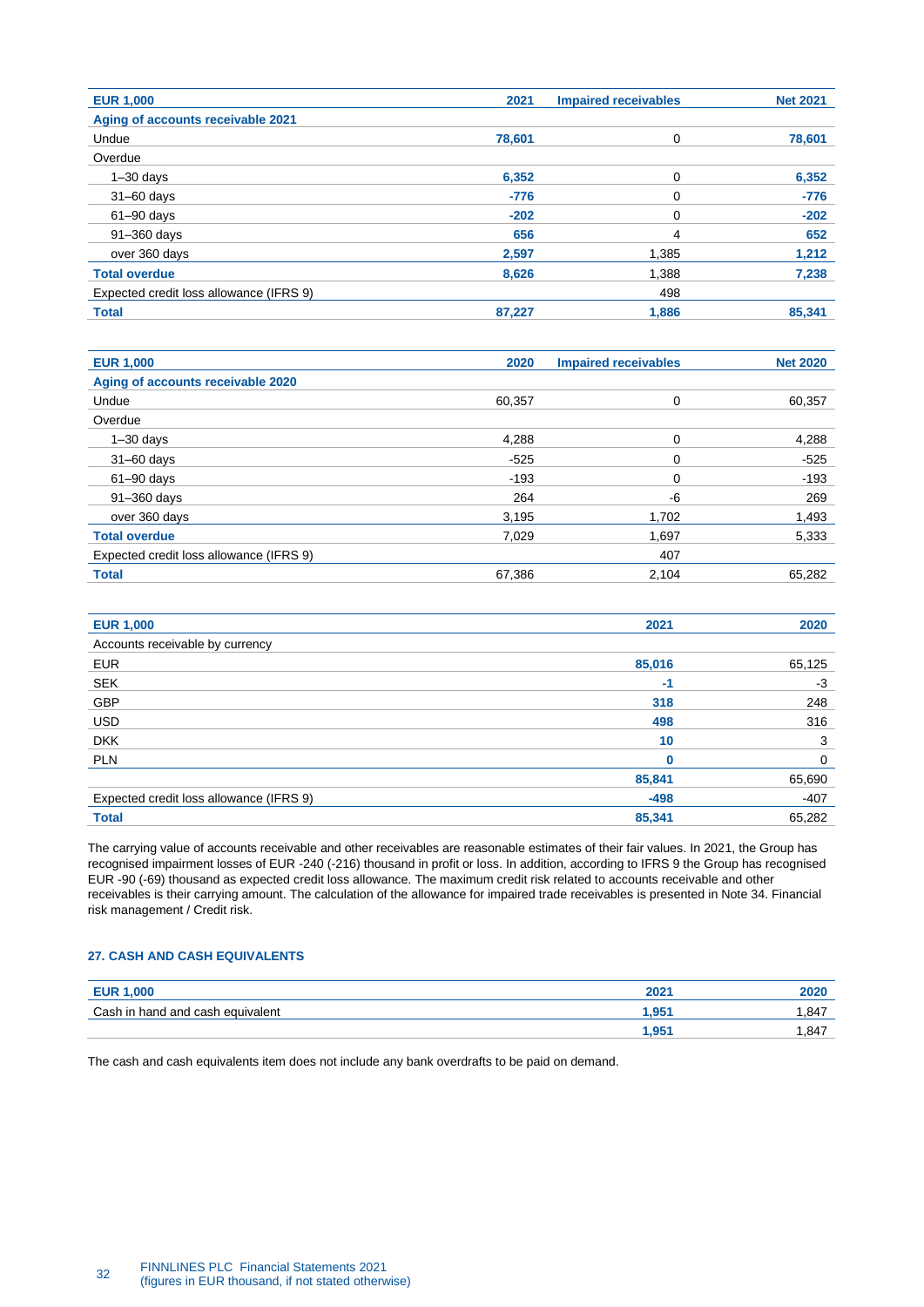| EUR 1,000 | 2021 | Impaired receivables | Net 2021 |
|---|---|---|---|
| **Aging of accounts receivable 2021** | | | |
| Undue | **78,601** | 0 | **78,601** |
| Overdue | | | |
| 1–30 days | **6,352** | 0 | **6,352** |
| 31–60 days | **-776** | 0 | **-776** |
| 61–90 days | **-202** | 0 | **-202** |
| 91–360 days | **656** | 4 | **652** |
| over 360 days | **2,597** | 1,385 | **1,212** |
| **Total overdue** | **8,626** | 1,388 | **7,238** |
| Expected credit loss allowance (IFRS 9) | | 498 | |
| **Total** | **87,227** | **1,886** | **85,341** |

| EUR 1,000 | 2020 | Impaired receivables | Net 2020 |
|---|---|---|---|
| **Aging of accounts receivable 2020** | | | |
| Undue | 60,357 | 0 | 60,357 |
| Overdue | | | |
| 1–30 days | 4,288 | 0 | 4,288 |
| 31–60 days | -525 | 0 | -525 |
| 61–90 days | -193 | 0 | -193 |
| 91–360 days | 264 | -6 | 269 |
| over 360 days | 3,195 | 1,702 | 1,493 |
| **Total overdue** | 7,029 | 1,697 | 5,333 |
| Expected credit loss allowance (IFRS 9) | | 407 | |
| **Total** | 67,386 | 2,104 | 65,282 |

| EUR 1,000 | 2021 | 2020 |
|---|---|---|
| Accounts receivable by currency | | |
| EUR | **85,016** | 65,125 |
| SEK | **-1** | -3 |
| GBP | **318** | 248 |
| USD | **498** | 316 |
| DKK | **10** | 3 |
| PLN | **0** | 0 |
| | **85,841** | 65,690 |
| Expected credit loss allowance (IFRS 9) | **-498** | -407 |
| **Total** | **85,341** | 65,282 |

The carrying value of accounts receivable and other receivables are reasonable estimates of their fair values. In 2021, the Group has recognised impairment losses of EUR -240 (-216) thousand in profit or loss. In addition, according to IFRS 9 the Group has recognised EUR -90 (-69) thousand as expected credit loss allowance. The maximum credit risk related to accounts receivable and other receivables is their carrying amount. The calculation of the allowance for impaired trade receivables is presented in Note 34. Financial risk management / Credit risk.

### 27. CASH AND CASH EQUIVALENTS

| EUR 1,000 | 2021 | 2020 |
|---|---|---|
| Cash in hand and cash equivalent | **1,951** | 1,847 |
| | **1,951** | 1,847 |

The cash and cash equivalents item does not include any bank overdrafts to be paid on demand.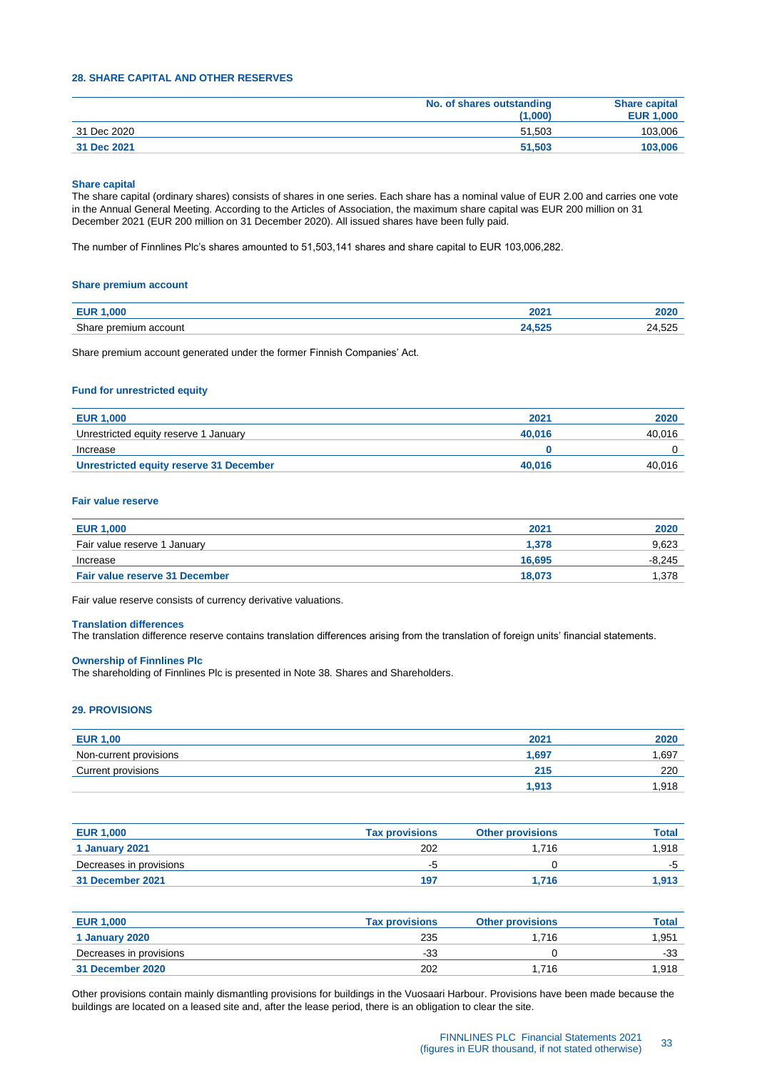### 28. SHARE CAPITAL AND OTHER RESERVES

| | No. of shares outstanding (1,000) | Share capital EUR 1,000 |
|---|---|---|
| 31 Dec 2020 | 51,503 | 103,006 |
| **31 Dec 2021** | **51,503** | **103,006** |

**Share capital**

The share capital (ordinary shares) consists of shares in one series. Each share has a nominal value of EUR 2.00 and carries one vote in the Annual General Meeting. According to the Articles of Association, the maximum share capital was EUR 200 million on 31 December 2021 (EUR 200 million on 31 December 2020). All issued shares have been fully paid.

The number of Finnlines Plc's shares amounted to 51,503,141 shares and share capital to EUR 103,006,282.

**Share premium account**

| EUR 1,000 | 2021 | 2020 |
|---|---|---|
| Share premium account | **24,525** | 24,525 |

Share premium account generated under the former Finnish Companies' Act.

**Fund for unrestricted equity**

| EUR 1,000 | 2021 | 2020 |
|---|---|---|
| Unrestricted equity reserve 1 January | **40,016** | 40,016 |
| Increase | **0** | 0 |
| **Unrestricted equity reserve 31 December** | **40,016** | 40,016 |

**Fair value reserve**

| EUR 1,000 | 2021 | 2020 |
|---|---|---|
| Fair value reserve 1 January | **1,378** | 9,623 |
| Increase | **16,695** | -8,245 |
| **Fair value reserve 31 December** | **18,073** | 1,378 |

Fair value reserve consists of currency derivative valuations.

**Translation differences**

The translation difference reserve contains translation differences arising from the translation of foreign units' financial statements.

**Ownership of Finnlines Plc**

The shareholding of Finnlines Plc is presented in Note 38. Shares and Shareholders.

### 29. PROVISIONS

| EUR 1,00 | 2021 | 2020 |
|---|---|---|
| Non-current provisions | **1,697** | 1,697 |
| Current provisions | **215** | 220 |
| | **1,913** | 1,918 |

| EUR 1,000 | Tax provisions | Other provisions | Total |
|---|---|---|---|
| **1 January 2021** | 202 | 1,716 | 1,918 |
| Decreases in provisions | -5 | 0 | -5 |
| **31 December 2021** | **197** | **1,716** | **1,913** |

| EUR 1,000 | Tax provisions | Other provisions | Total |
|---|---|---|---|
| **1 January 2020** | 235 | 1,716 | 1,951 |
| Decreases in provisions | -33 | 0 | -33 |
| **31 December 2020** | 202 | 1,716 | 1,918 |

Other provisions contain mainly dismantling provisions for buildings in the Vuosaari Harbour. Provisions have been made because the buildings are located on a leased site and, after the lease period, there is an obligation to clear the site.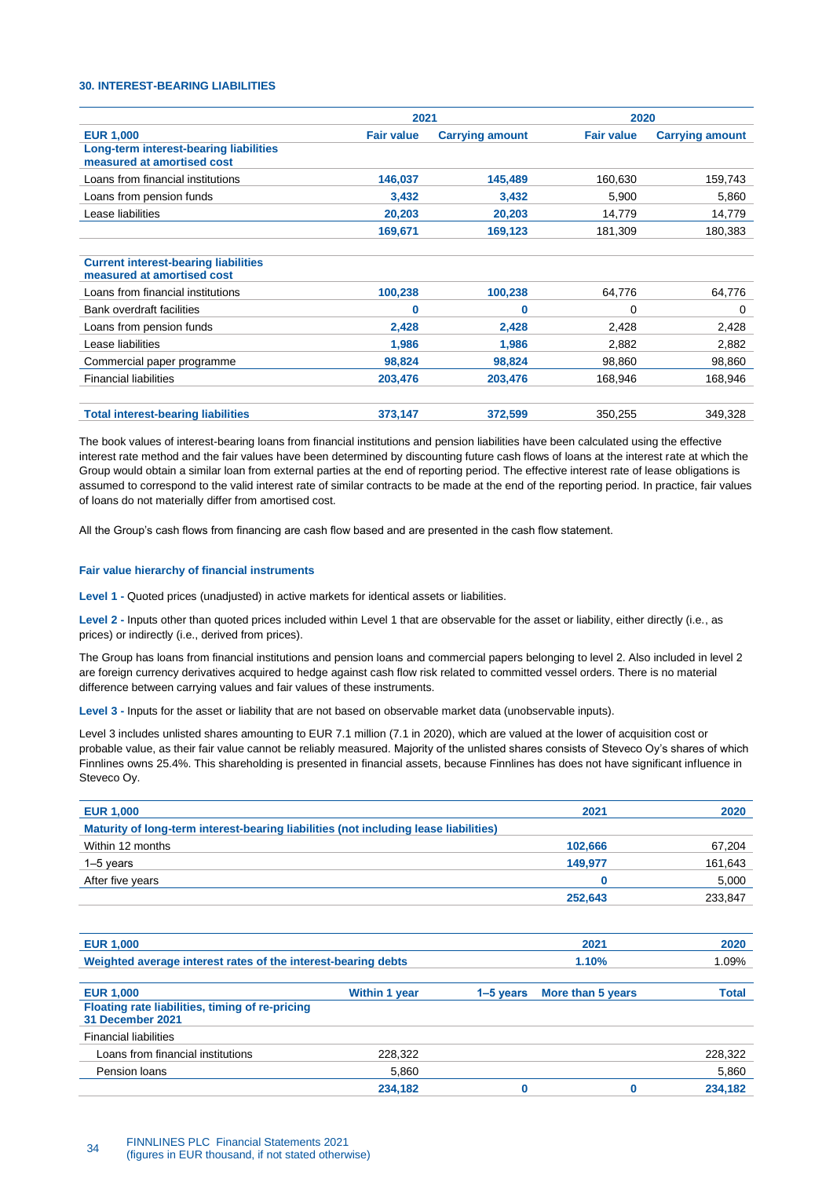### 30. INTEREST-BEARING LIABILITIES

| | 2021 | | 2020 | |
|---|---|---|---|---|
| **EUR 1,000** | **Fair value** | **Carrying amount** | **Fair value** | **Carrying amount** |
| **Long-term interest-bearing liabilities measured at amortised cost** | | | | |
| Loans from financial institutions | **146,037** | **145,489** | 160,630 | 159,743 |
| Loans from pension funds | **3,432** | **3,432** | 5,900 | 5,860 |
| Lease liabilities | **20,203** | **20,203** | 14,779 | 14,779 |
| | **169,671** | **169,123** | 181,309 | 180,383 |
| | | | | |
| **Current interest-bearing liabilities measured at amortised cost** | | | | |
| Loans from financial institutions | **100,238** | **100,238** | 64,776 | 64,776 |
| Bank overdraft facilities | **0** | **0** | 0 | 0 |
| Loans from pension funds | **2,428** | **2,428** | 2,428 | 2,428 |
| Lease liabilities | **1,986** | **1,986** | 2,882 | 2,882 |
| Commercial paper programme | **98,824** | **98,824** | 98,860 | 98,860 |
| Financial liabilities | **203,476** | **203,476** | 168,946 | 168,946 |
| | | | | |
| **Total interest-bearing liabilities** | **373,147** | **372,599** | 350,255 | 349,328 |

The book values of interest-bearing loans from financial institutions and pension liabilities have been calculated using the effective interest rate method and the fair values have been determined by discounting future cash flows of loans at the interest rate at which the Group would obtain a similar loan from external parties at the end of reporting period. The effective interest rate of lease obligations is assumed to correspond to the valid interest rate of similar contracts to be made at the end of the reporting period. In practice, fair values of loans do not materially differ from amortised cost.

All the Group's cash flows from financing are cash flow based and are presented in the cash flow statement.

#### Fair value hierarchy of financial instruments

**Level 1 -** Quoted prices (unadjusted) in active markets for identical assets or liabilities.

**Level 2 -** Inputs other than quoted prices included within Level 1 that are observable for the asset or liability, either directly (i.e., as prices) or indirectly (i.e., derived from prices).

The Group has loans from financial institutions and pension loans and commercial papers belonging to level 2. Also included in level 2 are foreign currency derivatives acquired to hedge against cash flow risk related to committed vessel orders. There is no material difference between carrying values and fair values of these instruments.

**Level 3 -** Inputs for the asset or liability that are not based on observable market data (unobservable inputs).

Level 3 includes unlisted shares amounting to EUR 7.1 million (7.1 in 2020), which are valued at the lower of acquisition cost or probable value, as their fair value cannot be reliably measured. Majority of the unlisted shares consists of Steveco Oy's shares of which Finnlines owns 25.4%. This shareholding is presented in financial assets, because Finnlines has does not have significant influence in Steveco Oy.

| **EUR 1,000** | **2021** | **2020** |
|---|---|---|
| **Maturity of long-term interest-bearing liabilities (not including lease liabilities)** | | |
| Within 12 months | **102,666** | 67,204 |
| 1–5 years | **149,977** | 161,643 |
| After five years | **0** | 5,000 |
| | **252,643** | 233,847 |

| **EUR 1,000** | **2021** | **2020** |
|---|---|---|
| **Weighted average interest rates of the interest-bearing debts** | **1.10%** | 1.09% |

| **EUR 1,000** | **Within 1 year** | **1–5 years** | **More than 5 years** | **Total** |
|---|---|---|---|---|
| **Floating rate liabilities, timing of re-pricing 31 December 2021** | | | | |
| Financial liabilities | | | | |
| Loans from financial institutions | 228,322 | | | 228,322 |
| Pension loans | 5,860 | | | 5,860 |
| | **234,182** | **0** | **0** | **234,182** |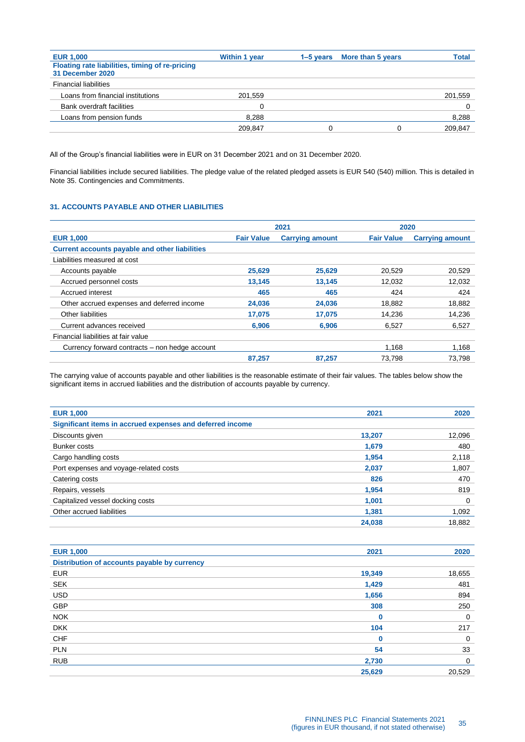| EUR 1,000 | Within 1 year | 1–5 years | More than 5 years | Total |
|---|---|---|---|---|
| **Floating rate liabilities, timing of re-pricing 31 December 2020** | | | | |
| Financial liabilities | | | | |
| Loans from financial institutions | 201,559 | | | 201,559 |
| Bank overdraft facilities | 0 | | | 0 |
| Loans from pension funds | 8,288 | | | 8,288 |
| | 209,847 | 0 | 0 | 209,847 |

All of the Group's financial liabilities were in EUR on 31 December 2021 and on 31 December 2020.

Financial liabilities include secured liabilities. The pledge value of the related pledged assets is EUR 540 (540) million. This is detailed in Note 35. Contingencies and Commitments.

## 31. ACCOUNTS PAYABLE AND OTHER LIABILITIES

| | 2021 | | 2020 | |
|---|---|---|---|---|
| EUR 1,000 | Fair Value | Carrying amount | Fair Value | Carrying amount |
| **Current accounts payable and other liabilities** | | | | |
| Liabilities measured at cost | | | | |
| Accounts payable | **25,629** | **25,629** | 20,529 | 20,529 |
| Accrued personnel costs | **13,145** | **13,145** | 12,032 | 12,032 |
| Accrued interest | **465** | **465** | 424 | 424 |
| Other accrued expenses and deferred income | **24,036** | **24,036** | 18,882 | 18,882 |
| Other liabilities | **17,075** | **17,075** | 14,236 | 14,236 |
| Current advances received | **6,906** | **6,906** | 6,527 | 6,527 |
| Financial liabilities at fair value | | | | |
| Currency forward contracts – non hedge account | | | 1,168 | 1,168 |
| | **87,257** | **87,257** | 73,798 | 73,798 |

The carrying value of accounts payable and other liabilities is the reasonable estimate of their fair values. The tables below show the significant items in accrued liabilities and the distribution of accounts payable by currency.

| EUR 1,000 | 2021 | 2020 |
|---|---|---|
| **Significant items in accrued expenses and deferred income** | | |
| Discounts given | **13,207** | 12,096 |
| Bunker costs | **1,679** | 480 |
| Cargo handling costs | **1,954** | 2,118 |
| Port expenses and voyage-related costs | **2,037** | 1,807 |
| Catering costs | **826** | 470 |
| Repairs, vessels | **1,954** | 819 |
| Capitalized vessel docking costs | **1,001** | 0 |
| Other accrued liabilities | **1,381** | 1,092 |
| | **24,038** | 18,882 |

| EUR 1,000 | 2021 | 2020 |
|---|---|---|
| **Distribution of accounts payable by currency** | | |
| EUR | **19,349** | 18,655 |
| SEK | **1,429** | 481 |
| USD | **1,656** | 894 |
| GBP | **308** | 250 |
| NOK | **0** | 0 |
| DKK | **104** | 217 |
| CHF | **0** | 0 |
| PLN | **54** | 33 |
| RUB | **2,730** | 0 |
| | **25,629** | 20,529 |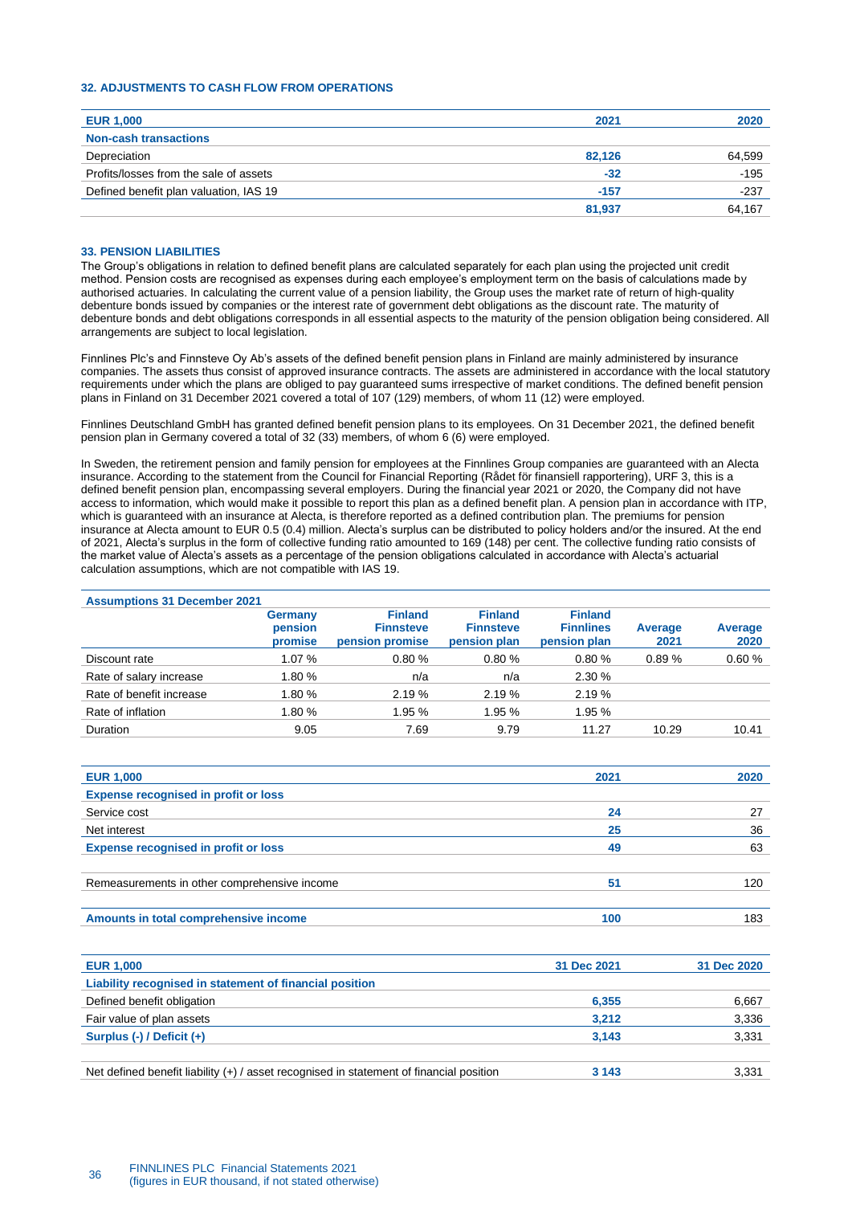### 32. ADJUSTMENTS TO CASH FLOW FROM OPERATIONS

| EUR 1,000 | 2021 | 2020 |
|---|---|---|
| **Non-cash transactions** | | |
| Depreciation | **82,126** | 64,599 |
| Profits/losses from the sale of assets | **-32** | -195 |
| Defined benefit plan valuation, IAS 19 | **-157** | -237 |
| | **81,937** | 64,167 |

### 33. PENSION LIABILITIES

The Group's obligations in relation to defined benefit plans are calculated separately for each plan using the projected unit credit method. Pension costs are recognised as expenses during each employee's employment term on the basis of calculations made by authorised actuaries. In calculating the current value of a pension liability, the Group uses the market rate of return of high-quality debenture bonds issued by companies or the interest rate of government debt obligations as the discount rate. The maturity of debenture bonds and debt obligations corresponds in all essential aspects to the maturity of the pension obligation being considered. All arrangements are subject to local legislation.

Finnlines Plc's and Finnsteve Oy Ab's assets of the defined benefit pension plans in Finland are mainly administered by insurance companies. The assets thus consist of approved insurance contracts. The assets are administered in accordance with the local statutory requirements under which the plans are obliged to pay guaranteed sums irrespective of market conditions. The defined benefit pension plans in Finland on 31 December 2021 covered a total of 107 (129) members, of whom 11 (12) were employed.

Finnlines Deutschland GmbH has granted defined benefit pension plans to its employees. On 31 December 2021, the defined benefit pension plan in Germany covered a total of 32 (33) members, of whom 6 (6) were employed.

In Sweden, the retirement pension and family pension for employees at the Finnlines Group companies are guaranteed with an Alecta insurance. According to the statement from the Council for Financial Reporting (Rådet för finansiell rapportering), URF 3, this is a defined benefit pension plan, encompassing several employers. During the financial year 2021 or 2020, the Company did not have access to information, which would make it possible to report this plan as a defined benefit plan. A pension plan in accordance with ITP, which is guaranteed with an insurance at Alecta, is therefore reported as a defined contribution plan. The premiums for pension insurance at Alecta amount to EUR 0.5 (0.4) million. Alecta's surplus can be distributed to policy holders and/or the insured. At the end of 2021, Alecta's surplus in the form of collective funding ratio amounted to 169 (148) per cent. The collective funding ratio consists of the market value of Alecta's assets as a percentage of the pension obligations calculated in accordance with Alecta's actuarial calculation assumptions, which are not compatible with IAS 19.

| Assumptions 31 December 2021 | Germany pension promise | Finland Finnsteve pension promise | Finland Finnsteve pension plan | Finland Finnlines pension plan | Average 2021 | Average 2020 |
|---|---|---|---|---|---|---|
| Discount rate | 1.07 % | 0.80 % | 0.80 % | 0.80 % | 0.89 % | 0.60 % |
| Rate of salary increase | 1.80 % | n/a | n/a | 2.30 % | | |
| Rate of benefit increase | 1.80 % | 2.19 % | 2.19 % | 2.19 % | | |
| Rate of inflation | 1.80 % | 1.95 % | 1.95 % | 1.95 % | | |
| Duration | 9.05 | 7.69 | 9.79 | 11.27 | 10.29 | 10.41 |

| EUR 1,000 | 2021 | 2020 |
|---|---|---|
| **Expense recognised in profit or loss** | | |
| Service cost | **24** | 27 |
| Net interest | **25** | 36 |
| **Expense recognised in profit or loss** | **49** | 63 |
| | | |
| Remeasurements in other comprehensive income | **51** | 120 |
| | | |
| **Amounts in total comprehensive income** | **100** | 183 |

| EUR 1,000 | 31 Dec 2021 | 31 Dec 2020 |
|---|---|---|
| **Liability recognised in statement of financial position** | | |
| Defined benefit obligation | **6,355** | 6,667 |
| Fair value of plan assets | **3,212** | 3,336 |
| **Surplus (-) / Deficit (+)** | **3,143** | 3,331 |
| | | |
| Net defined benefit liability (+) / asset recognised in statement of financial position | **3 143** | 3,331 |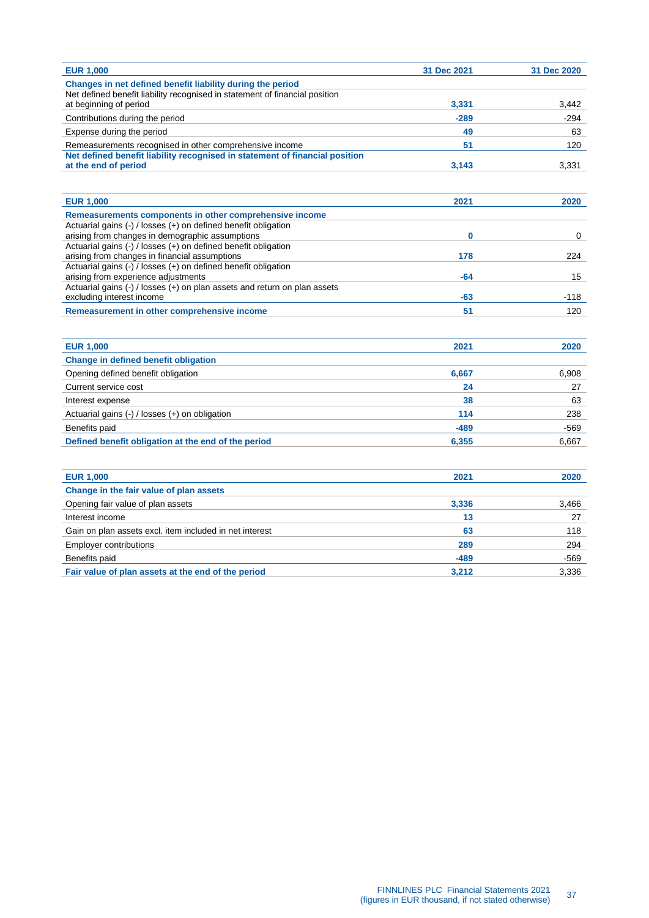| EUR 1,000 | 31 Dec 2021 | 31 Dec 2020 |
|---|---|---|
| **Changes in net defined benefit liability during the period** | | |
| Net defined benefit liability recognised in statement of financial position at beginning of period | 3,331 | 3,442 |
| Contributions during the period | -289 | -294 |
| Expense during the period | 49 | 63 |
| Remeasurements recognised in other comprehensive income | 51 | 120 |
| **Net defined benefit liability recognised in statement of financial position at the end of period** | 3,143 | 3,331 |

| EUR 1,000 | 2021 | 2020 |
|---|---|---|
| **Remeasurements components in other comprehensive income** | | |
| Actuarial gains (-) / losses (+) on defined benefit obligation arising from changes in demographic assumptions | 0 | 0 |
| Actuarial gains (-) / losses (+) on defined benefit obligation arising from changes in financial assumptions | 178 | 224 |
| Actuarial gains (-) / losses (+) on defined benefit obligation arising from experience adjustments | -64 | 15 |
| Actuarial gains (-) / losses (+) on plan assets and return on plan assets excluding interest income | -63 | -118 |
| **Remeasurement in other comprehensive income** | 51 | 120 |

| EUR 1,000 | 2021 | 2020 |
|---|---|---|
| **Change in defined benefit obligation** | | |
| Opening defined benefit obligation | 6,667 | 6,908 |
| Current service cost | 24 | 27 |
| Interest expense | 38 | 63 |
| Actuarial gains (-) / losses (+) on obligation | 114 | 238 |
| Benefits paid | -489 | -569 |
| **Defined benefit obligation at the end of the period** | 6,355 | 6,667 |

| EUR 1,000 | 2021 | 2020 |
|---|---|---|
| **Change in the fair value of plan assets** | | |
| Opening fair value of plan assets | 3,336 | 3,466 |
| Interest income | 13 | 27 |
| Gain on plan assets excl. item included in net interest | 63 | 118 |
| Employer contributions | 289 | 294 |
| Benefits paid | -489 | -569 |
| **Fair value of plan assets at the end of the period** | 3,212 | 3,336 |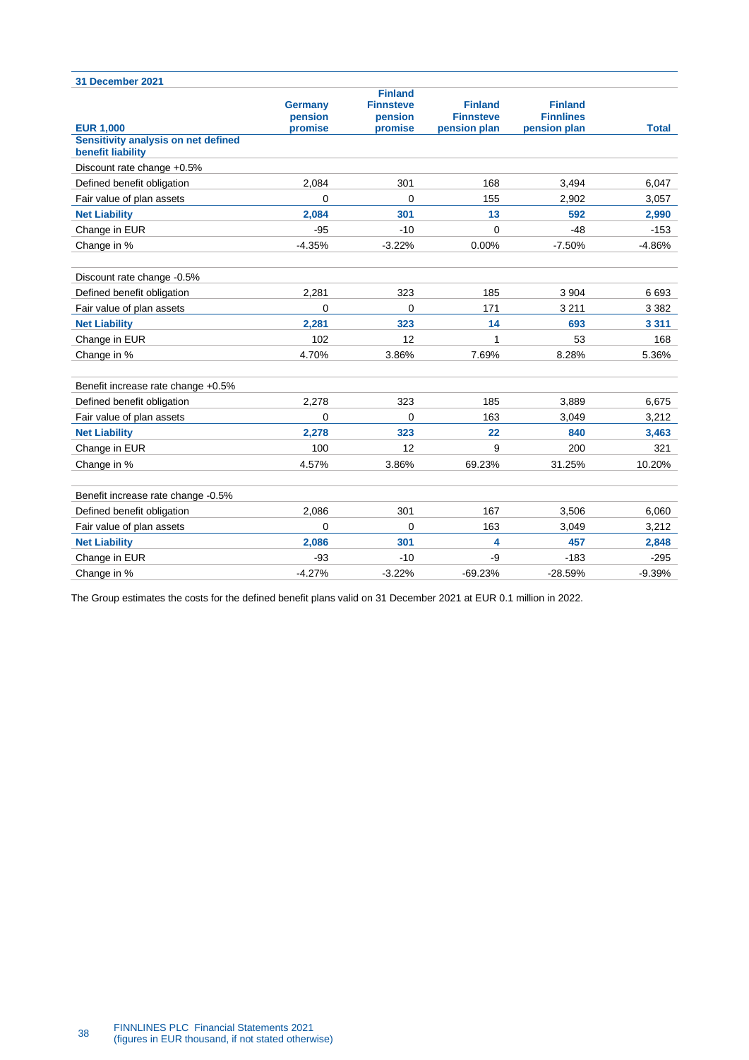| 31 December 2021 | | | | | |
|---|---|---|---|---|---|
| EUR 1,000 | Germany pension promise | Finland Finnsteve pension promise | Finland Finnsteve pension plan | Finland Finnlines pension plan | Total |
| **Sensitivity analysis on net defined benefit liability** | | | | | |
| Discount rate change +0.5% | | | | | |
| Defined benefit obligation | 2,084 | 301 | 168 | 3,494 | 6,047 |
| Fair value of plan assets | 0 | 0 | 155 | 2,902 | 3,057 |
| **Net Liability** | **2,084** | **301** | **13** | **592** | **2,990** |
| Change in EUR | -95 | -10 | 0 | -48 | -153 |
| Change in % | -4.35% | -3.22% | 0.00% | -7.50% | -4.86% |
| | | | | | |
| Discount rate change -0.5% | | | | | |
| Defined benefit obligation | 2,281 | 323 | 185 | 3 904 | 6 693 |
| Fair value of plan assets | 0 | 0 | 171 | 3 211 | 3 382 |
| **Net Liability** | **2,281** | **323** | **14** | **693** | **3 311** |
| Change in EUR | 102 | 12 | 1 | 53 | 168 |
| Change in % | 4.70% | 3.86% | 7.69% | 8.28% | 5.36% |
| | | | | | |
| Benefit increase rate change +0.5% | | | | | |
| Defined benefit obligation | 2,278 | 323 | 185 | 3,889 | 6,675 |
| Fair value of plan assets | 0 | 0 | 163 | 3,049 | 3,212 |
| **Net Liability** | **2,278** | **323** | **22** | **840** | **3,463** |
| Change in EUR | 100 | 12 | 9 | 200 | 321 |
| Change in % | 4.57% | 3.86% | 69.23% | 31.25% | 10.20% |
| | | | | | |
| Benefit increase rate change -0.5% | | | | | |
| Defined benefit obligation | 2,086 | 301 | 167 | 3,506 | 6,060 |
| Fair value of plan assets | 0 | 0 | 163 | 3,049 | 3,212 |
| **Net Liability** | **2,086** | **301** | **4** | **457** | **2,848** |
| Change in EUR | -93 | -10 | -9 | -183 | -295 |
| Change in % | -4.27% | -3.22% | -69.23% | -28.59% | -9.39% |

The Group estimates the costs for the defined benefit plans valid on 31 December 2021 at EUR 0.1 million in 2022.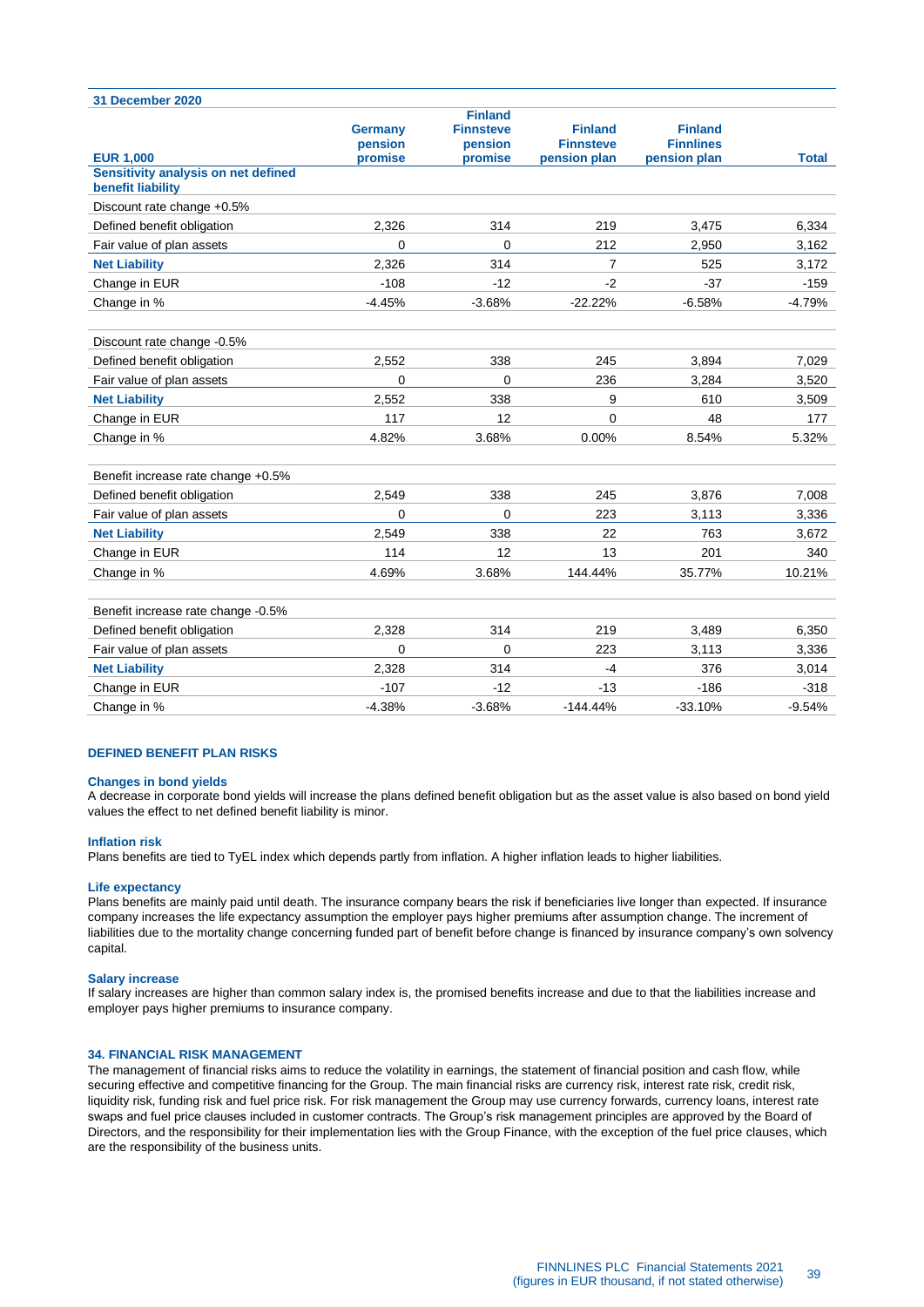| 31 December 2020 | | | | | |
|---|---|---|---|---|---|
| EUR 1,000 | Germany pension promise | Finland Finnsteve pension promise | Finland Finnsteve pension plan | Finland Finnlines pension plan | Total |
| **Sensitivity analysis on net defined benefit liability** | | | | | |
| Discount rate change +0.5% | | | | | |
| Defined benefit obligation | 2,326 | 314 | 219 | 3,475 | 6,334 |
| Fair value of plan assets | 0 | 0 | 212 | 2,950 | 3,162 |
| **Net Liability** | 2,326 | 314 | 7 | 525 | 3,172 |
| Change in EUR | -108 | -12 | -2 | -37 | -159 |
| Change in % | -4.45% | -3.68% | -22.22% | -6.58% | -4.79% |
| | | | | | |
| Discount rate change -0.5% | | | | | |
| Defined benefit obligation | 2,552 | 338 | 245 | 3,894 | 7,029 |
| Fair value of plan assets | 0 | 0 | 236 | 3,284 | 3,520 |
| **Net Liability** | 2,552 | 338 | 9 | 610 | 3,509 |
| Change in EUR | 117 | 12 | 0 | 48 | 177 |
| Change in % | 4.82% | 3.68% | 0.00% | 8.54% | 5.32% |
| | | | | | |
| Benefit increase rate change +0.5% | | | | | |
| Defined benefit obligation | 2,549 | 338 | 245 | 3,876 | 7,008 |
| Fair value of plan assets | 0 | 0 | 223 | 3,113 | 3,336 |
| **Net Liability** | 2,549 | 338 | 22 | 763 | 3,672 |
| Change in EUR | 114 | 12 | 13 | 201 | 340 |
| Change in % | 4.69% | 3.68% | 144.44% | 35.77% | 10.21% |
| | | | | | |
| Benefit increase rate change -0.5% | | | | | |
| Defined benefit obligation | 2,328 | 314 | 219 | 3,489 | 6,350 |
| Fair value of plan assets | 0 | 0 | 223 | 3,113 | 3,336 |
| **Net Liability** | 2,328 | 314 | -4 | 376 | 3,014 |
| Change in EUR | -107 | -12 | -13 | -186 | -318 |
| Change in % | -4.38% | -3.68% | -144.44% | -33.10% | -9.54% |

### DEFINED BENEFIT PLAN RISKS

#### Changes in bond yields

A decrease in corporate bond yields will increase the plans defined benefit obligation but as the asset value is also based on bond yield values the effect to net defined benefit liability is minor.

#### Inflation risk

Plans benefits are tied to TyEL index which depends partly from inflation. A higher inflation leads to higher liabilities.

#### Life expectancy

Plans benefits are mainly paid until death. The insurance company bears the risk if beneficiaries live longer than expected. If insurance company increases the life expectancy assumption the employer pays higher premiums after assumption change. The increment of liabilities due to the mortality change concerning funded part of benefit before change is financed by insurance company's own solvency capital.

#### Salary increase

If salary increases are higher than common salary index is, the promised benefits increase and due to that the liabilities increase and employer pays higher premiums to insurance company.

### 34. FINANCIAL RISK MANAGEMENT

The management of financial risks aims to reduce the volatility in earnings, the statement of financial position and cash flow, while securing effective and competitive financing for the Group. The main financial risks are currency risk, interest rate risk, credit risk, liquidity risk, funding risk and fuel price risk. For risk management the Group may use currency forwards, currency loans, interest rate swaps and fuel price clauses included in customer contracts. The Group's risk management principles are approved by the Board of Directors, and the responsibility for their implementation lies with the Group Finance, with the exception of the fuel price clauses, which are the responsibility of the business units.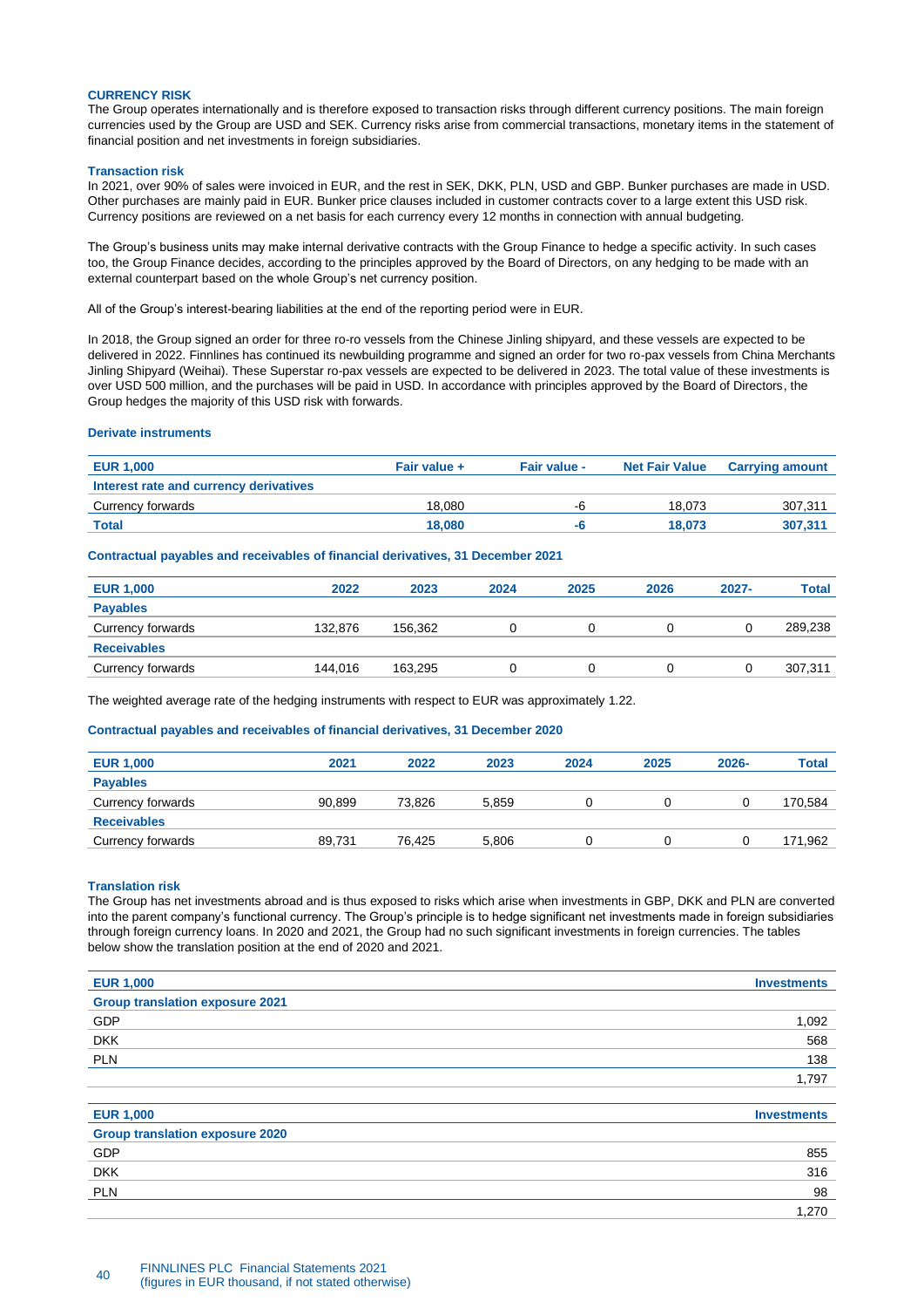### CURRENCY RISK

The Group operates internationally and is therefore exposed to transaction risks through different currency positions. The main foreign currencies used by the Group are USD and SEK. Currency risks arise from commercial transactions, monetary items in the statement of financial position and net investments in foreign subsidiaries.

#### Transaction risk

In 2021, over 90% of sales were invoiced in EUR, and the rest in SEK, DKK, PLN, USD and GBP. Bunker purchases are made in USD. Other purchases are mainly paid in EUR. Bunker price clauses included in customer contracts cover to a large extent this USD risk. Currency positions are reviewed on a net basis for each currency every 12 months in connection with annual budgeting.

The Group's business units may make internal derivative contracts with the Group Finance to hedge a specific activity. In such cases too, the Group Finance decides, according to the principles approved by the Board of Directors, on any hedging to be made with an external counterpart based on the whole Group's net currency position.

All of the Group's interest-bearing liabilities at the end of the reporting period were in EUR.

In 2018, the Group signed an order for three ro-ro vessels from the Chinese Jinling shipyard, and these vessels are expected to be delivered in 2022. Finnlines has continued its newbuilding programme and signed an order for two ro-pax vessels from China Merchants Jinling Shipyard (Weihai). These Superstar ro-pax vessels are expected to be delivered in 2023. The total value of these investments is over USD 500 million, and the purchases will be paid in USD. In accordance with principles approved by the Board of Directors, the Group hedges the majority of this USD risk with forwards.

#### Derivate instruments

| EUR 1,000 | Fair value + | Fair value - | Net Fair Value | Carrying amount |
|---|---|---|---|---|
| **Interest rate and currency derivatives** | | | | |
| Currency forwards | 18,080 | -6 | 18,073 | 307,311 |
| **Total** | **18,080** | **-6** | **18,073** | **307,311** |

#### Contractual payables and receivables of financial derivatives, 31 December 2021

| EUR 1,000 | 2022 | 2023 | 2024 | 2025 | 2026 | 2027- | Total |
|---|---|---|---|---|---|---|---|
| **Payables** | | | | | | | |
| Currency forwards | 132,876 | 156,362 | 0 | 0 | 0 | 0 | 289,238 |
| **Receivables** | | | | | | | |
| Currency forwards | 144,016 | 163,295 | 0 | 0 | 0 | 0 | 307,311 |

The weighted average rate of the hedging instruments with respect to EUR was approximately 1.22.

#### Contractual payables and receivables of financial derivatives, 31 December 2020

| EUR 1,000 | 2021 | 2022 | 2023 | 2024 | 2025 | 2026- | Total |
|---|---|---|---|---|---|---|---|
| **Payables** | | | | | | | |
| Currency forwards | 90,899 | 73,826 | 5,859 | 0 | 0 | 0 | 170,584 |
| **Receivables** | | | | | | | |
| Currency forwards | 89,731 | 76,425 | 5,806 | 0 | 0 | 0 | 171,962 |

#### Translation risk

The Group has net investments abroad and is thus exposed to risks which arise when investments in GBP, DKK and PLN are converted into the parent company's functional currency. The Group's principle is to hedge significant net investments made in foreign subsidiaries through foreign currency loans. In 2020 and 2021, the Group had no such significant investments in foreign currencies. The tables below show the translation position at the end of 2020 and 2021.

| EUR 1,000 | Investments |
|---|---|
| **Group translation exposure 2021** | |
| GDP | 1,092 |
| DKK | 568 |
| PLN | 138 |
| | 1,797 |

| EUR 1,000 | Investments |
|---|---|
| **Group translation exposure 2020** | |
| GDP | 855 |
| DKK | 316 |
| PLN | 98 |
| | 1,270 |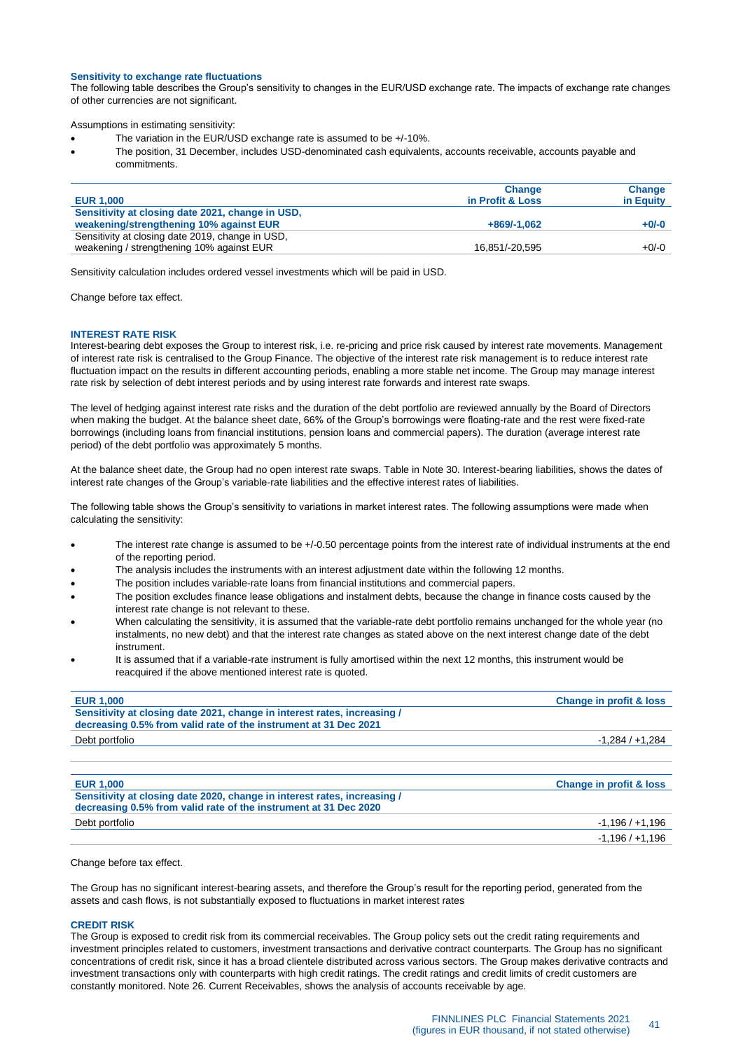### Sensitivity to exchange rate fluctuations

The following table describes the Group's sensitivity to changes in the EUR/USD exchange rate. The impacts of exchange rate changes of other currencies are not significant.

Assumptions in estimating sensitivity:

- The variation in the EUR/USD exchange rate is assumed to be +/-10%.
- The position, 31 December, includes USD-denominated cash equivalents, accounts receivable, accounts payable and commitments.

| EUR 1,000 | Change in Profit & Loss | Change in Equity |
|---|---|---|
| **Sensitivity at closing date 2021, change in USD, weakening/strengthening 10% against EUR** | **+869/-1,062** | **+0/-0** |
| Sensitivity at closing date 2019, change in USD, weakening / strengthening 10% against EUR | 16,851/-20,595 | +0/-0 |

Sensitivity calculation includes ordered vessel investments which will be paid in USD.

Change before tax effect.

### INTEREST RATE RISK

Interest-bearing debt exposes the Group to interest risk, i.e. re-pricing and price risk caused by interest rate movements. Management of interest rate risk is centralised to the Group Finance. The objective of the interest rate risk management is to reduce interest rate fluctuation impact on the results in different accounting periods, enabling a more stable net income. The Group may manage interest rate risk by selection of debt interest periods and by using interest rate forwards and interest rate swaps.

The level of hedging against interest rate risks and the duration of the debt portfolio are reviewed annually by the Board of Directors when making the budget. At the balance sheet date, 66% of the Group's borrowings were floating-rate and the rest were fixed-rate borrowings (including loans from financial institutions, pension loans and commercial papers). The duration (average interest rate period) of the debt portfolio was approximately 5 months.

At the balance sheet date, the Group had no open interest rate swaps. Table in Note 30. Interest-bearing liabilities, shows the dates of interest rate changes of the Group's variable-rate liabilities and the effective interest rates of liabilities.

The following table shows the Group's sensitivity to variations in market interest rates. The following assumptions were made when calculating the sensitivity:

- The interest rate change is assumed to be +/-0.50 percentage points from the interest rate of individual instruments at the end of the reporting period.
- The analysis includes the instruments with an interest adjustment date within the following 12 months.
- The position includes variable-rate loans from financial institutions and commercial papers.
- The position excludes finance lease obligations and instalment debts, because the change in finance costs caused by the interest rate change is not relevant to these.
- When calculating the sensitivity, it is assumed that the variable-rate debt portfolio remains unchanged for the whole year (no instalments, no new debt) and that the interest rate changes as stated above on the next interest change date of the debt instrument.
- It is assumed that if a variable-rate instrument is fully amortised within the next 12 months, this instrument would be reacquired if the above mentioned interest rate is quoted.

| EUR 1,000 | Change in profit & loss |
|---|---|
| **Sensitivity at closing date 2021, change in interest rates, increasing / decreasing 0.5% from valid rate of the instrument at 31 Dec 2021** | |
| Debt portfolio | -1,284 / +1,284 |
| | |

| EUR 1,000 | Change in profit & loss |
|---|---|
| **Sensitivity at closing date 2020, change in interest rates, increasing / decreasing 0.5% from valid rate of the instrument at 31 Dec 2020** | |
| Debt portfolio | -1,196 / +1,196 |
| | -1,196 / +1,196 |

Change before tax effect.

The Group has no significant interest-bearing assets, and therefore the Group's result for the reporting period, generated from the assets and cash flows, is not substantially exposed to fluctuations in market interest rates

### CREDIT RISK

The Group is exposed to credit risk from its commercial receivables. The Group policy sets out the credit rating requirements and investment principles related to customers, investment transactions and derivative contract counterparts. The Group has no significant concentrations of credit risk, since it has a broad clientele distributed across various sectors. The Group makes derivative contracts and investment transactions only with counterparts with high credit ratings. The credit ratings and credit limits of credit customers are constantly monitored. Note 26. Current Receivables, shows the analysis of accounts receivable by age.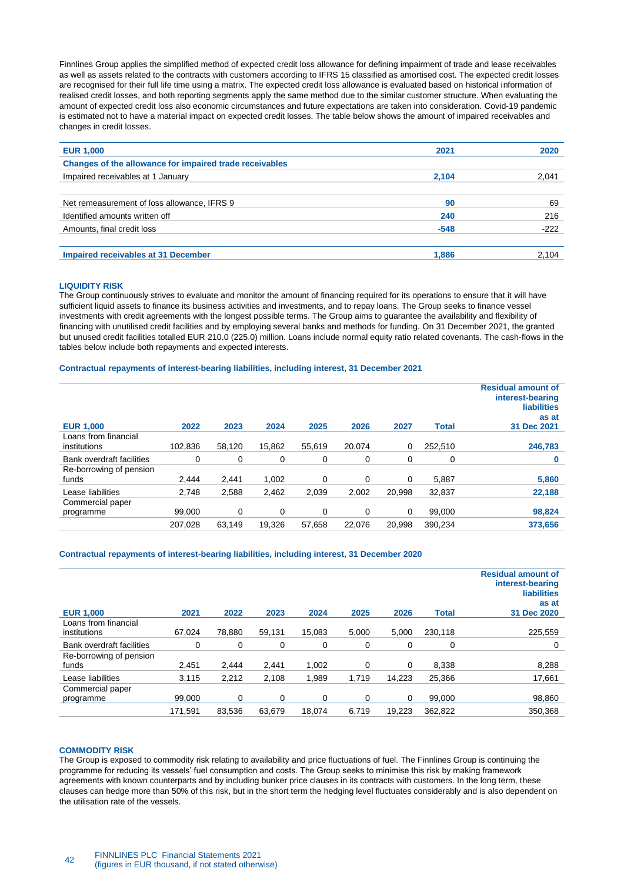Finnlines Group applies the simplified method of expected credit loss allowance for defining impairment of trade and lease receivables as well as assets related to the contracts with customers according to IFRS 15 classified as amortised cost. The expected credit losses are recognised for their full life time using a matrix. The expected credit loss allowance is evaluated based on historical information of realised credit losses, and both reporting segments apply the same method due to the similar customer structure. When evaluating the amount of expected credit loss also economic circumstances and future expectations are taken into consideration. Covid-19 pandemic is estimated not to have a material impact on expected credit losses. The table below shows the amount of impaired receivables and changes in credit losses.

| EUR 1,000 | 2021 | 2020 |
|---|---|---|
| **Changes of the allowance for impaired trade receivables** | | |
| Impaired receivables at 1 January | **2,104** | 2,041 |
| | | |
| Net remeasurement of loss allowance, IFRS 9 | **90** | 69 |
| Identified amounts written off | **240** | 216 |
| Amounts, final credit loss | **-548** | -222 |
| | | |
| **Impaired receivables at 31 December** | **1,886** | 2,104 |

## LIQUIDITY RISK

The Group continuously strives to evaluate and monitor the amount of financing required for its operations to ensure that it will have sufficient liquid assets to finance its business activities and investments, and to repay loans. The Group seeks to finance vessel investments with credit agreements with the longest possible terms. The Group aims to guarantee the availability and flexibility of financing with unutilised credit facilities and by employing several banks and methods for funding. On 31 December 2021, the granted but unused credit facilities totalled EUR 210.0 (225.0) million. Loans include normal equity ratio related covenants. The cash-flows in the tables below include both repayments and expected interests.

### Contractual repayments of interest-bearing liabilities, including interest, 31 December 2021

| EUR 1,000 | 2022 | 2023 | 2024 | 2025 | 2026 | 2027 | Total | Residual amount of interest-bearing liabilities as at 31 Dec 2021 |
|---|---|---|---|---|---|---|---|---|
| Loans from financial institutions | 102,836 | 58,120 | 15,862 | 55,619 | 20,074 | 0 | 252,510 | **246,783** |
| Bank overdraft facilities | 0 | 0 | 0 | 0 | 0 | 0 | 0 | **0** |
| Re-borrowing of pension funds | 2,444 | 2,441 | 1,002 | 0 | 0 | 0 | 5,887 | **5,860** |
| Lease liabilities | 2,748 | 2,588 | 2,462 | 2,039 | 2,002 | 20,998 | 32,837 | **22,188** |
| Commercial paper programme | 99,000 | 0 | 0 | 0 | 0 | 0 | 99,000 | **98,824** |
| | 207,028 | 63,149 | 19,326 | 57,658 | 22,076 | 20,998 | 390,234 | **373,656** |

### Contractual repayments of interest-bearing liabilities, including interest, 31 December 2020

| EUR 1,000 | 2021 | 2022 | 2023 | 2024 | 2025 | 2026 | Total | Residual amount of interest-bearing liabilities as at 31 Dec 2020 |
|---|---|---|---|---|---|---|---|---|
| Loans from financial institutions | 67,024 | 78,880 | 59,131 | 15,083 | 5,000 | 5,000 | 230,118 | 225,559 |
| Bank overdraft facilities | 0 | 0 | 0 | 0 | 0 | 0 | 0 | 0 |
| Re-borrowing of pension funds | 2,451 | 2,444 | 2,441 | 1,002 | 0 | 0 | 8,338 | 8,288 |
| Lease liabilities | 3,115 | 2,212 | 2,108 | 1,989 | 1,719 | 14,223 | 25,366 | 17,661 |
| Commercial paper programme | 99,000 | 0 | 0 | 0 | 0 | 0 | 99,000 | 98,860 |
| | 171,591 | 83,536 | 63,679 | 18,074 | 6,719 | 19,223 | 362,822 | 350,368 |

## COMMODITY RISK

The Group is exposed to commodity risk relating to availability and price fluctuations of fuel. The Finnlines Group is continuing the programme for reducing its vessels' fuel consumption and costs. The Group seeks to minimise this risk by making framework agreements with known counterparts and by including bunker price clauses in its contracts with customers. In the long term, these clauses can hedge more than 50% of this risk, but in the short term the hedging level fluctuates considerably and is also dependent on the utilisation rate of the vessels.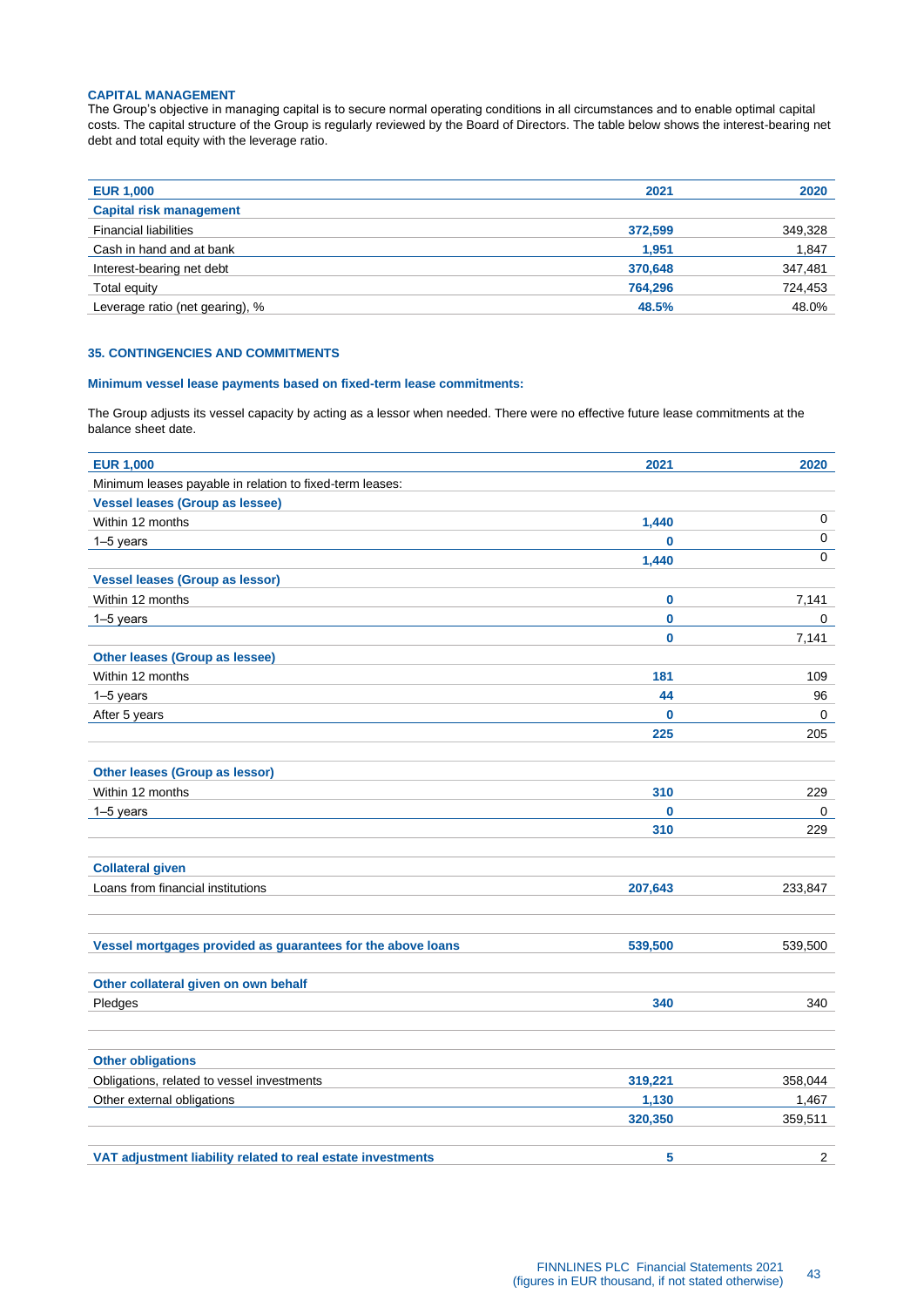### CAPITAL MANAGEMENT

The Group's objective in managing capital is to secure normal operating conditions in all circumstances and to enable optimal capital costs. The capital structure of the Group is regularly reviewed by the Board of Directors. The table below shows the interest-bearing net debt and total equity with the leverage ratio.

| EUR 1,000 | 2021 | 2020 |
|---|---|---|
| **Capital risk management** | | |
| Financial liabilities | **372,599** | 349,328 |
| Cash in hand and at bank | **1,951** | 1,847 |
| Interest-bearing net debt | **370,648** | 347,481 |
| Total equity | **764,296** | 724,453 |
| Leverage ratio (net gearing), % | **48.5%** | 48.0% |

### 35. CONTINGENCIES AND COMMITMENTS

#### Minimum vessel lease payments based on fixed-term lease commitments:

The Group adjusts its vessel capacity by acting as a lessor when needed. There were no effective future lease commitments at the balance sheet date.

| EUR 1,000 | 2021 | 2020 |
|---|---|---|
| Minimum leases payable in relation to fixed-term leases: | | |
| **Vessel leases (Group as lessee)** | | |
| Within 12 months | **1,440** | 0 |
| 1–5 years | **0** | 0 |
| | **1,440** | 0 |
| **Vessel leases (Group as lessor)** | | |
| Within 12 months | **0** | 7,141 |
| 1–5 years | **0** | 0 |
| | **0** | 7,141 |
| **Other leases (Group as lessee)** | | |
| Within 12 months | **181** | 109 |
| 1–5 years | **44** | 96 |
| After 5 years | **0** | 0 |
| | **225** | 205 |
| **Other leases (Group as lessor)** | | |
| Within 12 months | **310** | 229 |
| 1–5 years | **0** | 0 |
| | **310** | 229 |
| **Collateral given** | | |
| Loans from financial institutions | **207,643** | 233,847 |
| **Vessel mortgages provided as guarantees for the above loans** | **539,500** | 539,500 |
| **Other collateral given on own behalf** | | |
| Pledges | **340** | 340 |
| **Other obligations** | | |
| Obligations, related to vessel investments | **319,221** | 358,044 |
| Other external obligations | **1,130** | 1,467 |
| | **320,350** | 359,511 |
| **VAT adjustment liability related to real estate investments** | **5** | 2 |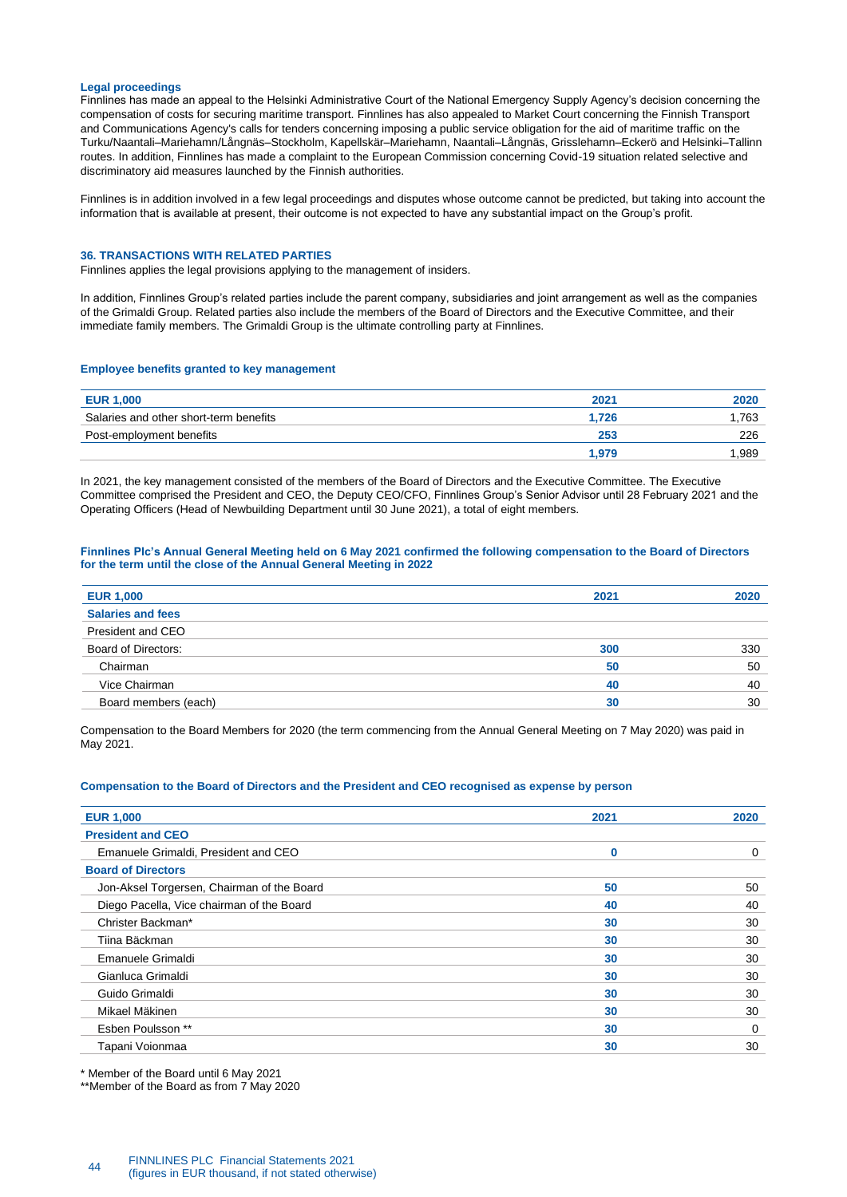### Legal proceedings

Finnlines has made an appeal to the Helsinki Administrative Court of the National Emergency Supply Agency's decision concerning the compensation of costs for securing maritime transport. Finnlines has also appealed to Market Court concerning the Finnish Transport and Communications Agency's calls for tenders concerning imposing a public service obligation for the aid of maritime traffic on the Turku/Naantali–Mariehamn/Långnäs–Stockholm, Kapellskär–Mariehamn, Naantali–Långnäs, Grisslehamn–Eckerö and Helsinki–Tallinn routes. In addition, Finnlines has made a complaint to the European Commission concerning Covid-19 situation related selective and discriminatory aid measures launched by the Finnish authorities.

Finnlines is in addition involved in a few legal proceedings and disputes whose outcome cannot be predicted, but taking into account the information that is available at present, their outcome is not expected to have any substantial impact on the Group's profit.

## 36. TRANSACTIONS WITH RELATED PARTIES

Finnlines applies the legal provisions applying to the management of insiders.

In addition, Finnlines Group's related parties include the parent company, subsidiaries and joint arrangement as well as the companies of the Grimaldi Group. Related parties also include the members of the Board of Directors and the Executive Committee, and their immediate family members. The Grimaldi Group is the ultimate controlling party at Finnlines.

### Employee benefits granted to key management

| EUR 1,000 | 2021 | 2020 |
|---|---|---|
| Salaries and other short-term benefits | **1,726** | 1,763 |
| Post-employment benefits | **253** | 226 |
| | **1,979** | 1,989 |

In 2021, the key management consisted of the members of the Board of Directors and the Executive Committee. The Executive Committee comprised the President and CEO, the Deputy CEO/CFO, Finnlines Group's Senior Advisor until 28 February 2021 and the Operating Officers (Head of Newbuilding Department until 30 June 2021), a total of eight members.

### Finnlines Plc's Annual General Meeting held on 6 May 2021 confirmed the following compensation to the Board of Directors for the term until the close of the Annual General Meeting in 2022

| EUR 1,000 | 2021 | 2020 |
|---|---|---|
| **Salaries and fees** | | |
| President and CEO | | |
| Board of Directors: | **300** | 330 |
| Chairman | **50** | 50 |
| Vice Chairman | **40** | 40 |
| Board members (each) | **30** | 30 |

Compensation to the Board Members for 2020 (the term commencing from the Annual General Meeting on 7 May 2020) was paid in May 2021.

### Compensation to the Board of Directors and the President and CEO recognised as expense by person

| EUR 1,000 | 2021 | 2020 |
|---|---|---|
| **President and CEO** | | |
| Emanuele Grimaldi, President and CEO | **0** | 0 |
| **Board of Directors** | | |
| Jon-Aksel Torgersen, Chairman of the Board | **50** | 50 |
| Diego Pacella, Vice chairman of the Board | **40** | 40 |
| Christer Backman* | **30** | 30 |
| Tiina Bäckman | **30** | 30 |
| Emanuele Grimaldi | **30** | 30 |
| Gianluca Grimaldi | **30** | 30 |
| Guido Grimaldi | **30** | 30 |
| Mikael Mäkinen | **30** | 30 |
| Esben Poulsson ** | **30** | 0 |
| Tapani Voionmaa | **30** | 30 |

\* Member of the Board until 6 May 2021

\*\*Member of the Board as from 7 May 2020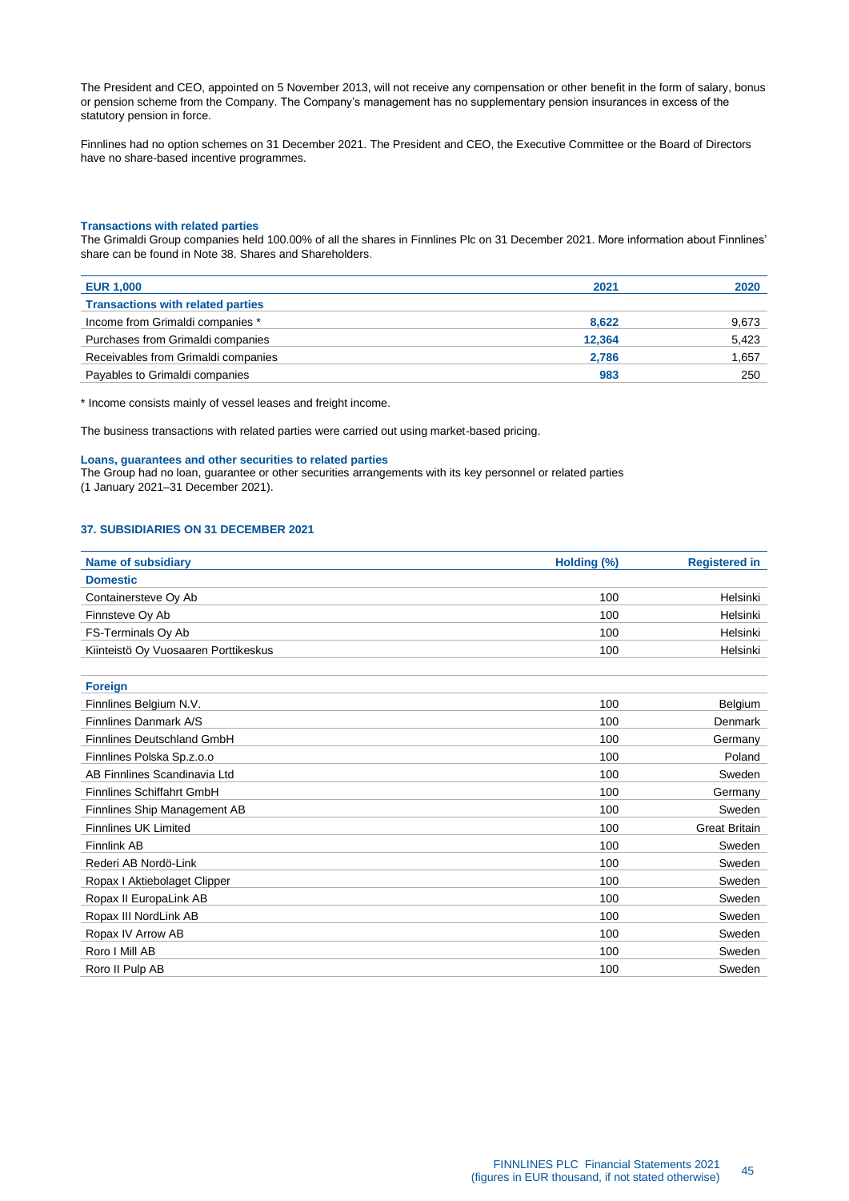The President and CEO, appointed on 5 November 2013, will not receive any compensation or other benefit in the form of salary, bonus or pension scheme from the Company. The Company's management has no supplementary pension insurances in excess of the statutory pension in force.

Finnlines had no option schemes on 31 December 2021. The President and CEO, the Executive Committee or the Board of Directors have no share-based incentive programmes.

### Transactions with related parties

The Grimaldi Group companies held 100.00% of all the shares in Finnlines Plc on 31 December 2021. More information about Finnlines' share can be found in Note 38. Shares and Shareholders.

| EUR 1,000 | 2021 | 2020 |
|---|---|---|
| **Transactions with related parties** | | |
| Income from Grimaldi companies * | **8,622** | 9,673 |
| Purchases from Grimaldi companies | **12,364** | 5,423 |
| Receivables from Grimaldi companies | **2,786** | 1,657 |
| Payables to Grimaldi companies | **983** | 250 |

* Income consists mainly of vessel leases and freight income.

The business transactions with related parties were carried out using market-based pricing.

### Loans, guarantees and other securities to related parties

The Group had no loan, guarantee or other securities arrangements with its key personnel or related parties (1 January 2021–31 December 2021).

## 37. SUBSIDIARIES ON 31 DECEMBER 2021

| Name of subsidiary | Holding (%) | Registered in |
|---|---|---|
| **Domestic** | | |
| Containersteve Oy Ab | 100 | Helsinki |
| Finnsteve Oy Ab | 100 | Helsinki |
| FS-Terminals Oy Ab | 100 | Helsinki |
| Kiinteistö Oy Vuosaaren Porttikeskus | 100 | Helsinki |
| | | |
| **Foreign** | | |
| Finnlines Belgium N.V. | 100 | Belgium |
| Finnlines Danmark A/S | 100 | Denmark |
| Finnlines Deutschland GmbH | 100 | Germany |
| Finnlines Polska Sp.z.o.o | 100 | Poland |
| AB Finnlines Scandinavia Ltd | 100 | Sweden |
| Finnlines Schiffahrt GmbH | 100 | Germany |
| Finnlines Ship Management AB | 100 | Sweden |
| Finnlines UK Limited | 100 | Great Britain |
| Finnlink AB | 100 | Sweden |
| Rederi AB Nordö-Link | 100 | Sweden |
| Ropax I Aktiebolaget Clipper | 100 | Sweden |
| Ropax II EuropaLink AB | 100 | Sweden |
| Ropax III NordLink AB | 100 | Sweden |
| Ropax IV Arrow AB | 100 | Sweden |
| Roro I Mill AB | 100 | Sweden |
| Roro II Pulp AB | 100 | Sweden |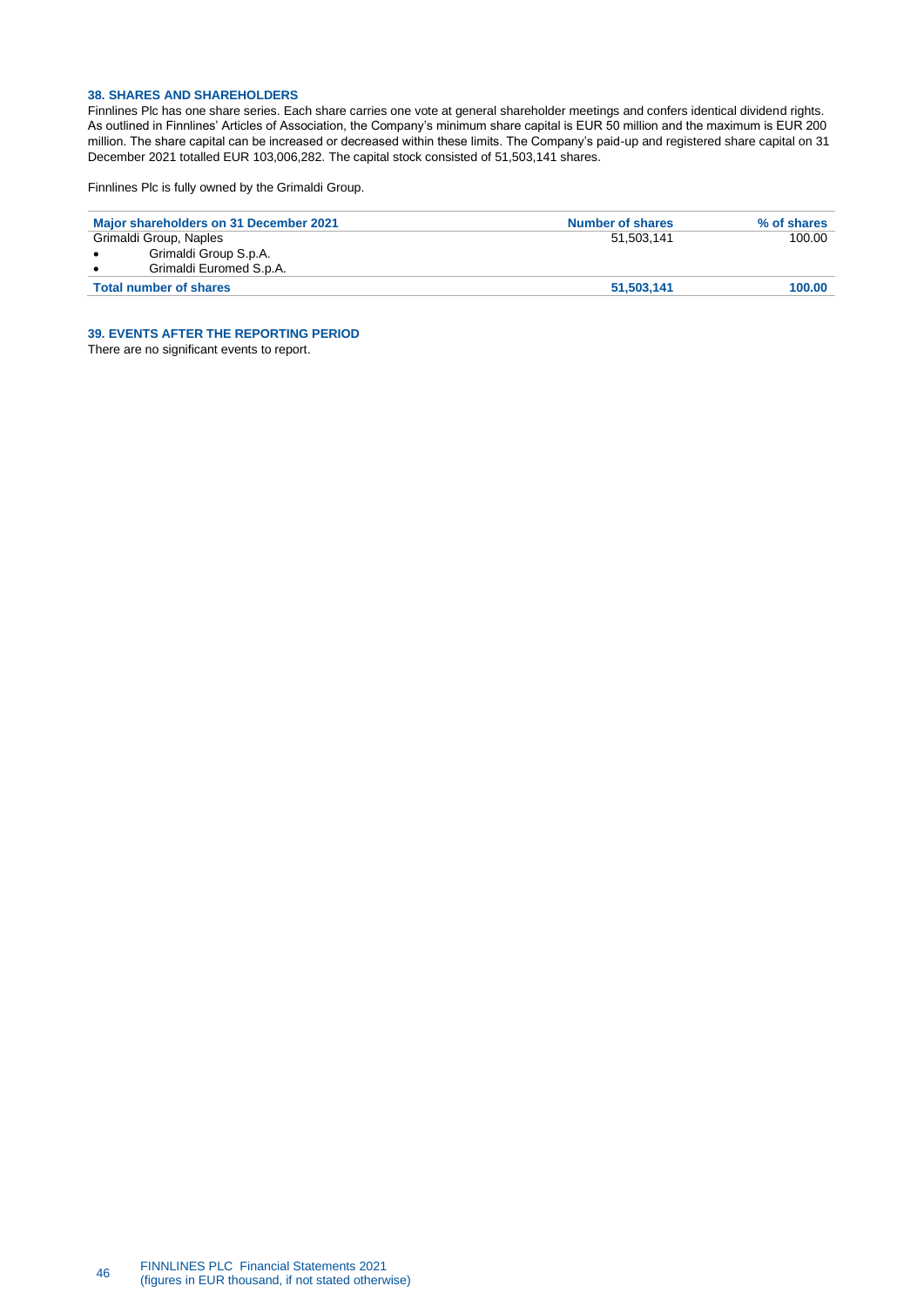### 38. SHARES AND SHAREHOLDERS

Finnlines Plc has one share series. Each share carries one vote at general shareholder meetings and confers identical dividend rights. As outlined in Finnlines' Articles of Association, the Company's minimum share capital is EUR 50 million and the maximum is EUR 200 million. The share capital can be increased or decreased within these limits. The Company's paid-up and registered share capital on 31 December 2021 totalled EUR 103,006,282. The capital stock consisted of 51,503,141 shares.

Finnlines Plc is fully owned by the Grimaldi Group.

| Major shareholders on 31 December 2021 | Number of shares | % of shares |
|---|---|---|
| Grimaldi Group, Naples | 51,503,141 | 100.00 |
| • Grimaldi Group S.p.A. | | |
| • Grimaldi Euromed S.p.A. | | |
| **Total number of shares** | **51,503,141** | **100.00** |

### 39. EVENTS AFTER THE REPORTING PERIOD

There are no significant events to report.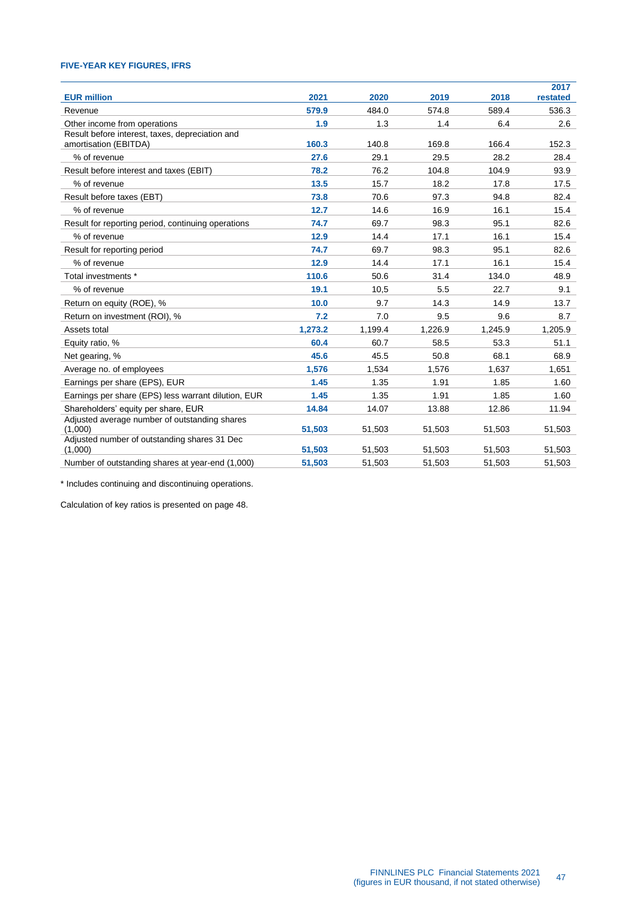## FIVE-YEAR KEY FIGURES, IFRS

| EUR million | 2021 | 2020 | 2019 | 2018 | 2017 restated |
|---|---|---|---|---|---|
| Revenue | **579.9** | 484.0 | 574.8 | 589.4 | 536.3 |
| Other income from operations | **1.9** | 1.3 | 1.4 | 6.4 | 2.6 |
| Result before interest, taxes, depreciation and amortisation (EBITDA) | **160.3** | 140.8 | 169.8 | 166.4 | 152.3 |
| % of revenue | **27.6** | 29.1 | 29.5 | 28.2 | 28.4 |
| Result before interest and taxes (EBIT) | **78.2** | 76.2 | 104.8 | 104.9 | 93.9 |
| % of revenue | **13.5** | 15.7 | 18.2 | 17.8 | 17.5 |
| Result before taxes (EBT) | **73.8** | 70.6 | 97.3 | 94.8 | 82.4 |
| % of revenue | **12.7** | 14.6 | 16.9 | 16.1 | 15.4 |
| Result for reporting period, continuing operations | **74.7** | 69.7 | 98.3 | 95.1 | 82.6 |
| % of revenue | **12.9** | 14.4 | 17.1 | 16.1 | 15.4 |
| Result for reporting period | **74.7** | 69.7 | 98.3 | 95.1 | 82.6 |
| % of revenue | **12.9** | 14.4 | 17.1 | 16.1 | 15.4 |
| Total investments * | **110.6** | 50.6 | 31.4 | 134.0 | 48.9 |
| % of revenue | **19.1** | 10,5 | 5.5 | 22.7 | 9.1 |
| Return on equity (ROE), % | **10.0** | 9.7 | 14.3 | 14.9 | 13.7 |
| Return on investment (ROI), % | **7.2** | 7.0 | 9.5 | 9.6 | 8.7 |
| Assets total | **1,273.2** | 1,199.4 | 1,226.9 | 1,245.9 | 1,205.9 |
| Equity ratio, % | **60.4** | 60.7 | 58.5 | 53.3 | 51.1 |
| Net gearing, % | **45.6** | 45.5 | 50.8 | 68.1 | 68.9 |
| Average no. of employees | **1,576** | 1,534 | 1,576 | 1,637 | 1,651 |
| Earnings per share (EPS), EUR | **1.45** | 1.35 | 1.91 | 1.85 | 1.60 |
| Earnings per share (EPS) less warrant dilution, EUR | **1.45** | 1.35 | 1.91 | 1.85 | 1.60 |
| Shareholders' equity per share, EUR | **14.84** | 14.07 | 13.88 | 12.86 | 11.94 |
| Adjusted average number of outstanding shares (1,000) | **51,503** | 51,503 | 51,503 | 51,503 | 51,503 |
| Adjusted number of outstanding shares 31 Dec (1,000) | **51,503** | 51,503 | 51,503 | 51,503 | 51,503 |
| Number of outstanding shares at year-end (1,000) | **51,503** | 51,503 | 51,503 | 51,503 | 51,503 |

* Includes continuing and discontinuing operations.

Calculation of key ratios is presented on page 48.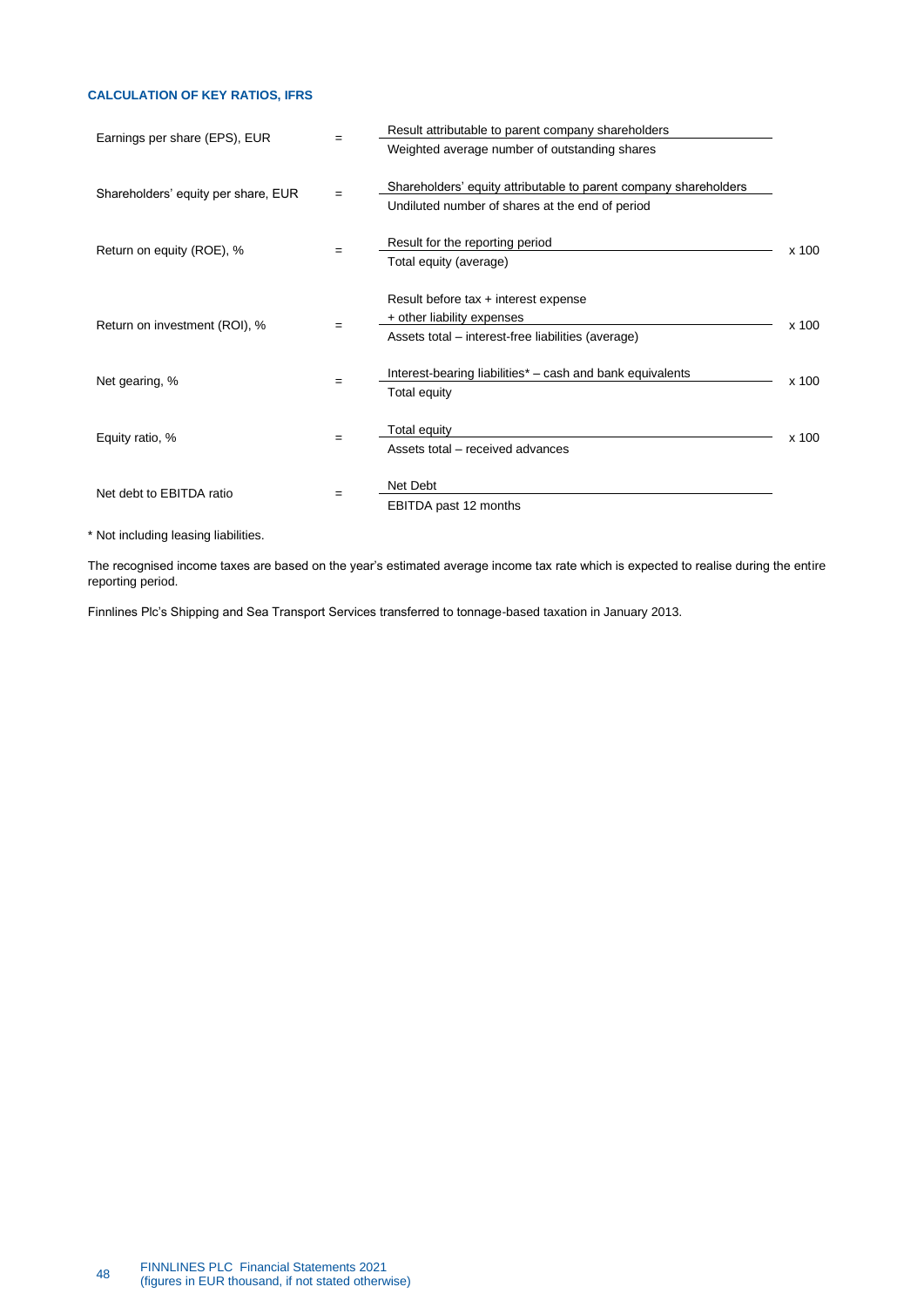### CALCULATION OF KEY RATIOS, IFRS

$$\text{Earnings per share (EPS), EUR} = \frac{\text{Result attributable to parent company shareholders}}{\text{Weighted average number of outstanding shares}}$$

$$\text{Shareholders' equity per share, EUR} = \frac{\text{Shareholders' equity attributable to parent company shareholders}}{\text{Undiluted number of shares at the end of period}}$$

$$\text{Return on equity (ROE), \%} = \frac{\text{Result for the reporting period}}{\text{Total equity (average)}} \times 100$$

$$\text{Return on investment (ROI), \%} = \frac{\text{Result before tax + interest expense + other liability expenses}}{\text{Assets total – interest-free liabilities (average)}} \times 100$$

$$\text{Net gearing, \%} = \frac{\text{Interest-bearing liabilities* – cash and bank equivalents}}{\text{Total equity}} \times 100$$

$$\text{Equity ratio, \%} = \frac{\text{Total equity}}{\text{Assets total – received advances}} \times 100$$

$$\text{Net debt to EBITDA ratio} = \frac{\text{Net Debt}}{\text{EBITDA past 12 months}}$$

* Not including leasing liabilities.

The recognised income taxes are based on the year's estimated average income tax rate which is expected to realise during the entire reporting period.

Finnlines Plc's Shipping and Sea Transport Services transferred to tonnage-based taxation in January 2013.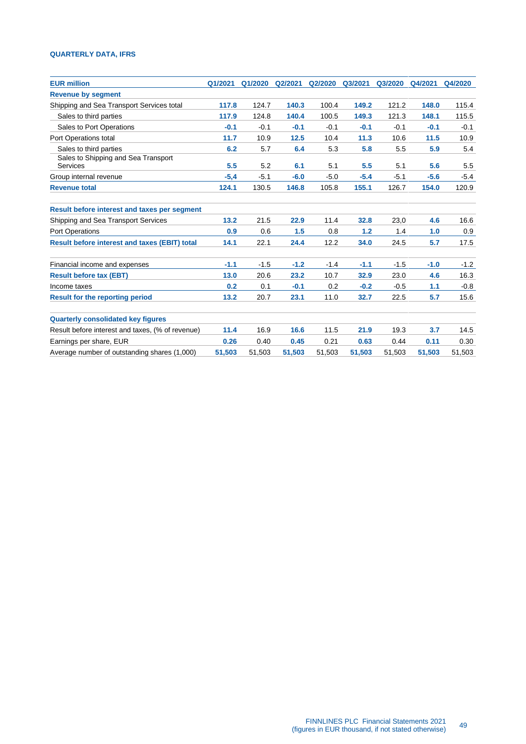### QUARTERLY DATA, IFRS

| EUR million | Q1/2021 | Q1/2020 | Q2/2021 | Q2/2020 | Q3/2021 | Q3/2020 | Q4/2021 | Q4/2020 |
|---|---|---|---|---|---|---|---|---|
| **Revenue by segment** | | | | | | | | |
| Shipping and Sea Transport Services total | **117.8** | 124.7 | **140.3** | 100.4 | **149.2** | 121.2 | **148.0** | 115.4 |
| Sales to third parties | **117.9** | 124.8 | **140.4** | 100.5 | **149.3** | 121.3 | **148.1** | 115.5 |
| Sales to Port Operations | **-0.1** | -0.1 | **-0.1** | -0.1 | **-0.1** | -0.1 | **-0.1** | -0.1 |
| Port Operations total | **11.7** | 10.9 | **12.5** | 10.4 | **11.3** | 10.6 | **11.5** | 10.9 |
| Sales to third parties | **6.2** | 5.7 | **6.4** | 5.3 | **5.8** | 5.5 | **5.9** | 5.4 |
| Sales to Shipping and Sea Transport Services | **5.5** | 5.2 | **6.1** | 5.1 | **5.5** | 5.1 | **5.6** | 5.5 |
| Group internal revenue | **-5,4** | -5.1 | **-6.0** | -5.0 | **-5.4** | -5.1 | **-5.6** | -5.4 |
| **Revenue total** | **124.1** | 130.5 | **146.8** | 105.8 | **155.1** | 126.7 | **154.0** | 120.9 |
| | | | | | | | | |
| **Result before interest and taxes per segment** | | | | | | | | |
| Shipping and Sea Transport Services | **13.2** | 21.5 | **22.9** | 11.4 | **32.8** | 23,0 | **4.6** | 16.6 |
| Port Operations | **0.9** | 0.6 | **1.5** | 0.8 | **1.2** | 1.4 | **1.0** | 0.9 |
| **Result before interest and taxes (EBIT) total** | **14.1** | 22.1 | **24.4** | 12.2 | **34.0** | 24.5 | **5.7** | 17.5 |
| | | | | | | | | |
| Financial income and expenses | **-1.1** | -1.5 | **-1.2** | -1.4 | **-1.1** | -1.5 | **-1.0** | -1.2 |
| **Result before tax (EBT)** | **13.0** | 20.6 | **23.2** | 10.7 | **32.9** | 23.0 | **4.6** | 16.3 |
| Income taxes | **0.2** | 0.1 | **-0.1** | 0.2 | **-0.2** | -0.5 | **1.1** | -0.8 |
| **Result for the reporting period** | **13.2** | 20.7 | **23.1** | 11.0 | **32.7** | 22.5 | **5.7** | 15.6 |
| | | | | | | | | |
| **Quarterly consolidated key figures** | | | | | | | | |
| Result before interest and taxes, (% of revenue) | **11.4** | 16.9 | **16.6** | 11.5 | **21.9** | 19.3 | **3.7** | 14.5 |
| Earnings per share, EUR | **0.26** | 0.40 | **0.45** | 0.21 | **0.63** | 0.44 | **0.11** | 0.30 |
| Average number of outstanding shares (1,000) | **51,503** | 51,503 | **51,503** | 51,503 | **51,503** | 51,503 | **51,503** | 51,503 |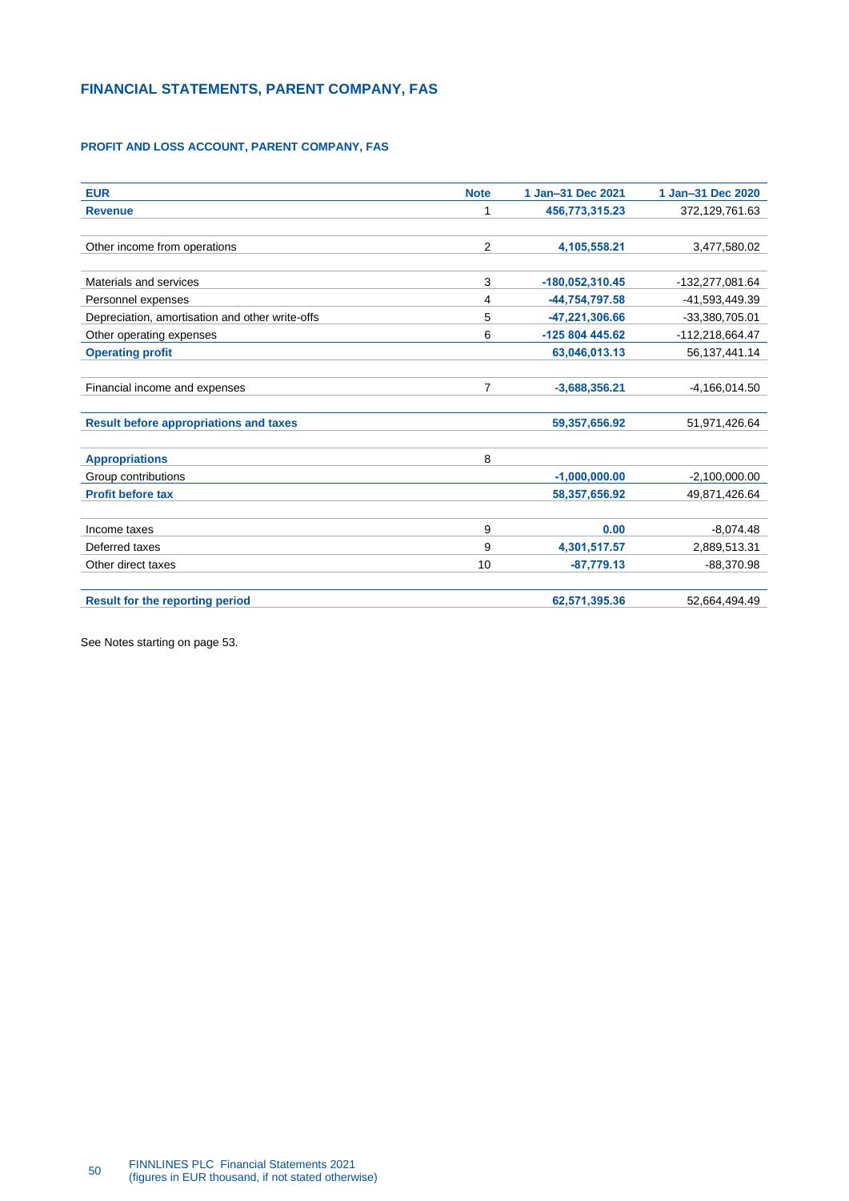## FINANCIAL STATEMENTS, PARENT COMPANY, FAS

### PROFIT AND LOSS ACCOUNT, PARENT COMPANY, FAS

| EUR | Note | 1 Jan–31 Dec 2021 | 1 Jan–31 Dec 2020 |
|---|---|---|---|
| **Revenue** | 1 | **456,773,315.23** | 372,129,761.63 |
| | | | |
| Other income from operations | 2 | **4,105,558.21** | 3,477,580.02 |
| | | | |
| Materials and services | 3 | **-180,052,310.45** | -132,277,081.64 |
| Personnel expenses | 4 | **-44,754,797.58** | -41,593,449.39 |
| Depreciation, amortisation and other write-offs | 5 | **-47,221,306.66** | -33,380,705.01 |
| Other operating expenses | 6 | **-125 804 445.62** | -112,218,664.47 |
| **Operating profit** | | **63,046,013.13** | 56,137,441.14 |
| | | | |
| Financial income and expenses | 7 | **-3,688,356.21** | -4,166,014.50 |
| | | | |
| **Result before appropriations and taxes** | | **59,357,656.92** | 51,971,426.64 |
| | | | |
| **Appropriations** | 8 | | |
| Group contributions | | **-1,000,000.00** | -2,100,000.00 |
| **Profit before tax** | | **58,357,656.92** | 49,871,426.64 |
| | | | |
| Income taxes | 9 | **0.00** | -8,074.48 |
| Deferred taxes | 9 | **4,301,517.57** | 2,889,513.31 |
| Other direct taxes | 10 | **-87,779.13** | -88,370.98 |
| | | | |
| **Result for the reporting period** | | **62,571,395.36** | 52,664,494.49 |

See Notes starting on page 53.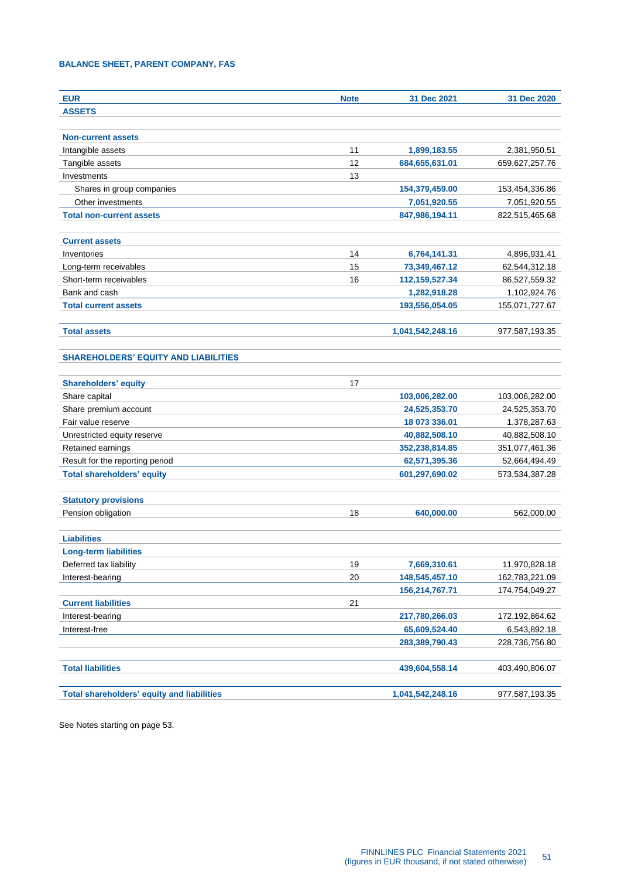### BALANCE SHEET, PARENT COMPANY, FAS

| EUR | Note | 31 Dec 2021 | 31 Dec 2020 |
|---|---|---|---|
| **ASSETS** | | | |
| | | | |
| **Non-current assets** | | | |
| Intangible assets | 11 | **1,899,183.55** | 2,381,950.51 |
| Tangible assets | 12 | **684,655,631.01** | 659,627,257.76 |
| Investments | 13 | | |
| Shares in group companies | | **154,379,459.00** | 153,454,336.86 |
| Other investments | | **7,051,920.55** | 7,051,920.55 |
| **Total non-current assets** | | **847,986,194.11** | 822,515,465.68 |
| | | | |
| **Current assets** | | | |
| Inventories | 14 | **6,764,141.31** | 4,896,931.41 |
| Long-term receivables | 15 | **73,349,467.12** | 62,544,312.18 |
| Short-term receivables | 16 | **112,159,527.34** | 86,527,559.32 |
| Bank and cash | | **1,282,918.28** | 1,102,924.76 |
| **Total current assets** | | **193,556,054.05** | 155,071,727.67 |
| | | | |
| **Total assets** | | **1,041,542,248.16** | 977,587,193.35 |
| | | | |
| **SHAREHOLDERS' EQUITY AND LIABILITIES** | | | |
| | | | |
| **Shareholders' equity** | 17 | | |
| Share capital | | **103,006,282.00** | 103,006,282.00 |
| Share premium account | | **24,525,353.70** | 24,525,353.70 |
| Fair value reserve | | **18 073 336.01** | 1,378,287.63 |
| Unrestricted equity reserve | | **40,882,508.10** | 40,882,508.10 |
| Retained earnings | | **352,238,814.85** | 351,077,461.36 |
| Result for the reporting period | | **62,571,395.36** | 52,664,494.49 |
| **Total shareholders' equity** | | **601,297,690.02** | 573,534,387.28 |
| | | | |
| **Statutory provisions** | | | |
| Pension obligation | 18 | **640,000.00** | 562,000.00 |
| | | | |
| **Liabilities** | | | |
| **Long-term liabilities** | | | |
| Deferred tax liability | 19 | **7,669,310.61** | 11,970,828.18 |
| Interest-bearing | 20 | **148,545,457.10** | 162,783,221.09 |
| | | **156,214,767.71** | 174,754,049.27 |
| **Current liabilities** | 21 | | |
| Interest-bearing | | **217,780,266.03** | 172,192,864.62 |
| Interest-free | | **65,609,524.40** | 6,543,892.18 |
| | | **283,389,790.43** | 228,736,756.80 |
| | | | |
| **Total liabilities** | | **439,604,558.14** | 403,490,806.07 |
| | | | |
| **Total shareholders' equity and liabilities** | | **1,041,542,248.16** | 977,587,193.35 |

See Notes starting on page 53.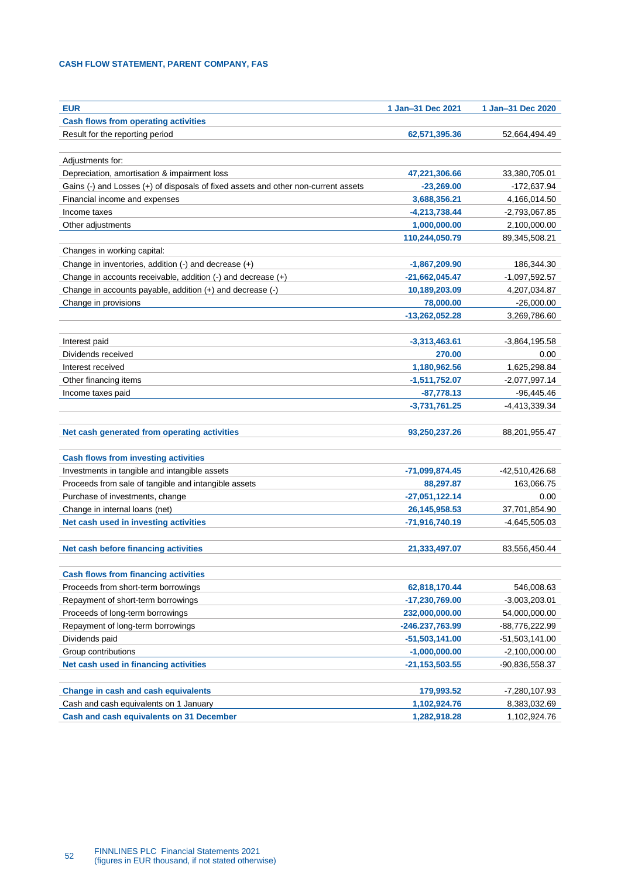### CASH FLOW STATEMENT, PARENT COMPANY, FAS

| EUR | 1 Jan–31 Dec 2021 | 1 Jan–31 Dec 2020 |
|---|---|---|
| **Cash flows from operating activities** | | |
| Result for the reporting period | 62,571,395.36 | 52,664,494.49 |
| | | |
| Adjustments for: | | |
| Depreciation, amortisation & impairment loss | 47,221,306.66 | 33,380,705.01 |
| Gains (-) and Losses (+) of disposals of fixed assets and other non-current assets | -23,269.00 | -172,637.94 |
| Financial income and expenses | 3,688,356.21 | 4,166,014.50 |
| Income taxes | -4,213,738.44 | -2,793,067.85 |
| Other adjustments | 1,000,000.00 | 2,100,000.00 |
| | 110,244,050.79 | 89,345,508.21 |
| Changes in working capital: | | |
| Change in inventories, addition (-) and decrease (+) | -1,867,209.90 | 186,344.30 |
| Change in accounts receivable, addition (-) and decrease (+) | -21,662,045.47 | -1,097,592.57 |
| Change in accounts payable, addition (+) and decrease (-) | 10,189,203.09 | 4,207,034.87 |
| Change in provisions | 78,000.00 | -26,000.00 |
| | -13,262,052.28 | 3,269,786.60 |
| | | |
| Interest paid | -3,313,463.61 | -3,864,195.58 |
| Dividends received | 270.00 | 0.00 |
| Interest received | 1,180,962.56 | 1,625,298.84 |
| Other financing items | -1,511,752.07 | -2,077,997.14 |
| Income taxes paid | -87,778.13 | -96,445.46 |
| | -3,731,761.25 | -4,413,339.34 |
| | | |
| **Net cash generated from operating activities** | 93,250,237.26 | 88,201,955.47 |
| | | |
| **Cash flows from investing activities** | | |
| Investments in tangible and intangible assets | -71,099,874.45 | -42,510,426.68 |
| Proceeds from sale of tangible and intangible assets | 88,297.87 | 163,066.75 |
| Purchase of investments, change | -27,051,122.14 | 0.00 |
| Change in internal loans (net) | 26,145,958.53 | 37,701,854.90 |
| **Net cash used in investing activities** | -71,916,740.19 | -4,645,505.03 |
| | | |
| **Net cash before financing activities** | 21,333,497.07 | 83,556,450.44 |
| | | |
| **Cash flows from financing activities** | | |
| Proceeds from short-term borrowings | 62,818,170.44 | 546,008.63 |
| Repayment of short-term borrowings | -17,230,769.00 | -3,003,203.01 |
| Proceeds of long-term borrowings | 232,000,000.00 | 54,000,000.00 |
| Repayment of long-term borrowings | -246,237,763.99 | -88,776,222.99 |
| Dividends paid | -51,503,141.00 | -51,503,141.00 |
| Group contributions | -1,000,000.00 | -2,100,000.00 |
| **Net cash used in financing activities** | -21,153,503.55 | -90,836,558.37 |
| | | |
| **Change in cash and cash equivalents** | 179,993.52 | -7,280,107.93 |
| Cash and cash equivalents on 1 January | 1,102,924.76 | 8,383,032.69 |
| **Cash and cash equivalents on 31 December** | 1,282,918.28 | 1,102,924.76 |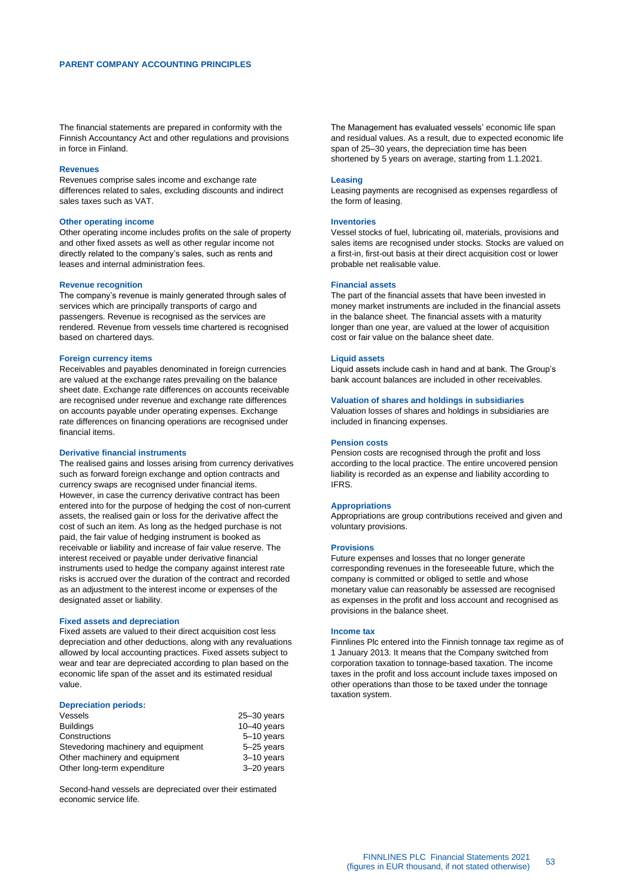# PARENT COMPANY ACCOUNTING PRINCIPLES

The financial statements are prepared in conformity with the Finnish Accountancy Act and other regulations and provisions in force in Finland.

### Revenues

Revenues comprise sales income and exchange rate differences related to sales, excluding discounts and indirect sales taxes such as VAT.

### Other operating income

Other operating income includes profits on the sale of property and other fixed assets as well as other regular income not directly related to the company's sales, such as rents and leases and internal administration fees.

### Revenue recognition

The company's revenue is mainly generated through sales of services which are principally transports of cargo and passengers. Revenue is recognised as the services are rendered. Revenue from vessels time chartered is recognised based on chartered days.

### Foreign currency items

Receivables and payables denominated in foreign currencies are valued at the exchange rates prevailing on the balance sheet date. Exchange rate differences on accounts receivable are recognised under revenue and exchange rate differences on accounts payable under operating expenses. Exchange rate differences on financing operations are recognised under financial items.

### Derivative financial instruments

The realised gains and losses arising from currency derivatives such as forward foreign exchange and option contracts and currency swaps are recognised under financial items. However, in case the currency derivative contract has been entered into for the purpose of hedging the cost of non-current assets, the realised gain or loss for the derivative affect the cost of such an item. As long as the hedged purchase is not paid, the fair value of hedging instrument is booked as receivable or liability and increase of fair value reserve. The interest received or payable under derivative financial instruments used to hedge the company against interest rate risks is accrued over the duration of the contract and recorded as an adjustment to the interest income or expenses of the designated asset or liability.

### Fixed assets and depreciation

Fixed assets are valued to their direct acquisition cost less depreciation and other deductions, along with any revaluations allowed by local accounting practices. Fixed assets subject to wear and tear are depreciated according to plan based on the economic life span of the asset and its estimated residual value.

### Depreciation periods:

| | |
|---|---|
| Vessels | 25–30 years |
| Buildings | 10–40 years |
| Constructions | 5–10 years |
| Stevedoring machinery and equipment | 5–25 years |
| Other machinery and equipment | 3–10 years |
| Other long-term expenditure | 3–20 years |

Second-hand vessels are depreciated over their estimated economic service life.

The Management has evaluated vessels' economic life span and residual values. As a result, due to expected economic life span of 25–30 years, the depreciation time has been shortened by 5 years on average, starting from 1.1.2021.

### Leasing

Leasing payments are recognised as expenses regardless of the form of leasing.

### Inventories

Vessel stocks of fuel, lubricating oil, materials, provisions and sales items are recognised under stocks. Stocks are valued on a first-in, first-out basis at their direct acquisition cost or lower probable net realisable value.

### Financial assets

The part of the financial assets that have been invested in money market instruments are included in the financial assets in the balance sheet. The financial assets with a maturity longer than one year, are valued at the lower of acquisition cost or fair value on the balance sheet date.

### Liquid assets

Liquid assets include cash in hand and at bank. The Group's bank account balances are included in other receivables.

### Valuation of shares and holdings in subsidiaries

Valuation losses of shares and holdings in subsidiaries are included in financing expenses.

### Pension costs

Pension costs are recognised through the profit and loss according to the local practice. The entire uncovered pension liability is recorded as an expense and liability according to IFRS.

### Appropriations

Appropriations are group contributions received and given and voluntary provisions.

### Provisions

Future expenses and losses that no longer generate corresponding revenues in the foreseeable future, which the company is committed or obliged to settle and whose monetary value can reasonably be assessed are recognised as expenses in the profit and loss account and recognised as provisions in the balance sheet.

### Income tax

Finnlines Plc entered into the Finnish tonnage tax regime as of 1 January 2013. It means that the Company switched from corporation taxation to tonnage-based taxation. The income taxes in the profit and loss account include taxes imposed on other operations than those to be taxed under the tonnage taxation system.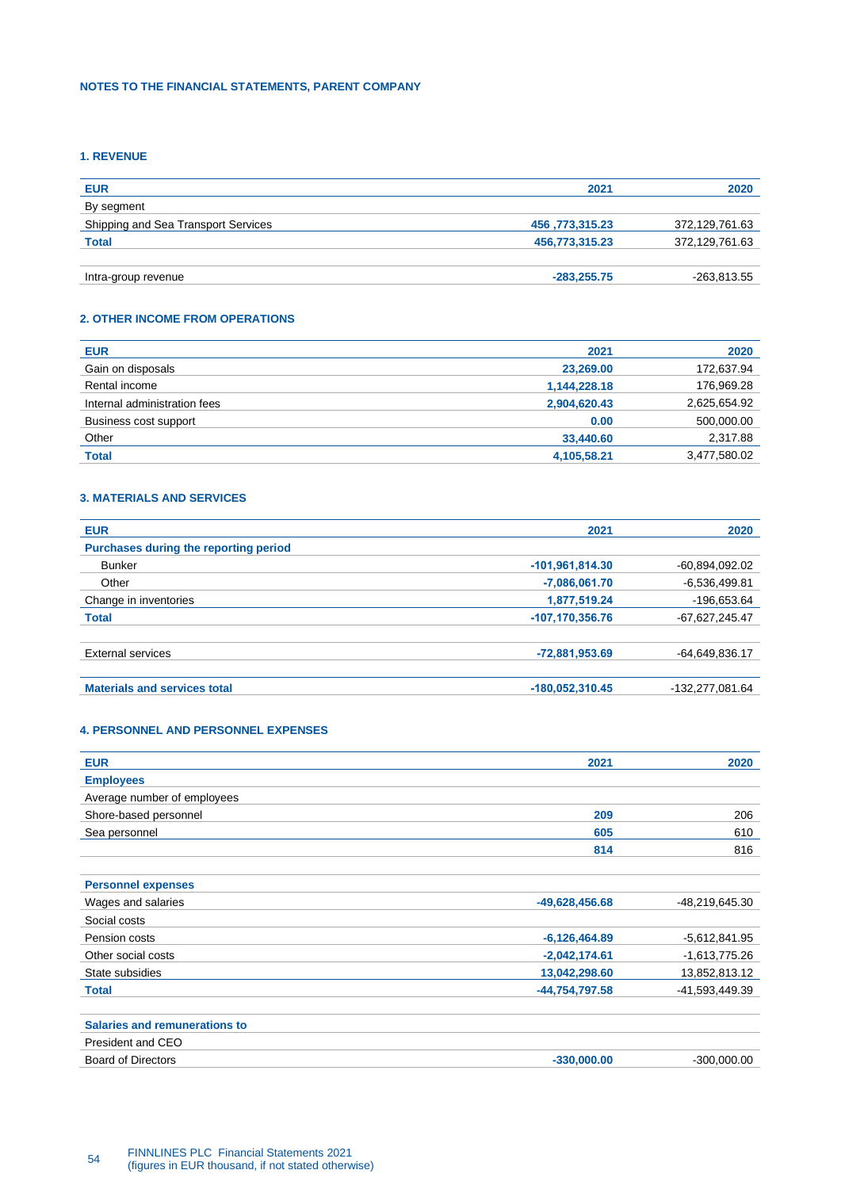## NOTES TO THE FINANCIAL STATEMENTS, PARENT COMPANY

### 1. REVENUE

| EUR | 2021 | 2020 |
|---|---|---|
| By segment | | |
| Shipping and Sea Transport Services | 456 ,773,315.23 | 372,129,761.63 |
| **Total** | **456,773,315.23** | 372,129,761.63 |
| | | |
| Intra-group revenue | -283,255.75 | -263,813.55 |

### 2. OTHER INCOME FROM OPERATIONS

| EUR | 2021 | 2020 |
|---|---|---|
| Gain on disposals | 23,269.00 | 172,637.94 |
| Rental income | 1,144,228.18 | 176,969.28 |
| Internal administration fees | 2,904,620.43 | 2,625,654.92 |
| Business cost support | 0.00 | 500,000.00 |
| Other | 33,440.60 | 2,317.88 |
| **Total** | **4,105,58.21** | 3,477,580.02 |

### 3. MATERIALS AND SERVICES

| EUR | 2021 | 2020 |
|---|---|---|
| **Purchases during the reporting period** | | |
| Bunker | -101,961,814.30 | -60,894,092.02 |
| Other | -7,086,061.70 | -6,536,499.81 |
| Change in inventories | 1,877,519.24 | -196,653.64 |
| **Total** | **-107,170,356.76** | -67,627,245.47 |
| | | |
| External services | -72,881,953.69 | -64,649,836.17 |
| | | |
| **Materials and services total** | **-180,052,310.45** | -132,277,081.64 |

### 4. PERSONNEL AND PERSONNEL EXPENSES

| EUR | 2021 | 2020 |
|---|---|---|
| **Employees** | | |
| Average number of employees | | |
| Shore-based personnel | 209 | 206 |
| Sea personnel | 605 | 610 |
| | 814 | 816 |
| | | |
| **Personnel expenses** | | |
| Wages and salaries | -49,628,456.68 | -48,219,645.30 |
| Social costs | | |
| Pension costs | -6,126,464.89 | -5,612,841.95 |
| Other social costs | -2,042,174.61 | -1,613,775.26 |
| State subsidies | 13,042,298.60 | 13,852,813.12 |
| **Total** | **-44,754,797.58** | -41,593,449.39 |
| | | |
| **Salaries and remunerations to** | | |
| President and CEO | | |
| Board of Directors | -330,000.00 | -300,000.00 |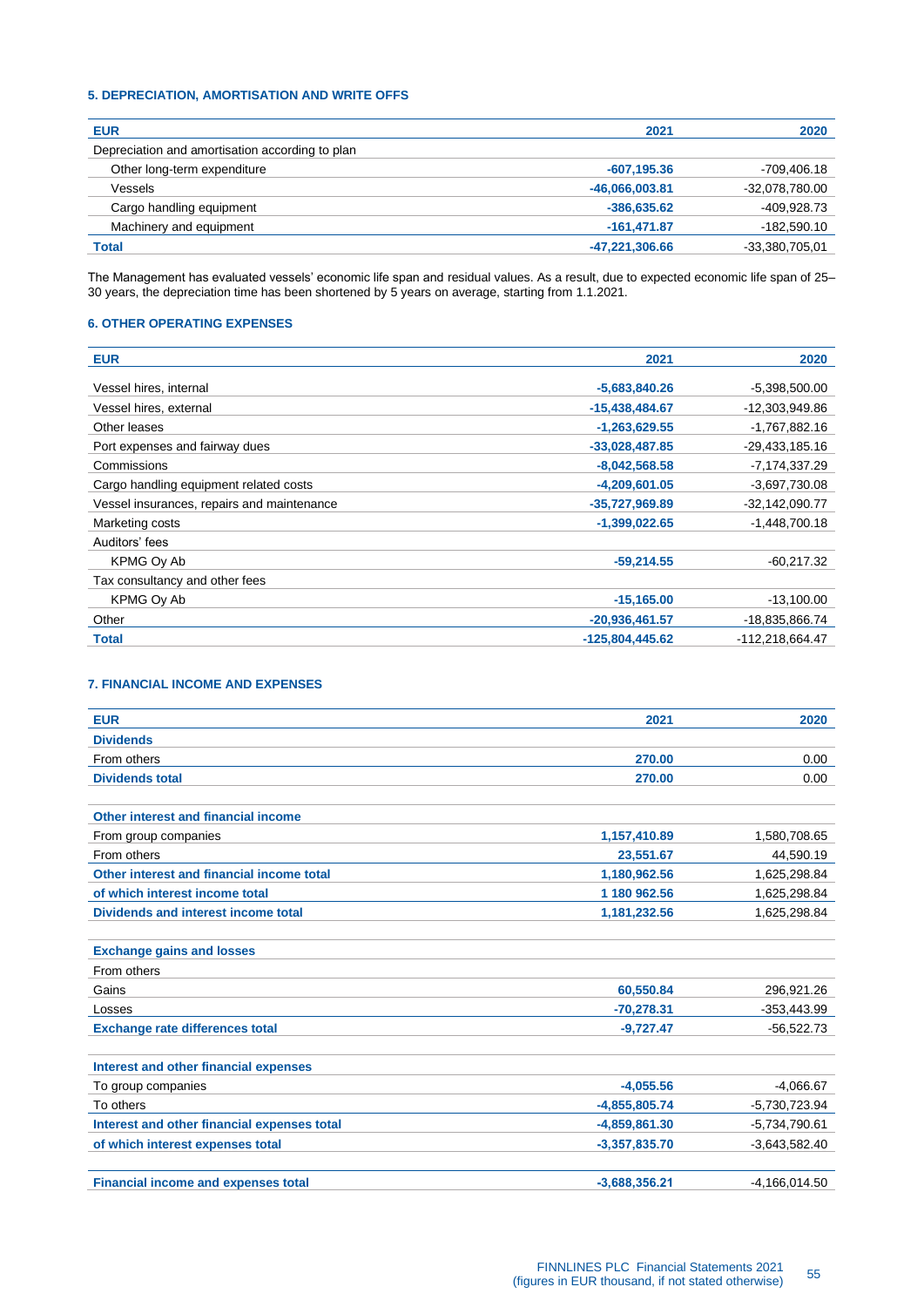### 5. DEPRECIATION, AMORTISATION AND WRITE OFFS

| EUR | 2021 | 2020 |
|---|---|---|
| Depreciation and amortisation according to plan | | |
| Other long-term expenditure | -607,195.36 | -709,406.18 |
| Vessels | -46,066,003.81 | -32,078,780.00 |
| Cargo handling equipment | -386,635.62 | -409,928.73 |
| Machinery and equipment | -161,471.87 | -182,590.10 |
| **Total** | **-47,221,306.66** | -33,380,705,01 |

The Management has evaluated vessels' economic life span and residual values. As a result, due to expected economic life span of 25–30 years, the depreciation time has been shortened by 5 years on average, starting from 1.1.2021.

### 6. OTHER OPERATING EXPENSES

| EUR | 2021 | 2020 |
|---|---|---|
| Vessel hires, internal | -5,683,840.26 | -5,398,500.00 |
| Vessel hires, external | -15,438,484.67 | -12,303,949.86 |
| Other leases | -1,263,629.55 | -1,767,882.16 |
| Port expenses and fairway dues | -33,028,487.85 | -29,433,185.16 |
| Commissions | -8,042,568.58 | -7,174,337.29 |
| Cargo handling equipment related costs | -4,209,601.05 | -3,697,730.08 |
| Vessel insurances, repairs and maintenance | -35,727,969.89 | -32,142,090.77 |
| Marketing costs | -1,399,022.65 | -1,448,700.18 |
| Auditors' fees | | |
| KPMG Oy Ab | -59,214.55 | -60,217.32 |
| Tax consultancy and other fees | | |
| KPMG Oy Ab | -15,165.00 | -13,100.00 |
| Other | -20,936,461.57 | -18,835,866.74 |
| **Total** | **-125,804,445.62** | -112,218,664.47 |

### 7. FINANCIAL INCOME AND EXPENSES

| EUR | 2021 | 2020 |
|---|---|---|
| **Dividends** | | |
| From others | 270.00 | 0.00 |
| **Dividends total** | **270.00** | 0.00 |
| | | |
| **Other interest and financial income** | | |
| From group companies | 1,157,410.89 | 1,580,708.65 |
| From others | 23,551.67 | 44,590.19 |
| **Other interest and financial income total** | **1,180,962.56** | 1,625,298.84 |
| **of which interest income total** | **1 180 962.56** | 1,625,298.84 |
| **Dividends and interest income total** | **1,181,232.56** | 1,625,298.84 |
| | | |
| **Exchange gains and losses** | | |
| From others | | |
| Gains | 60,550.84 | 296,921.26 |
| Losses | -70,278.31 | -353,443.99 |
| **Exchange rate differences total** | **-9,727.47** | -56,522.73 |
| | | |
| **Interest and other financial expenses** | | |
| To group companies | -4,055.56 | -4,066.67 |
| To others | -4,855,805.74 | -5,730,723.94 |
| **Interest and other financial expenses total** | **-4,859,861.30** | -5,734,790.61 |
| **of which interest expenses total** | **-3,357,835.70** | -3,643,582.40 |
| | | |
| **Financial income and expenses total** | **-3,688,356.21** | -4,166,014.50 |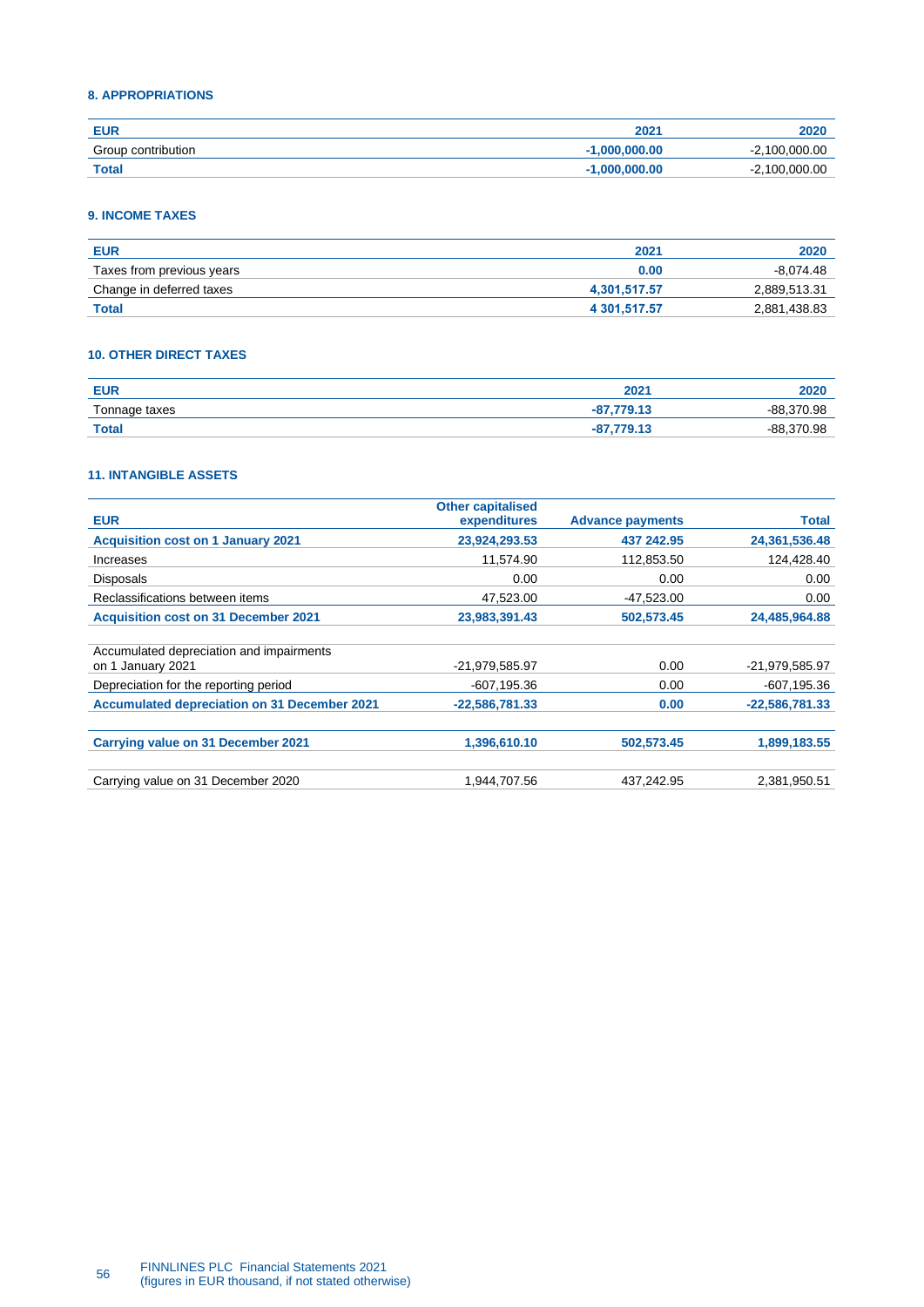### 8. APPROPRIATIONS

| EUR | 2021 | 2020 |
|---|---|---|
| Group contribution | **-1,000,000.00** | -2,100,000.00 |
| **Total** | **-1,000,000.00** | -2,100,000.00 |

### 9. INCOME TAXES

| EUR | 2021 | 2020 |
|---|---|---|
| Taxes from previous years | **0.00** | -8,074.48 |
| Change in deferred taxes | **4,301,517.57** | 2,889,513.31 |
| **Total** | **4 301,517.57** | 2,881,438.83 |

### 10. OTHER DIRECT TAXES

| EUR | 2021 | 2020 |
|---|---|---|
| Tonnage taxes | **-87,779.13** | -88,370.98 |
| **Total** | **-87,779.13** | -88,370.98 |

### 11. INTANGIBLE ASSETS

| EUR | Other capitalised expenditures | Advance payments | Total |
|---|---|---|---|
| **Acquisition cost on 1 January 2021** | **23,924,293.53** | **437 242.95** | **24,361,536.48** |
| Increases | 11,574.90 | 112,853.50 | 124,428.40 |
| Disposals | 0.00 | 0.00 | 0.00 |
| Reclassifications between items | 47,523.00 | -47,523.00 | 0.00 |
| **Acquisition cost on 31 December 2021** | **23,983,391.43** | **502,573.45** | **24,485,964.88** |
| | | | |
| Accumulated depreciation and impairments on 1 January 2021 | -21,979,585.97 | 0.00 | -21,979,585.97 |
| Depreciation for the reporting period | -607,195.36 | 0.00 | -607,195.36 |
| **Accumulated depreciation on 31 December 2021** | **-22,586,781.33** | **0.00** | **-22,586,781.33** |
| | | | |
| **Carrying value on 31 December 2021** | **1,396,610.10** | **502,573.45** | **1,899,183.55** |
| | | | |
| Carrying value on 31 December 2020 | 1,944,707.56 | 437,242.95 | 2,381,950.51 |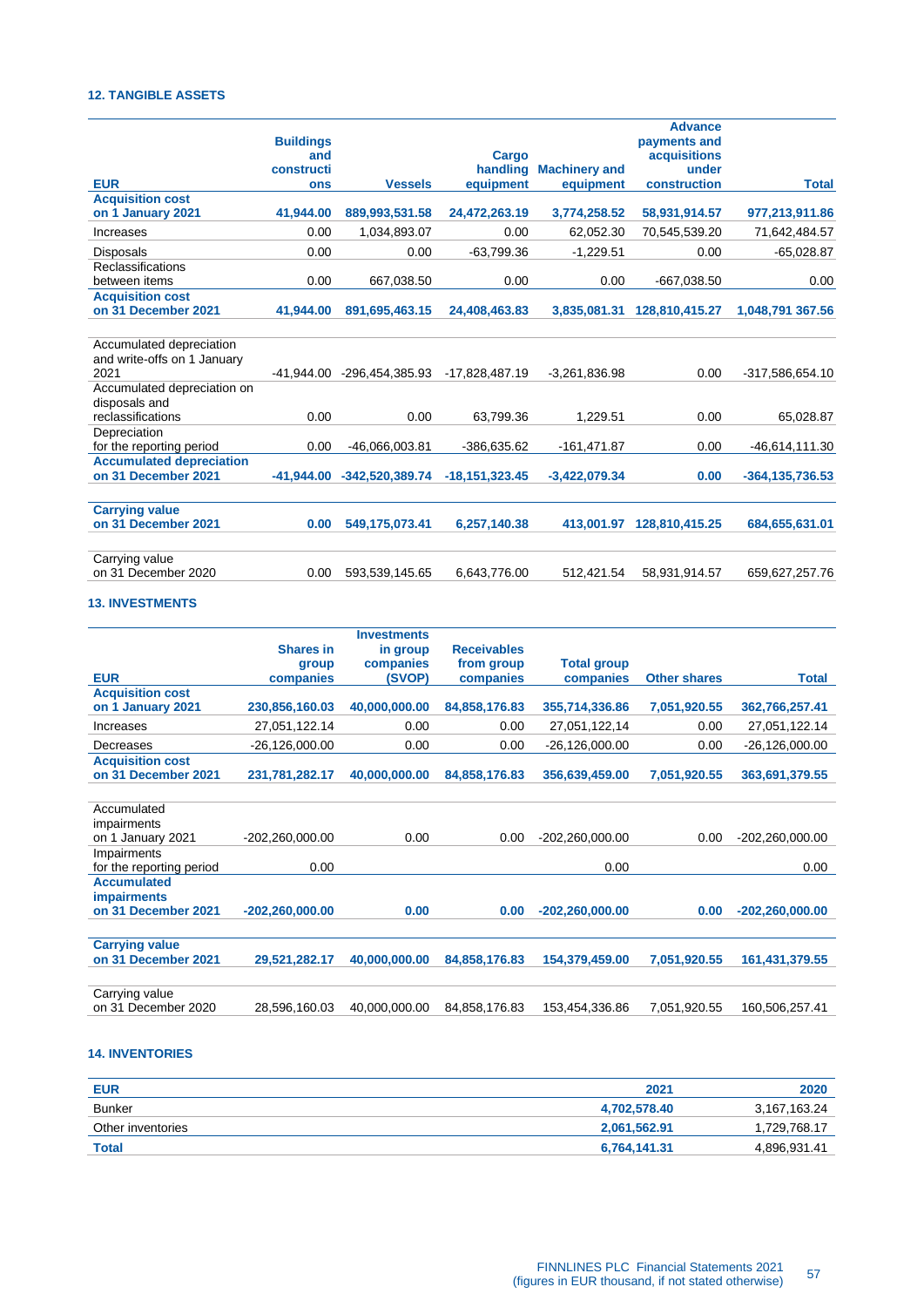#### 12. TANGIBLE ASSETS

| EUR | Buildings and constructions | Vessels | Cargo handling equipment | Machinery and equipment | Advance payments and acquisitions under construction | Total |
|---|---|---|---|---|---|---|
| **Acquisition cost on 1 January 2021** | **41,944.00** | **889,993,531.58** | **24,472,263.19** | **3,774,258.52** | **58,931,914.57** | **977,213,911.86** |
| Increases | 0.00 | 1,034,893.07 | 0.00 | 62,052.30 | 70,545,539.20 | 71,642,484.57 |
| Disposals | 0.00 | 0.00 | -63,799.36 | -1,229.51 | 0.00 | -65,028.87 |
| Reclassifications between items | 0.00 | 667,038.50 | 0.00 | 0.00 | -667,038.50 | 0.00 |
| **Acquisition cost on 31 December 2021** | **41,944.00** | **891,695,463.15** | **24,408,463.83** | **3,835,081.31** | **128,810,415.27** | **1,048,791 367.56** |
| Accumulated depreciation and write-offs on 1 January 2021 | -41,944.00 | -296,454,385.93 | -17,828,487.19 | -3,261,836.98 | 0.00 | -317,586,654.10 |
| Accumulated depreciation on disposals and reclassifications | 0.00 | 0.00 | 63,799.36 | 1,229.51 | 0.00 | 65,028.87 |
| Depreciation for the reporting period | 0.00 | -46,066,003.81 | -386,635.62 | -161,471.87 | 0.00 | -46,614,111.30 |
| **Accumulated depreciation on 31 December 2021** | **-41,944.00** | **-342,520,389.74** | **-18,151,323.45** | **-3,422,079.34** | **0.00** | **-364,135,736.53** |
| **Carrying value on 31 December 2021** | **0.00** | **549,175,073.41** | **6,257,140.38** | **413,001.97** | **128,810,415.25** | **684,655,631.01** |
| Carrying value on 31 December 2020 | 0.00 | 593,539,145.65 | 6,643,776.00 | 512,421.54 | 58,931,914.57 | 659,627,257.76 |

#### 13. INVESTMENTS

| EUR | Shares in group companies | Investments in group companies (SVOP) | Receivables from group companies | Total group companies | Other shares | Total |
|---|---|---|---|---|---|---|
| **Acquisition cost on 1 January 2021** | **230,856,160.03** | **40,000,000.00** | **84,858,176.83** | **355,714,336.86** | **7,051,920.55** | **362,766,257.41** |
| Increases | 27,051,122.14 | 0.00 | 0.00 | 27,051,122,14 | 0.00 | 27,051,122.14 |
| Decreases | -26,126,000.00 | 0.00 | 0.00 | -26,126,000.00 | 0.00 | -26,126,000.00 |
| **Acquisition cost on 31 December 2021** | **231,781,282.17** | **40,000,000.00** | **84,858,176.83** | **356,639,459.00** | **7,051,920.55** | **363,691,379.55** |
| Accumulated impairments on 1 January 2021 | -202,260,000.00 | 0.00 | 0.00 | -202,260,000.00 | 0.00 | -202,260,000.00 |
| Impairments for the reporting period | 0.00 | | | 0.00 | | 0.00 |
| **Accumulated impairments on 31 December 2021** | **-202,260,000.00** | **0.00** | **0.00** | **-202,260,000.00** | **0.00** | **-202,260,000.00** |
| **Carrying value on 31 December 2021** | **29,521,282.17** | **40,000,000.00** | **84,858,176.83** | **154,379,459.00** | **7,051,920.55** | **161,431,379.55** |
| Carrying value on 31 December 2020 | 28,596,160.03 | 40,000,000.00 | 84,858,176.83 | 153,454,336.86 | 7,051,920.55 | 160,506,257.41 |

#### 14. INVENTORIES

| EUR | 2021 | 2020 |
|---|---|---|
| Bunker | **4,702,578.40** | 3,167,163.24 |
| Other inventories | **2,061,562.91** | 1,729,768.17 |
| **Total** | **6,764,141.31** | 4,896,931.41 |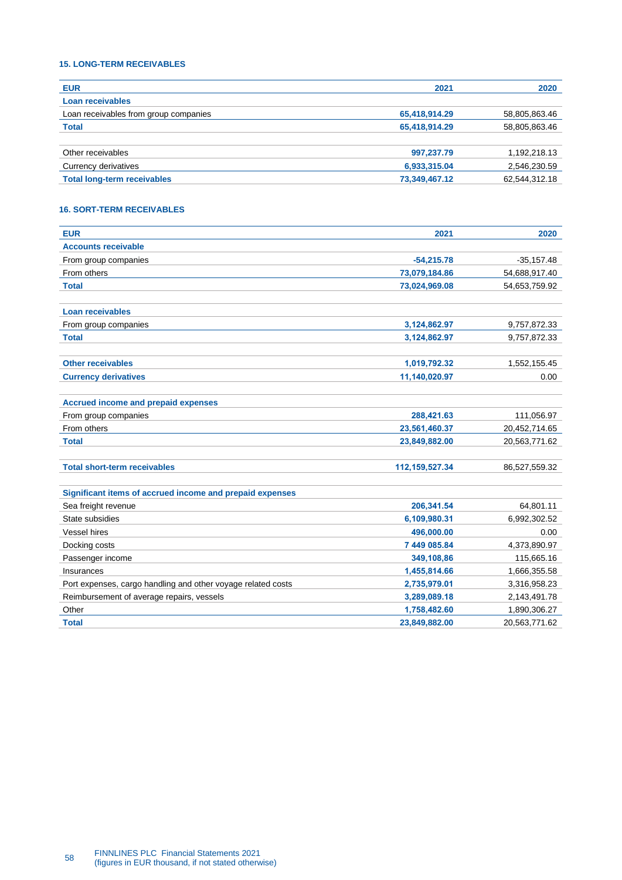### 15. LONG-TERM RECEIVABLES

| EUR | 2021 | 2020 |
|---|---|---|
| **Loan receivables** | | |
| Loan receivables from group companies | **65,418,914.29** | 58,805,863.46 |
| **Total** | **65,418,914.29** | 58,805,863.46 |
| | | |
| Other receivables | **997,237.79** | 1,192,218.13 |
| Currency derivatives | **6,933,315.04** | 2,546,230.59 |
| **Total long-term receivables** | **73,349,467.12** | 62,544,312.18 |

### 16. SORT-TERM RECEIVABLES

| EUR | 2021 | 2020 |
|---|---|---|
| **Accounts receivable** | | |
| From group companies | **-54,215.78** | -35,157.48 |
| From others | **73,079,184.86** | 54,688,917.40 |
| **Total** | **73,024,969.08** | 54,653,759.92 |
| | | |
| **Loan receivables** | | |
| From group companies | **3,124,862.97** | 9,757,872.33 |
| **Total** | **3,124,862.97** | 9,757,872.33 |
| | | |
| **Other receivables** | **1,019,792.32** | 1,552,155.45 |
| **Currency derivatives** | **11,140,020.97** | 0.00 |
| | | |
| **Accrued income and prepaid expenses** | | |
| From group companies | **288,421.63** | 111,056.97 |
| From others | **23,561,460.37** | 20,452,714.65 |
| **Total** | **23,849,882.00** | 20,563,771.62 |
| | | |
| **Total short-term receivables** | **112,159,527.34** | 86,527,559.32 |
| | | |
| **Significant items of accrued income and prepaid expenses** | | |
| Sea freight revenue | **206,341.54** | 64,801.11 |
| State subsidies | **6,109,980.31** | 6,992,302.52 |
| Vessel hires | **496,000.00** | 0.00 |
| Docking costs | **7 449 085.84** | 4,373,890.97 |
| Passenger income | **349,108,86** | 115,665.16 |
| Insurances | **1,455,814.66** | 1,666,355.58 |
| Port expenses, cargo handling and other voyage related costs | **2,735,979.01** | 3,316,958.23 |
| Reimbursement of average repairs, vessels | **3,289,089.18** | 2,143,491.78 |
| Other | **1,758,482.60** | 1,890,306.27 |
| **Total** | **23,849,882.00** | 20,563,771.62 |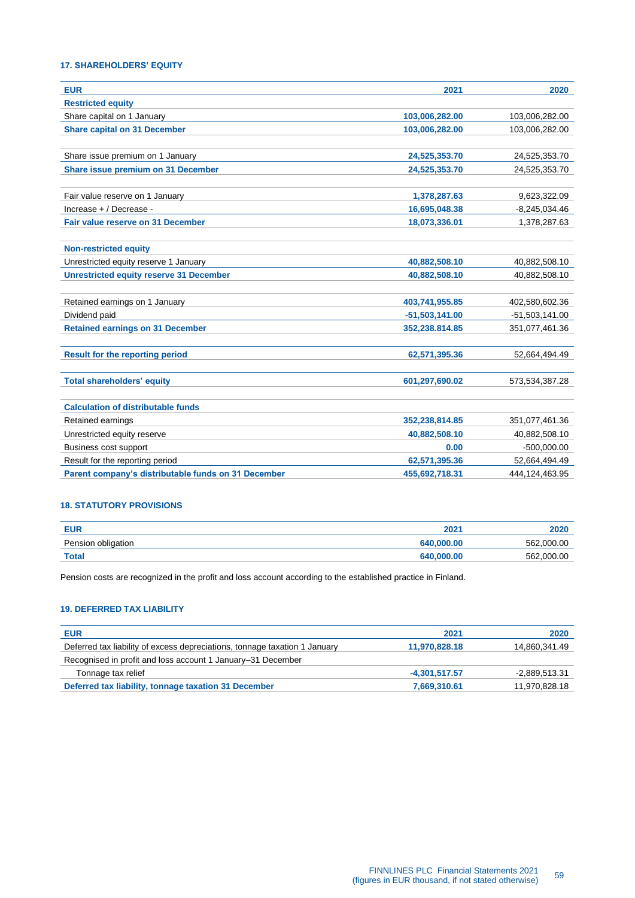### 17. SHAREHOLDERS' EQUITY

| EUR | 2021 | 2020 |
|---|---|---|
| **Restricted equity** | | |
| Share capital on 1 January | 103,006,282.00 | 103,006,282.00 |
| **Share capital on 31 December** | 103,006,282.00 | 103,006,282.00 |
| | | |
| Share issue premium on 1 January | 24,525,353.70 | 24,525,353.70 |
| **Share issue premium on 31 December** | 24,525,353.70 | 24,525,353.70 |
| | | |
| Fair value reserve on 1 January | 1,378,287.63 | 9,623,322.09 |
| Increase + / Decrease - | 16,695,048.38 | -8,245,034.46 |
| **Fair value reserve on 31 December** | 18,073,336.01 | 1,378,287.63 |
| | | |
| **Non-restricted equity** | | |
| Unrestricted equity reserve 1 January | 40,882,508.10 | 40,882,508.10 |
| **Unrestricted equity reserve 31 December** | 40,882,508.10 | 40,882,508.10 |
| | | |
| Retained earnings on 1 January | 403,741,955.85 | 402,580,602.36 |
| Dividend paid | -51,503,141.00 | -51,503,141.00 |
| **Retained earnings on 31 December** | 352,238,814.85 | 351,077,461.36 |
| | | |
| **Result for the reporting period** | 62,571,395.36 | 52,664,494.49 |
| | | |
| **Total shareholders' equity** | 601,297,690.02 | 573,534,387.28 |
| | | |
| **Calculation of distributable funds** | | |
| Retained earnings | 352,238,814.85 | 351,077,461.36 |
| Unrestricted equity reserve | 40,882,508.10 | 40,882,508.10 |
| Business cost support | 0.00 | -500,000.00 |
| Result for the reporting period | 62,571,395.36 | 52,664,494.49 |
| **Parent company's distributable funds on 31 December** | 455,692,718.31 | 444,124,463.95 |

### 18. STATUTORY PROVISIONS

| EUR | 2021 | 2020 |
|---|---|---|
| Pension obligation | 640,000.00 | 562,000.00 |
| **Total** | 640,000.00 | 562,000.00 |

Pension costs are recognized in the profit and loss account according to the established practice in Finland.

### 19. DEFERRED TAX LIABILITY

| EUR | 2021 | 2020 |
|---|---|---|
| Deferred tax liability of excess depreciations, tonnage taxation 1 January | 11,970,828.18 | 14,860,341.49 |
| Recognised in profit and loss account 1 January–31 December | | |
| Tonnage tax relief | -4,301,517.57 | -2,889,513.31 |
| **Deferred tax liability, tonnage taxation 31 December** | 7,669,310.61 | 11,970,828.18 |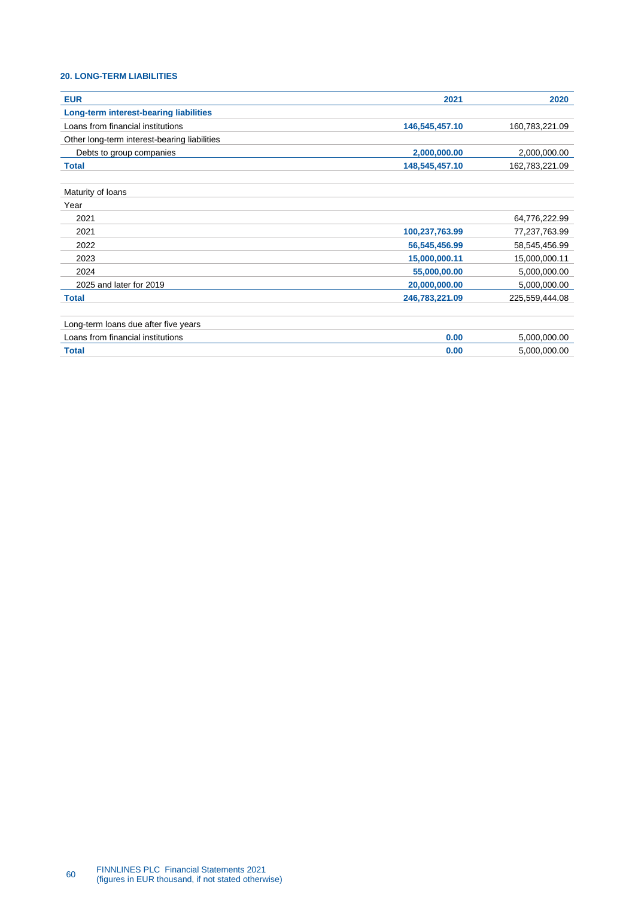## 20. LONG-TERM LIABILITIES

| EUR | 2021 | 2020 |
|---|---|---|
| **Long-term interest-bearing liabilities** | | |
| Loans from financial institutions | **146,545,457.10** | 160,783,221.09 |
| Other long-term interest-bearing liabilities | | |
| Debts to group companies | **2,000,000.00** | 2,000,000.00 |
| **Total** | **148,545,457.10** | 162,783,221.09 |
| | | |
| Maturity of loans | | |
| Year | | |
| 2021 | | 64,776,222.99 |
| 2021 | **100,237,763.99** | 77,237,763.99 |
| 2022 | **56,545,456.99** | 58,545,456.99 |
| 2023 | **15,000,000.11** | 15,000,000.11 |
| 2024 | **55,000,00.00** | 5,000,000.00 |
| 2025 and later for 2019 | **20,000,000.00** | 5,000,000.00 |
| **Total** | **246,783,221.09** | 225,559,444.08 |
| | | |
| Long-term loans due after five years | | |
| Loans from financial institutions | **0.00** | 5,000,000.00 |
| **Total** | **0.00** | 5,000,000.00 |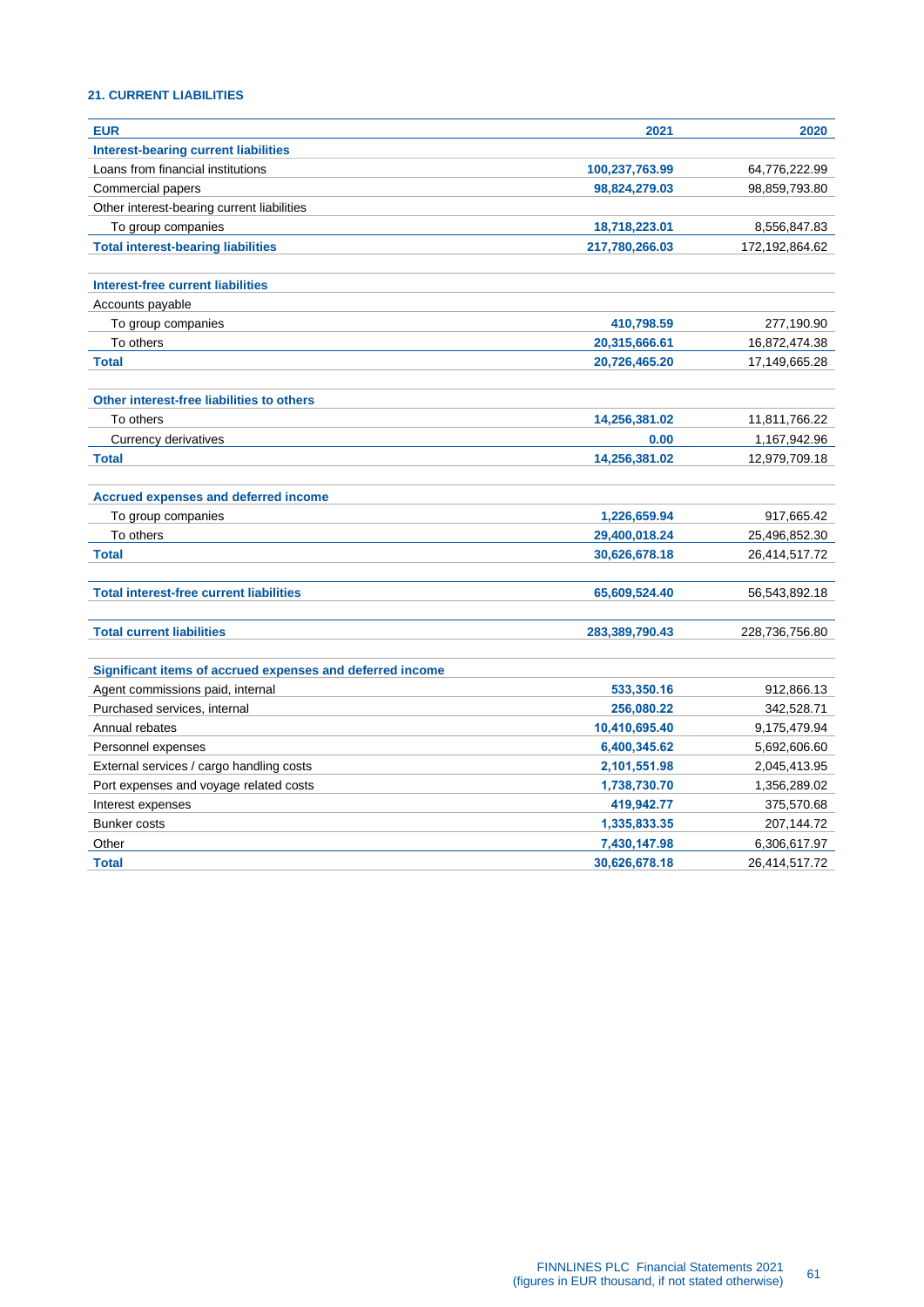### 21. CURRENT LIABILITIES

| EUR | 2021 | 2020 |
|---|---|---|
| **Interest-bearing current liabilities** | | |
| Loans from financial institutions | **100,237,763.99** | 64,776,222.99 |
| Commercial papers | **98,824,279.03** | 98,859,793.80 |
| Other interest-bearing current liabilities | | |
| To group companies | **18,718,223.01** | 8,556,847.83 |
| **Total interest-bearing liabilities** | **217,780,266.03** | 172,192,864.62 |
| | | |
| **Interest-free current liabilities** | | |
| Accounts payable | | |
| To group companies | **410,798.59** | 277,190.90 |
| To others | **20,315,666.61** | 16,872,474.38 |
| **Total** | **20,726,465.20** | 17,149,665.28 |
| | | |
| **Other interest-free liabilities to others** | | |
| To others | **14,256,381.02** | 11,811,766.22 |
| Currency derivatives | **0.00** | 1,167,942.96 |
| **Total** | **14,256,381.02** | 12,979,709.18 |
| | | |
| **Accrued expenses and deferred income** | | |
| To group companies | **1,226,659.94** | 917,665.42 |
| To others | **29,400,018.24** | 25,496,852.30 |
| **Total** | **30,626,678.18** | 26,414,517.72 |
| | | |
| **Total interest-free current liabilities** | **65,609,524.40** | 56,543,892.18 |
| | | |
| **Total current liabilities** | **283,389,790.43** | 228,736,756.80 |
| | | |
| **Significant items of accrued expenses and deferred income** | | |
| Agent commissions paid, internal | **533,350.16** | 912,866.13 |
| Purchased services, internal | **256,080.22** | 342,528.71 |
| Annual rebates | **10,410,695.40** | 9,175,479.94 |
| Personnel expenses | **6,400,345.62** | 5,692,606.60 |
| External services / cargo handling costs | **2,101,551.98** | 2,045,413.95 |
| Port expenses and voyage related costs | **1,738,730.70** | 1,356,289.02 |
| Interest expenses | **419,942.77** | 375,570.68 |
| Bunker costs | **1,335,833.35** | 207,144.72 |
| Other | **7,430,147.98** | 6,306,617.97 |
| **Total** | **30,626,678.18** | 26,414,517.72 |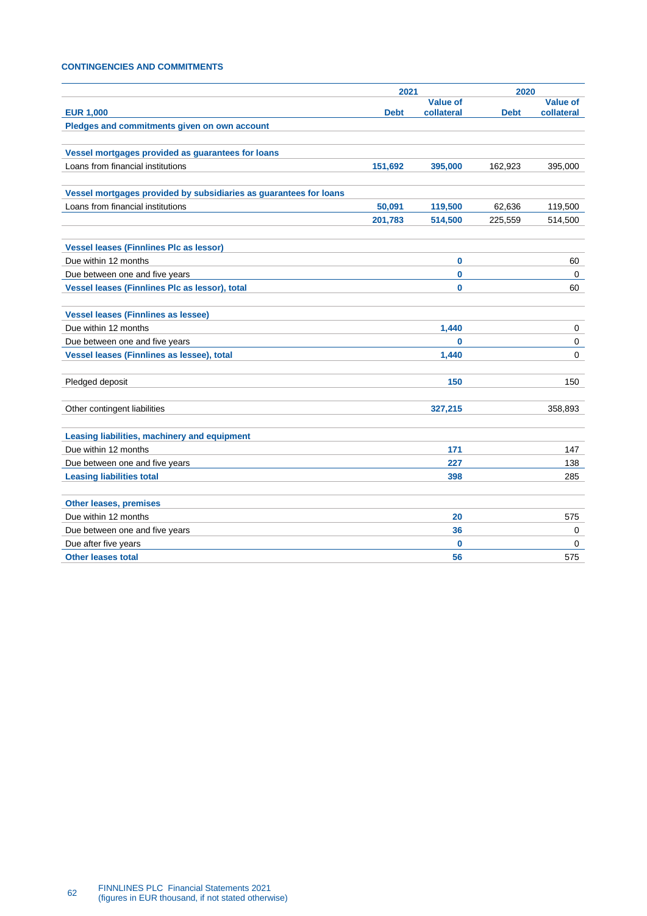### CONTINGENCIES AND COMMITMENTS

| EUR 1,000 | 2021 Debt | 2021 Value of collateral | 2020 Debt | 2020 Value of collateral |
|---|---|---|---|---|
| **Pledges and commitments given on own account** | | | | |
| | | | | |
| **Vessel mortgages provided as guarantees for loans** | | | | |
| Loans from financial institutions | 151,692 | 395,000 | 162,923 | 395,000 |
| | | | | |
| **Vessel mortgages provided by subsidiaries as guarantees for loans** | | | | |
| Loans from financial institutions | 50,091 | 119,500 | 62,636 | 119,500 |
| | 201,783 | 514,500 | 225,559 | 514,500 |
| | | | | |
| **Vessel leases (Finnlines Plc as lessor)** | | | | |
| Due within 12 months | | 0 | | 60 |
| Due between one and five years | | 0 | | 0 |
| **Vessel leases (Finnlines Plc as lessor), total** | | 0 | | 60 |
| | | | | |
| **Vessel leases (Finnlines as lessee)** | | | | |
| Due within 12 months | | 1,440 | | 0 |
| Due between one and five years | | 0 | | 0 |
| **Vessel leases (Finnlines as lessee), total** | | 1,440 | | 0 |
| | | | | |
| Pledged deposit | | 150 | | 150 |
| | | | | |
| Other contingent liabilities | | 327,215 | | 358,893 |
| | | | | |
| **Leasing liabilities, machinery and equipment** | | | | |
| Due within 12 months | | 171 | | 147 |
| Due between one and five years | | 227 | | 138 |
| **Leasing liabilities total** | | 398 | | 285 |
| | | | | |
| **Other leases, premises** | | | | |
| Due within 12 months | | 20 | | 575 |
| Due between one and five years | | 36 | | 0 |
| Due after five years | | 0 | | 0 |
| **Other leases total** | | 56 | | 575 |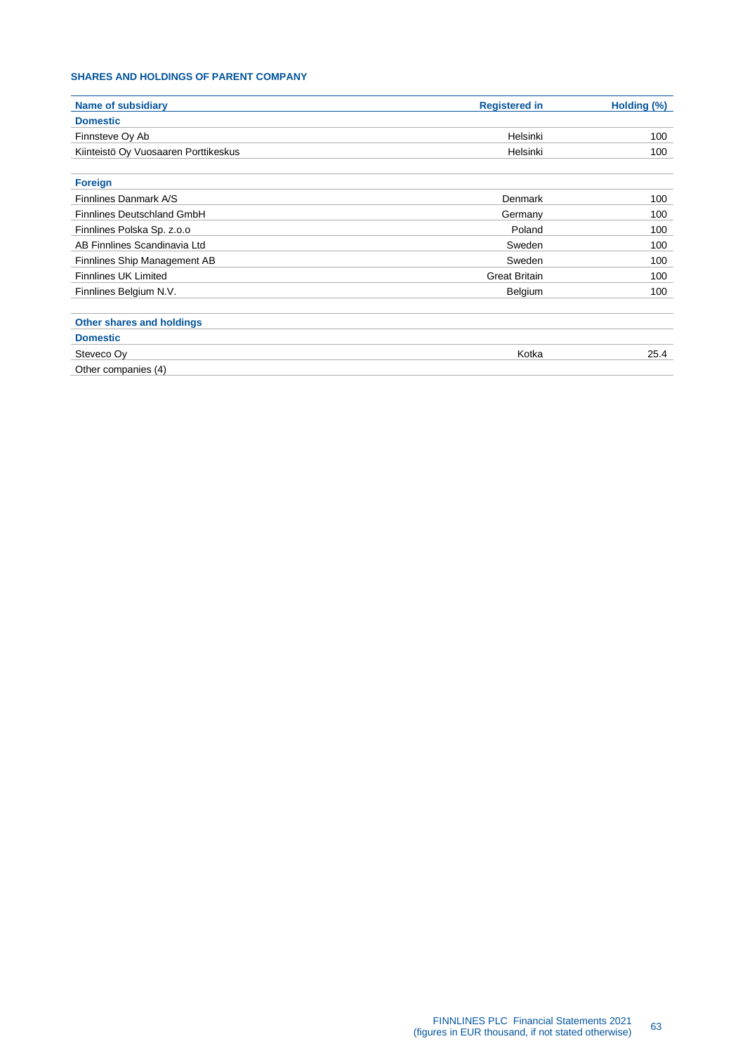## SHARES AND HOLDINGS OF PARENT COMPANY

| Name of subsidiary | Registered in | Holding (%) |
|---|---|---|
| **Domestic** | | |
| Finnsteve Oy Ab | Helsinki | 100 |
| Kiinteistö Oy Vuosaaren Porttikeskus | Helsinki | 100 |
| | | |
| **Foreign** | | |
| Finnlines Danmark A/S | Denmark | 100 |
| Finnlines Deutschland GmbH | Germany | 100 |
| Finnlines Polska Sp. z.o.o | Poland | 100 |
| AB Finnlines Scandinavia Ltd | Sweden | 100 |
| Finnlines Ship Management AB | Sweden | 100 |
| Finnlines UK Limited | Great Britain | 100 |
| Finnlines Belgium N.V. | Belgium | 100 |
| | | |
| **Other shares and holdings** | | |
| **Domestic** | | |
| Steveco Oy | Kotka | 25.4 |
| Other companies (4) | | |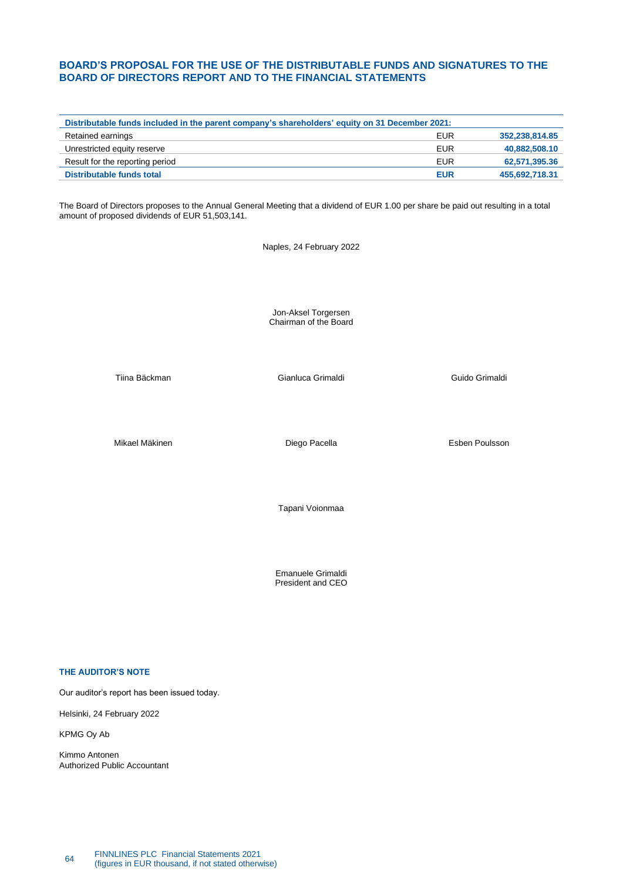## BOARD'S PROPOSAL FOR THE USE OF THE DISTRIBUTABLE FUNDS AND SIGNATURES TO THE BOARD OF DIRECTORS REPORT AND TO THE FINANCIAL STATEMENTS

| Distributable funds included in the parent company's shareholders' equity on 31 December 2021: | | |
|---|---|---|
| Retained earnings | EUR | 352,238,814.85 |
| Unrestricted equity reserve | EUR | 40,882,508.10 |
| Result for the reporting period | EUR | 62,571,395.36 |
| **Distributable funds total** | **EUR** | **455,692,718.31** |

The Board of Directors proposes to the Annual General Meeting that a dividend of EUR 1.00 per share be paid out resulting in a total amount of proposed dividends of EUR 51,503,141.

Naples, 24 February 2022

Jon-Aksel Torgersen
Chairman of the Board

Tiina Bäckman

Gianluca Grimaldi

Guido Grimaldi

Mikael Mäkinen

Diego Pacella

Esben Poulsson

Tapani Voionmaa

Emanuele Grimaldi
President and CEO

### THE AUDITOR'S NOTE

Our auditor's report has been issued today.

Helsinki, 24 February 2022

KPMG Oy Ab

Kimmo Antonen
Authorized Public Accountant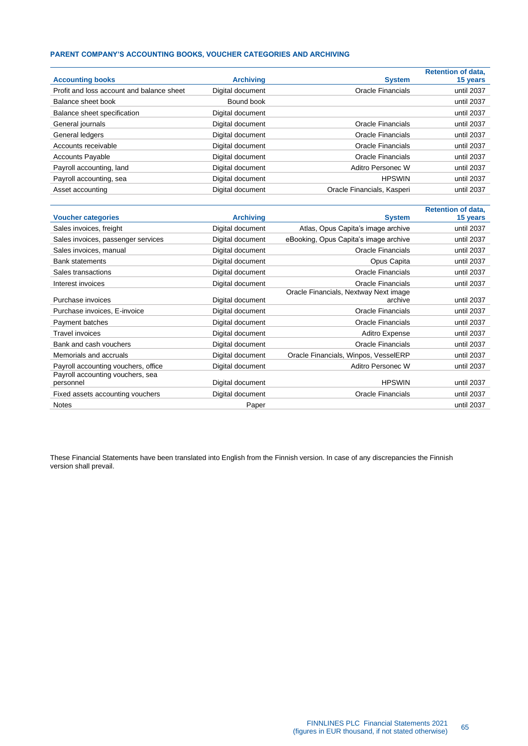### PARENT COMPANY'S ACCOUNTING BOOKS, VOUCHER CATEGORIES AND ARCHIVING

| Accounting books | Archiving | System | Retention of data, 15 years |
|---|---|---|---|
| Profit and loss account and balance sheet | Digital document | Oracle Financials | until 2037 |
| Balance sheet book | Bound book | | until 2037 |
| Balance sheet specification | Digital document | | until 2037 |
| General journals | Digital document | Oracle Financials | until 2037 |
| General ledgers | Digital document | Oracle Financials | until 2037 |
| Accounts receivable | Digital document | Oracle Financials | until 2037 |
| Accounts Payable | Digital document | Oracle Financials | until 2037 |
| Payroll accounting, land | Digital document | Aditro Personec W | until 2037 |
| Payroll accounting, sea | Digital document | HPSWIN | until 2037 |
| Asset accounting | Digital document | Oracle Financials, Kasperi | until 2037 |

| Voucher categories | Archiving | System | Retention of data, 15 years |
|---|---|---|---|
| Sales invoices, freight | Digital document | Atlas, Opus Capita's image archive | until 2037 |
| Sales invoices, passenger services | Digital document | eBooking, Opus Capita's image archive | until 2037 |
| Sales invoices, manual | Digital document | Oracle Financials | until 2037 |
| Bank statements | Digital document | Opus Capita | until 2037 |
| Sales transactions | Digital document | Oracle Financials | until 2037 |
| Interest invoices | Digital document | Oracle Financials | until 2037 |
| Purchase invoices | Digital document | Oracle Financials, Nextway Next image archive | until 2037 |
| Purchase invoices, E-invoice | Digital document | Oracle Financials | until 2037 |
| Payment batches | Digital document | Oracle Financials | until 2037 |
| Travel invoices | Digital document | Aditro Expense | until 2037 |
| Bank and cash vouchers | Digital document | Oracle Financials | until 2037 |
| Memorials and accruals | Digital document | Oracle Financials, Winpos, VesselERP | until 2037 |
| Payroll accounting vouchers, office | Digital document | Aditro Personec W | until 2037 |
| Payroll accounting vouchers, sea personnel | Digital document | HPSWIN | until 2037 |
| Fixed assets accounting vouchers | Digital document | Oracle Financials | until 2037 |
| Notes | Paper | | until 2037 |

These Financial Statements have been translated into English from the Finnish version. In case of any discrepancies the Finnish version shall prevail.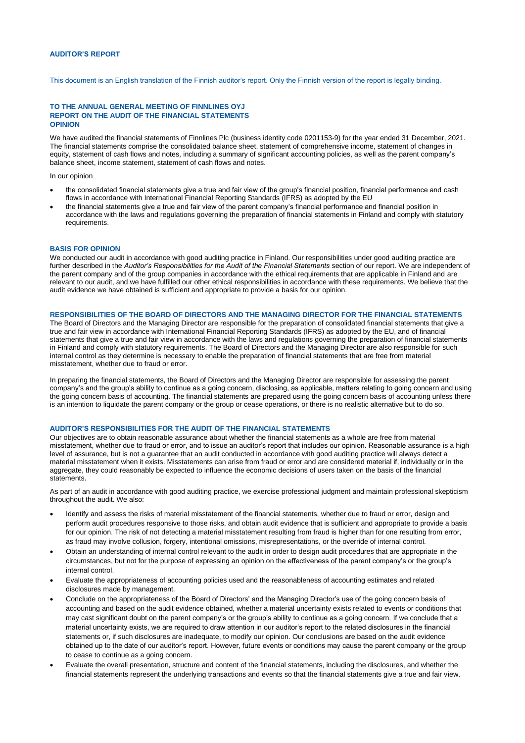## AUDITOR'S REPORT

This document is an English translation of the Finnish auditor's report. Only the Finnish version of the report is legally binding.

### TO THE ANNUAL GENERAL MEETING OF FINNLINES OYJ
### REPORT ON THE AUDIT OF THE FINANCIAL STATEMENTS
### OPINION

We have audited the financial statements of Finnlines Plc (business identity code 0201153-9) for the year ended 31 December, 2021. The financial statements comprise the consolidated balance sheet, statement of comprehensive income, statement of changes in equity, statement of cash flows and notes, including a summary of significant accounting policies, as well as the parent company's balance sheet, income statement, statement of cash flows and notes.

In our opinion

- the consolidated financial statements give a true and fair view of the group's financial position, financial performance and cash flows in accordance with International Financial Reporting Standards (IFRS) as adopted by the EU
- the financial statements give a true and fair view of the parent company's financial performance and financial position in accordance with the laws and regulations governing the preparation of financial statements in Finland and comply with statutory requirements.

### BASIS FOR OPINION

We conducted our audit in accordance with good auditing practice in Finland. Our responsibilities under good auditing practice are further described in the *Auditor's Responsibilities for the Audit of the Financial Statements* section of our report. We are independent of the parent company and of the group companies in accordance with the ethical requirements that are applicable in Finland and are relevant to our audit, and we have fulfilled our other ethical responsibilities in accordance with these requirements. We believe that the audit evidence we have obtained is sufficient and appropriate to provide a basis for our opinion.

### RESPONSIBILITIES OF THE BOARD OF DIRECTORS AND THE MANAGING DIRECTOR FOR THE FINANCIAL STATEMENTS

The Board of Directors and the Managing Director are responsible for the preparation of consolidated financial statements that give a true and fair view in accordance with International Financial Reporting Standards (IFRS) as adopted by the EU, and of financial statements that give a true and fair view in accordance with the laws and regulations governing the preparation of financial statements in Finland and comply with statutory requirements. The Board of Directors and the Managing Director are also responsible for such internal control as they determine is necessary to enable the preparation of financial statements that are free from material misstatement, whether due to fraud or error.

In preparing the financial statements, the Board of Directors and the Managing Director are responsible for assessing the parent company's and the group's ability to continue as a going concern, disclosing, as applicable, matters relating to going concern and using the going concern basis of accounting. The financial statements are prepared using the going concern basis of accounting unless there is an intention to liquidate the parent company or the group or cease operations, or there is no realistic alternative but to do so.

### AUDITOR'S RESPONSIBILITIES FOR THE AUDIT OF THE FINANCIAL STATEMENTS

Our objectives are to obtain reasonable assurance about whether the financial statements as a whole are free from material misstatement, whether due to fraud or error, and to issue an auditor's report that includes our opinion. Reasonable assurance is a high level of assurance, but is not a guarantee that an audit conducted in accordance with good auditing practice will always detect a material misstatement when it exists. Misstatements can arise from fraud or error and are considered material if, individually or in the aggregate, they could reasonably be expected to influence the economic decisions of users taken on the basis of the financial statements.

As part of an audit in accordance with good auditing practice, we exercise professional judgment and maintain professional skepticism throughout the audit. We also:

- Identify and assess the risks of material misstatement of the financial statements, whether due to fraud or error, design and perform audit procedures responsive to those risks, and obtain audit evidence that is sufficient and appropriate to provide a basis for our opinion. The risk of not detecting a material misstatement resulting from fraud is higher than for one resulting from error, as fraud may involve collusion, forgery, intentional omissions, misrepresentations, or the override of internal control.
- Obtain an understanding of internal control relevant to the audit in order to design audit procedures that are appropriate in the circumstances, but not for the purpose of expressing an opinion on the effectiveness of the parent company's or the group's internal control.
- Evaluate the appropriateness of accounting policies used and the reasonableness of accounting estimates and related disclosures made by management.
- Conclude on the appropriateness of the Board of Directors' and the Managing Director's use of the going concern basis of accounting and based on the audit evidence obtained, whether a material uncertainty exists related to events or conditions that may cast significant doubt on the parent company's or the group's ability to continue as a going concern. If we conclude that a material uncertainty exists, we are required to draw attention in our auditor's report to the related disclosures in the financial statements or, if such disclosures are inadequate, to modify our opinion. Our conclusions are based on the audit evidence obtained up to the date of our auditor's report. However, future events or conditions may cause the parent company or the group to cease to continue as a going concern.
- Evaluate the overall presentation, structure and content of the financial statements, including the disclosures, and whether the financial statements represent the underlying transactions and events so that the financial statements give a true and fair view.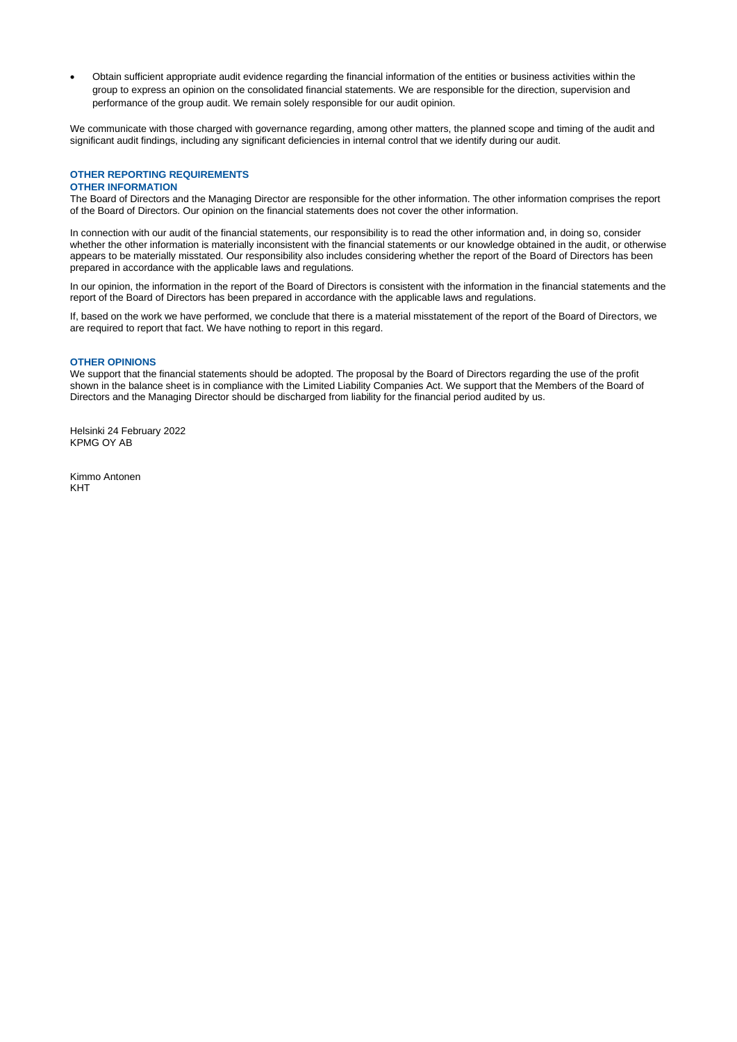- Obtain sufficient appropriate audit evidence regarding the financial information of the entities or business activities within the group to express an opinion on the consolidated financial statements. We are responsible for the direction, supervision and performance of the group audit. We remain solely responsible for our audit opinion.

We communicate with those charged with governance regarding, among other matters, the planned scope and timing of the audit and significant audit findings, including any significant deficiencies in internal control that we identify during our audit.

## OTHER REPORTING REQUIREMENTS

### OTHER INFORMATION

The Board of Directors and the Managing Director are responsible for the other information. The other information comprises the report of the Board of Directors. Our opinion on the financial statements does not cover the other information.

In connection with our audit of the financial statements, our responsibility is to read the other information and, in doing so, consider whether the other information is materially inconsistent with the financial statements or our knowledge obtained in the audit, or otherwise appears to be materially misstated. Our responsibility also includes considering whether the report of the Board of Directors has been prepared in accordance with the applicable laws and regulations.

In our opinion, the information in the report of the Board of Directors is consistent with the information in the financial statements and the report of the Board of Directors has been prepared in accordance with the applicable laws and regulations.

If, based on the work we have performed, we conclude that there is a material misstatement of the report of the Board of Directors, we are required to report that fact. We have nothing to report in this regard.

### OTHER OPINIONS

We support that the financial statements should be adopted. The proposal by the Board of Directors regarding the use of the profit shown in the balance sheet is in compliance with the Limited Liability Companies Act. We support that the Members of the Board of Directors and the Managing Director should be discharged from liability for the financial period audited by us.

Helsinki 24 February 2022
KPMG OY AB

Kimmo Antonen
KHT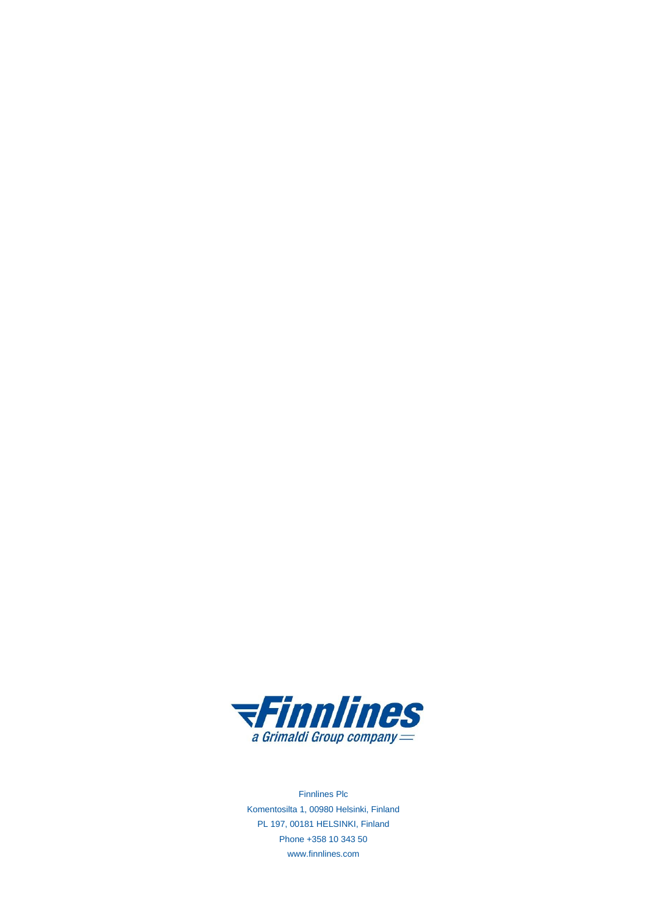Finnlines
a Grimaldi Group company

Finnlines Plc
Komentosilta 1, 00980 Helsinki, Finland
PL 197, 00181 HELSINKI, Finland
Phone +358 10 343 50
www.finnlines.com